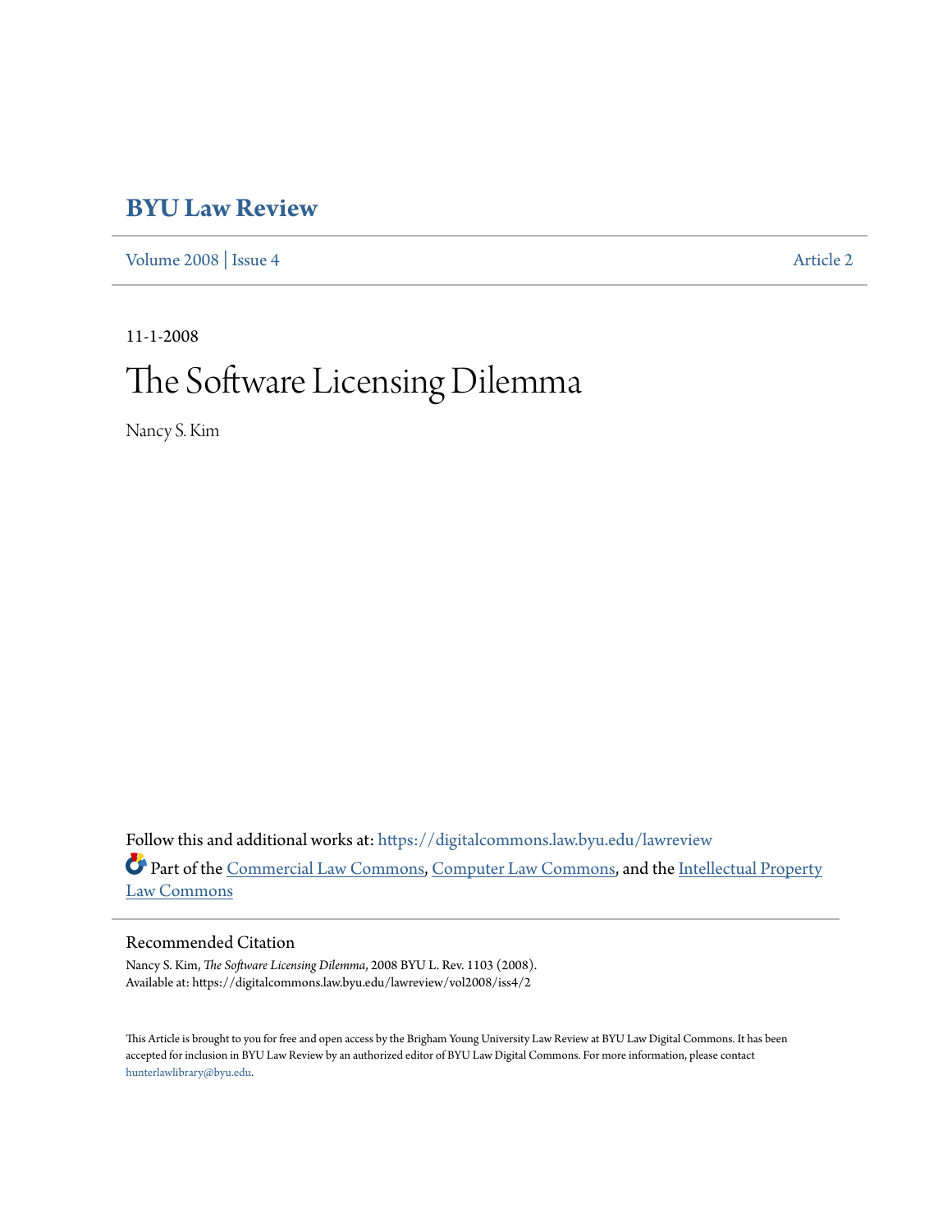# BYU Law Review

Volume 2008 | Issue 4 Article 2

11-1-2008

# The Software Licensing Dilemma

Nancy S. Kim

Follow this and additional works at: https://digitalcommons.law.byu.edu/lawreview

Part of the Commercial Law Commons, Computer Law Commons, and the Intellectual Property Law Commons

## Recommended Citation

Nancy S. Kim, *The Software Licensing Dilemma*, 2008 BYU L. Rev. 1103 (2008).
Available at: https://digitalcommons.law.byu.edu/lawreview/vol2008/iss4/2

This Article is brought to you for free and open access by the Brigham Young University Law Review at BYU Law Digital Commons. It has been accepted for inclusion in BYU Law Review by an authorized editor of BYU Law Digital Commons. For more information, please contact hunterlawlibrary@byu.edu.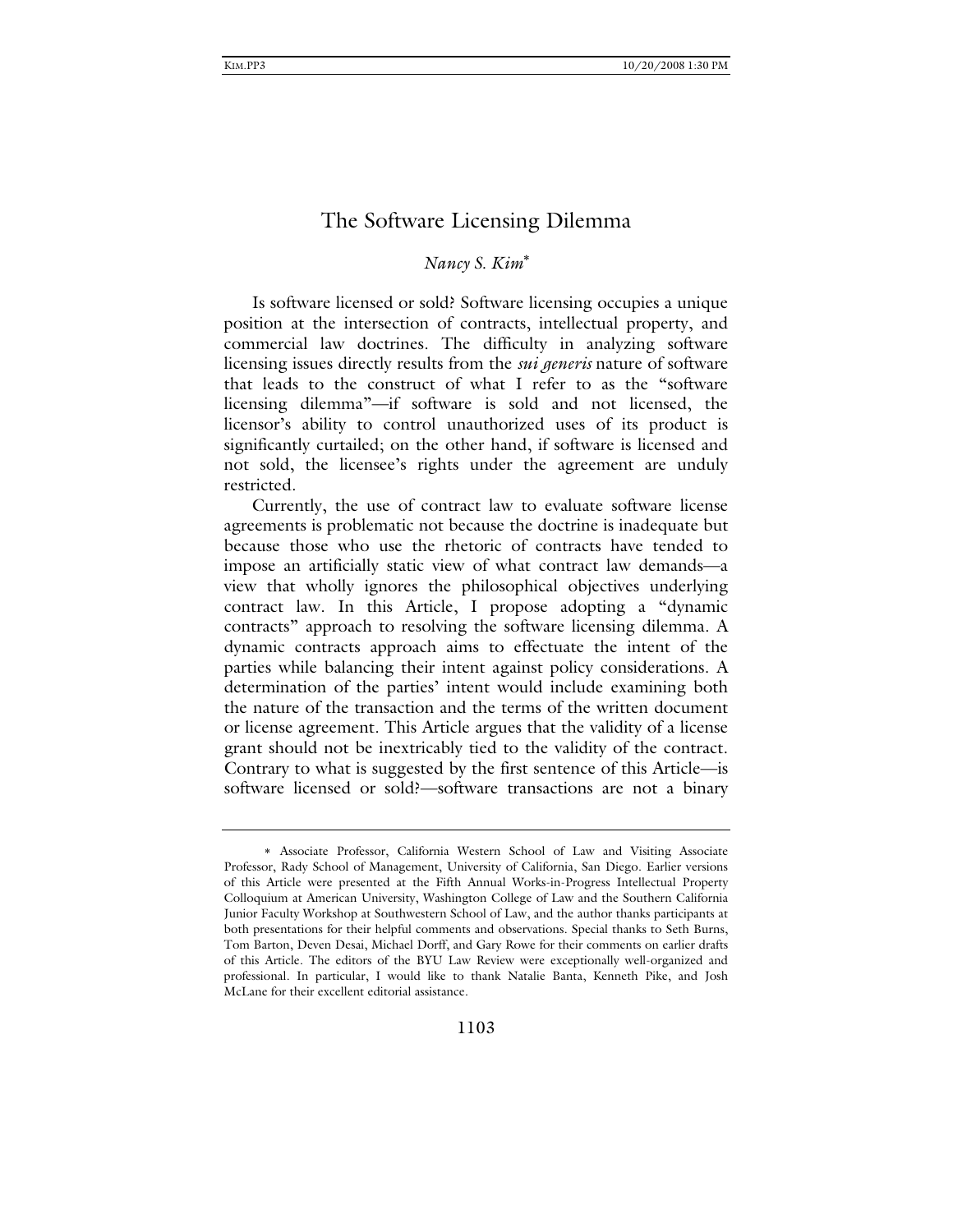# The Software Licensing Dilemma

*Nancy S. Kim*[*]

Is software licensed or sold? Software licensing occupies a unique position at the intersection of contracts, intellectual property, and commercial law doctrines. The difficulty in analyzing software licensing issues directly results from the *sui generis* nature of software that leads to the construct of what I refer to as the "software licensing dilemma"—if software is sold and not licensed, the licensor's ability to control unauthorized uses of its product is significantly curtailed; on the other hand, if software is licensed and not sold, the licensee's rights under the agreement are unduly restricted.

Currently, the use of contract law to evaluate software license agreements is problematic not because the doctrine is inadequate but because those who use the rhetoric of contracts have tended to impose an artificially static view of what contract law demands—a view that wholly ignores the philosophical objectives underlying contract law. In this Article, I propose adopting a "dynamic contracts" approach to resolving the software licensing dilemma. A dynamic contracts approach aims to effectuate the intent of the parties while balancing their intent against policy considerations. A determination of the parties' intent would include examining both the nature of the transaction and the terms of the written document or license agreement. This Article argues that the validity of a license grant should not be inextricably tied to the validity of the contract. Contrary to what is suggested by the first sentence of this Article—is software licensed or sold?—software transactions are not a binary

---

[*] Associate Professor, California Western School of Law and Visiting Associate Professor, Rady School of Management, University of California, San Diego. Earlier versions of this Article were presented at the Fifth Annual Works-in-Progress Intellectual Property Colloquium at American University, Washington College of Law and the Southern California Junior Faculty Workshop at Southwestern School of Law, and the author thanks participants at both presentations for their helpful comments and observations. Special thanks to Seth Burns, Tom Barton, Deven Desai, Michael Dorff, and Gary Rowe for their comments on earlier drafts of this Article. The editors of the BYU Law Review were exceptionally well-organized and professional. In particular, I would like to thank Natalie Banta, Kenneth Pike, and Josh McLane for their excellent editorial assistance.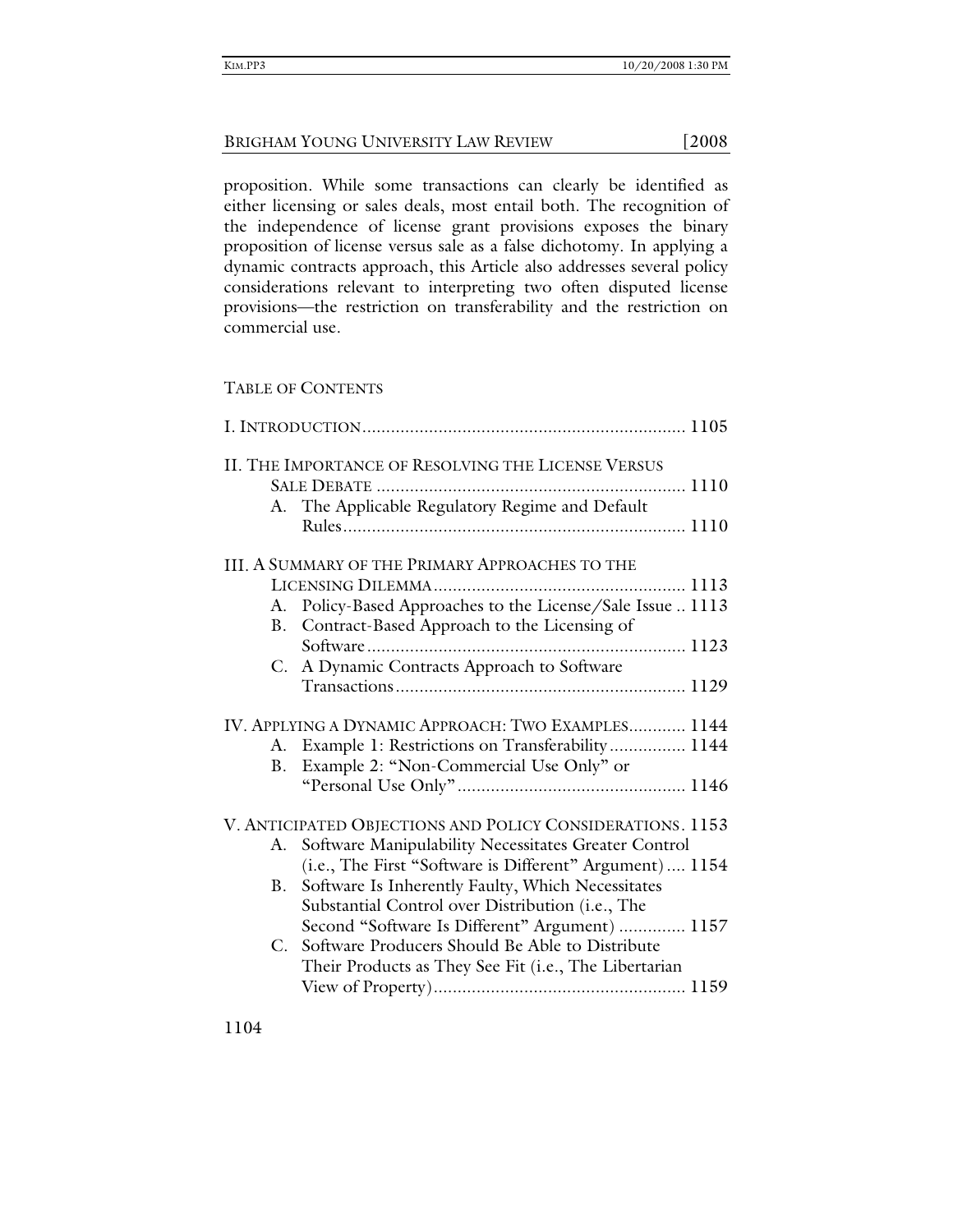proposition. While some transactions can clearly be identified as either licensing or sales deals, most entail both. The recognition of the independence of license grant provisions exposes the binary proposition of license versus sale as a false dichotomy. In applying a dynamic contracts approach, this Article also addresses several policy considerations relevant to interpreting two often disputed license provisions—the restriction on transferability and the restriction on commercial use.

TABLE OF CONTENTS

I. INTRODUCTION .................................................................. 1105

II. THE IMPORTANCE OF RESOLVING THE LICENSE VERSUS SALE DEBATE ................................................................ 1110
- A. The Applicable Regulatory Regime and Default Rules ....................................................................... 1110

III. A SUMMARY OF THE PRIMARY APPROACHES TO THE LICENSING DILEMMA .................................................... 1113
- A. Policy-Based Approaches to the License/Sale Issue .. 1113
- B. Contract-Based Approach to the Licensing of Software ................................................................. 1123
- C. A Dynamic Contracts Approach to Software Transactions ............................................................ 1129

IV. APPLYING A DYNAMIC APPROACH: TWO EXAMPLES............ 1144
- A. Example 1: Restrictions on Transferability ................ 1144
- B. Example 2: "Non-Commercial Use Only" or "Personal Use Only" ............................................... 1146

V. ANTICIPATED OBJECTIONS AND POLICY CONSIDERATIONS. 1153
- A. Software Manipulability Necessitates Greater Control (i.e., The First "Software is Different" Argument) .... 1154
- B. Software Is Inherently Faulty, Which Necessitates Substantial Control over Distribution (i.e., The Second "Software Is Different" Argument) ............. 1157
- C. Software Producers Should Be Able to Distribute Their Products as They See Fit (i.e., The Libertarian View of Property) .................................................... 1159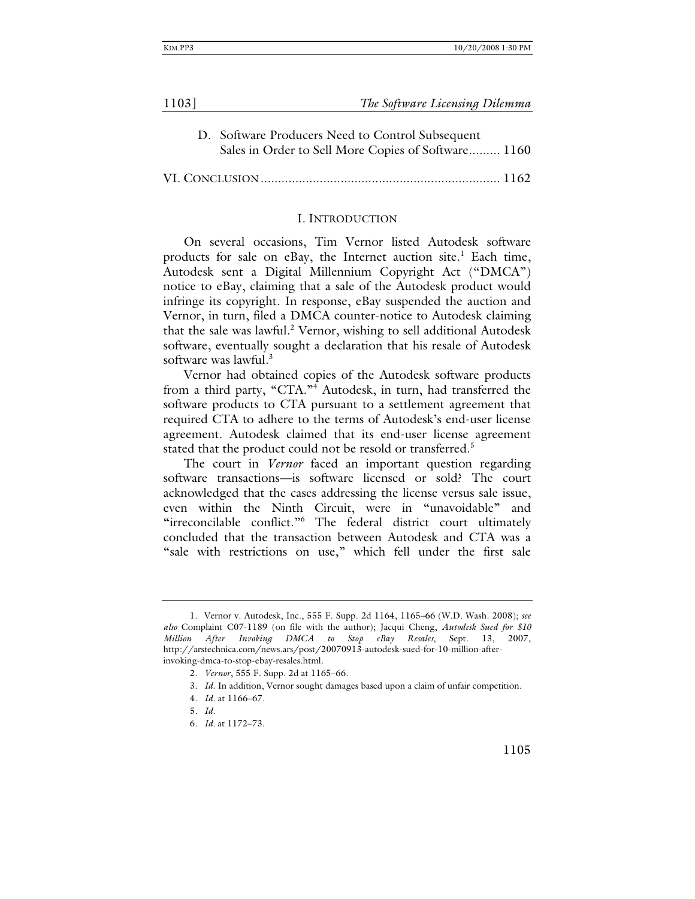D. Software Producers Need to Control Subsequent Sales in Order to Sell More Copies of Software......... 1160

VI. CONCLUSION ..................................................................... 1162

## I. INTRODUCTION

On several occasions, Tim Vernor listed Autodesk software products for sale on eBay, the Internet auction site.[1] Each time, Autodesk sent a Digital Millennium Copyright Act ("DMCA") notice to eBay, claiming that a sale of the Autodesk product would infringe its copyright. In response, eBay suspended the auction and Vernor, in turn, filed a DMCA counter-notice to Autodesk claiming that the sale was lawful.[2] Vernor, wishing to sell additional Autodesk software, eventually sought a declaration that his resale of Autodesk software was lawful.[3]

Vernor had obtained copies of the Autodesk software products from a third party, "CTA."[4] Autodesk, in turn, had transferred the software products to CTA pursuant to a settlement agreement that required CTA to adhere to the terms of Autodesk's end-user license agreement. Autodesk claimed that its end-user license agreement stated that the product could not be resold or transferred.[5]

The court in *Vernor* faced an important question regarding software transactions—is software licensed or sold? The court acknowledged that the cases addressing the license versus sale issue, even within the Ninth Circuit, were in "unavoidable" and "irreconcilable conflict."[6] The federal district court ultimately concluded that the transaction between Autodesk and CTA was a "sale with restrictions on use," which fell under the first sale

---

1. Vernor v. Autodesk, Inc., 555 F. Supp. 2d 1164, 1165–66 (W.D. Wash. 2008); *see also* Complaint C07-1189 (on file with the author); Jacqui Cheng, *Autodesk Sued for $10 Million After Invoking DMCA to Stop eBay Resales*, Sept. 13, 2007, http://arstechnica.com/news.ars/post/20070913-autodesk-sued-for-10-million-after-invoking-dmca-to-stop-ebay-resales.html.

2. *Vernor*, 555 F. Supp. 2d at 1165–66.

3. *Id.* In addition, Vernor sought damages based upon a claim of unfair competition.

4. *Id.* at 1166–67.

5. *Id.*

6. *Id.* at 1172–73.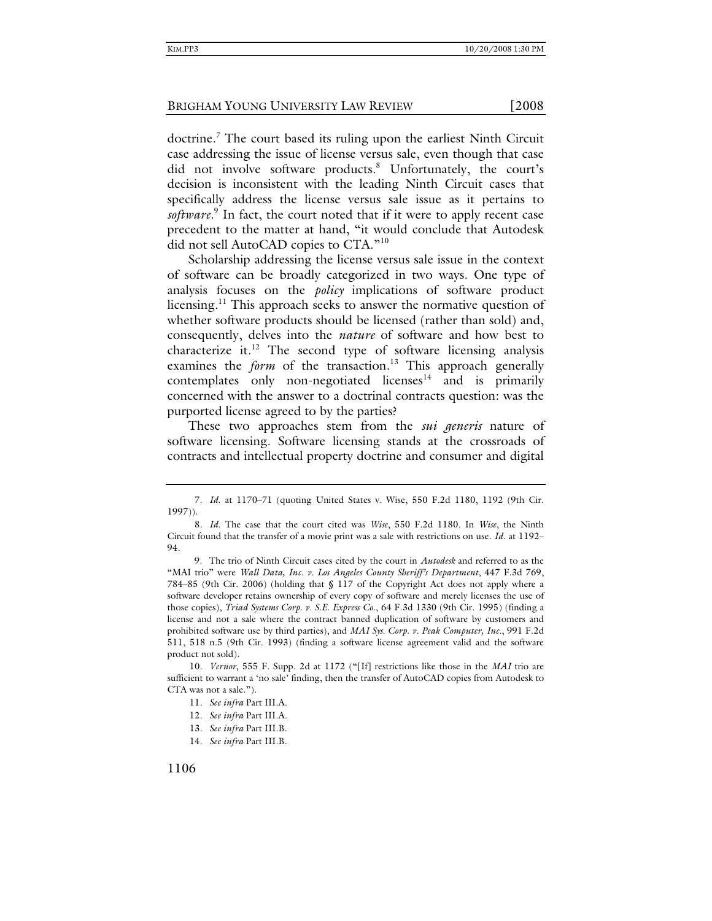doctrine.[7] The court based its ruling upon the earliest Ninth Circuit case addressing the issue of license versus sale, even though that case did not involve software products.[8] Unfortunately, the court's decision is inconsistent with the leading Ninth Circuit cases that specifically address the license versus sale issue as it pertains to *software*.[9] In fact, the court noted that if it were to apply recent case precedent to the matter at hand, "it would conclude that Autodesk did not sell AutoCAD copies to CTA."[10]

Scholarship addressing the license versus sale issue in the context of software can be broadly categorized in two ways. One type of analysis focuses on the *policy* implications of software product licensing.[11] This approach seeks to answer the normative question of whether software products should be licensed (rather than sold) and, consequently, delves into the *nature* of software and how best to characterize it.[12] The second type of software licensing analysis examines the *form* of the transaction.[13] This approach generally contemplates only non-negotiated licenses[14] and is primarily concerned with the answer to a doctrinal contracts question: was the purported license agreed to by the parties?

These two approaches stem from the *sui generis* nature of software licensing. Software licensing stands at the crossroads of contracts and intellectual property doctrine and consumer and digital

---

7. *Id.* at 1170–71 (quoting United States v. Wise, 550 F.2d 1180, 1192 (9th Cir. 1997)).

8. *Id.* The case that the court cited was *Wise*, 550 F.2d 1180. In *Wise*, the Ninth Circuit found that the transfer of a movie print was a sale with restrictions on use. *Id.* at 1192–94.

9. The trio of Ninth Circuit cases cited by the court in *Autodesk* and referred to as the "MAI trio" were *Wall Data, Inc. v. Los Angeles County Sheriff's Department*, 447 F.3d 769, 784–85 (9th Cir. 2006) (holding that § 117 of the Copyright Act does not apply where a software developer retains ownership of every copy of software and merely licenses the use of those copies), *Triad Systems Corp. v. S.E. Express Co.*, 64 F.3d 1330 (9th Cir. 1995) (finding a license and not a sale where the contract banned duplication of software by customers and prohibited software use by third parties), and *MAI Sys. Corp. v. Peak Computer, Inc.*, 991 F.2d 511, 518 n.5 (9th Cir. 1993) (finding a software license agreement valid and the software product not sold).

10. *Vernor*, 555 F. Supp. 2d at 1172 ("[If] restrictions like those in the *MAI* trio are sufficient to warrant a 'no sale' finding, then the transfer of AutoCAD copies from Autodesk to CTA was not a sale.").

11. *See infra* Part III.A.

12. *See infra* Part III.A.

13. *See infra* Part III.B.

14. *See infra* Part III.B.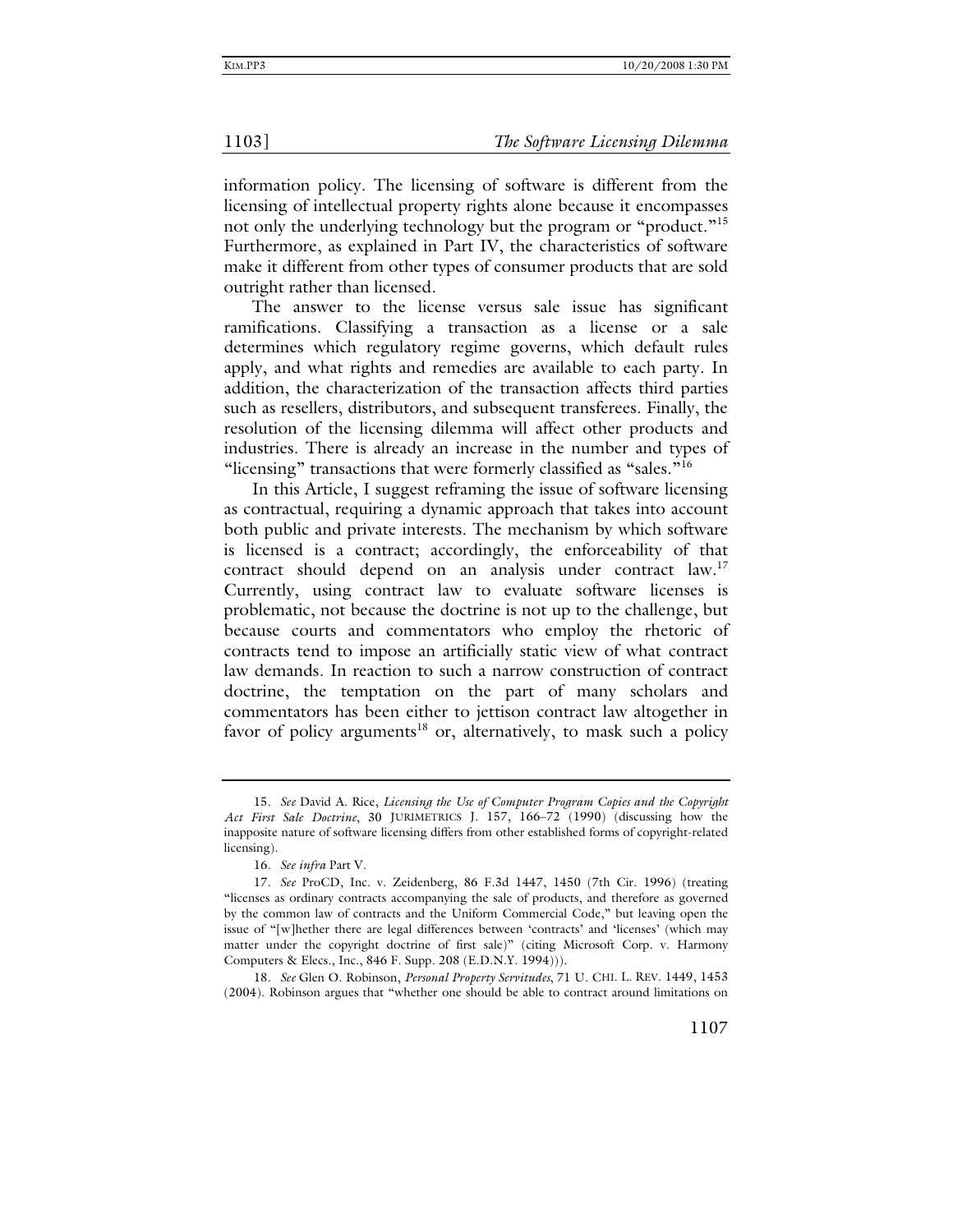information policy. The licensing of software is different from the licensing of intellectual property rights alone because it encompasses not only the underlying technology but the program or "product."[15] Furthermore, as explained in Part IV, the characteristics of software make it different from other types of consumer products that are sold outright rather than licensed.

The answer to the license versus sale issue has significant ramifications. Classifying a transaction as a license or a sale determines which regulatory regime governs, which default rules apply, and what rights and remedies are available to each party. In addition, the characterization of the transaction affects third parties such as resellers, distributors, and subsequent transferees. Finally, the resolution of the licensing dilemma will affect other products and industries. There is already an increase in the number and types of "licensing" transactions that were formerly classified as "sales."[16]

In this Article, I suggest reframing the issue of software licensing as contractual, requiring a dynamic approach that takes into account both public and private interests. The mechanism by which software is licensed is a contract; accordingly, the enforceability of that contract should depend on an analysis under contract law.[17] Currently, using contract law to evaluate software licenses is problematic, not because the doctrine is not up to the challenge, but because courts and commentators who employ the rhetoric of contracts tend to impose an artificially static view of what contract law demands. In reaction to such a narrow construction of contract doctrine, the temptation on the part of many scholars and commentators has been either to jettison contract law altogether in favor of policy arguments[18] or, alternatively, to mask such a policy

---

15. *See* David A. Rice, *Licensing the Use of Computer Program Copies and the Copyright Act First Sale Doctrine*, 30 JURIMETRICS J. 157, 166–72 (1990) (discussing how the inapposite nature of software licensing differs from other established forms of copyright-related licensing).

16. *See infra* Part V.

17. *See* ProCD, Inc. v. Zeidenberg, 86 F.3d 1447, 1450 (7th Cir. 1996) (treating "licenses as ordinary contracts accompanying the sale of products, and therefore as governed by the common law of contracts and the Uniform Commercial Code," but leaving open the issue of "[w]hether there are legal differences between 'contracts' and 'licenses' (which may matter under the copyright doctrine of first sale)" (citing Microsoft Corp. v. Harmony Computers & Elecs., Inc., 846 F. Supp. 208 (E.D.N.Y. 1994))).

18. *See* Glen O. Robinson, *Personal Property Servitudes*, 71 U. CHI. L. REV. 1449, 1453 (2004). Robinson argues that "whether one should be able to contract around limitations on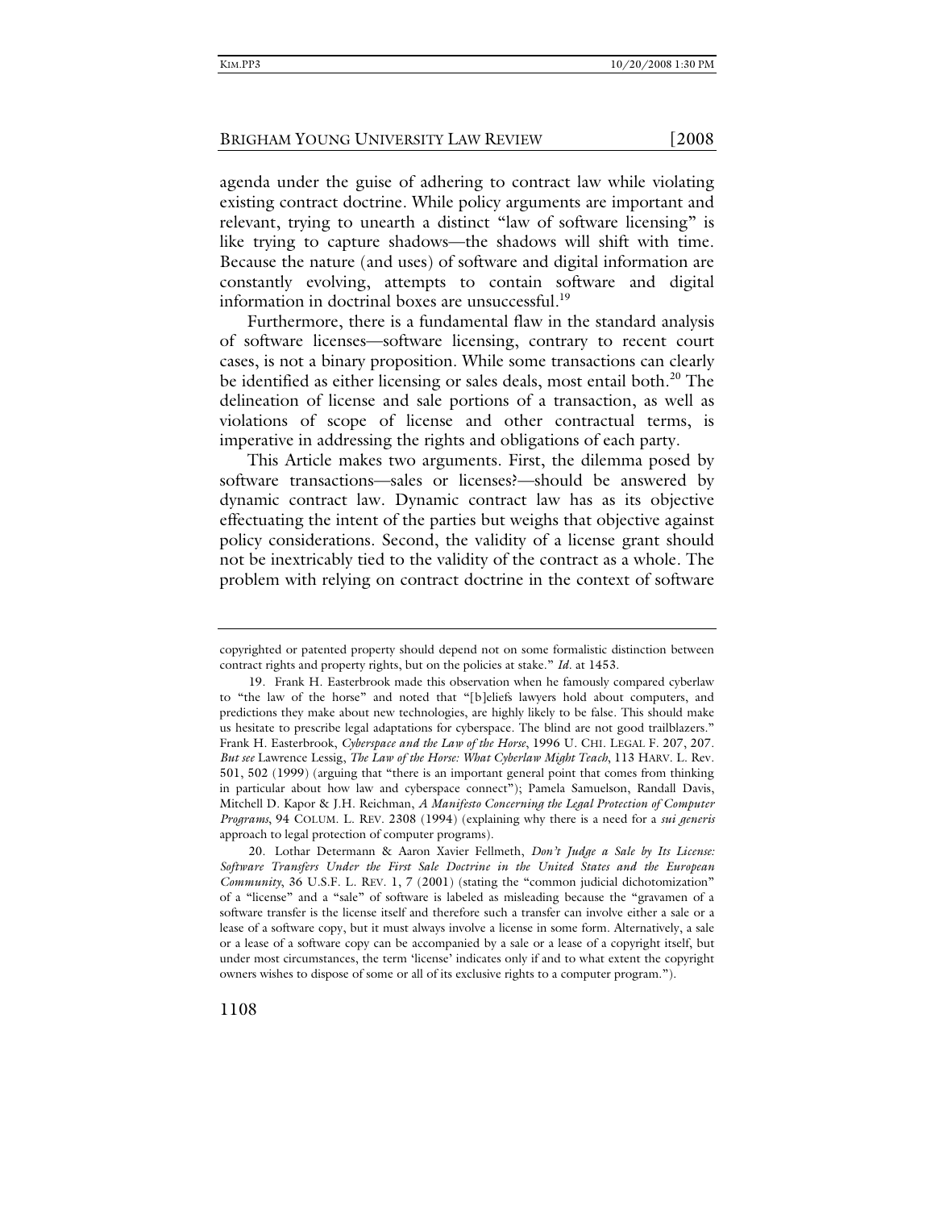agenda under the guise of adhering to contract law while violating existing contract doctrine. While policy arguments are important and relevant, trying to unearth a distinct "law of software licensing" is like trying to capture shadows—the shadows will shift with time. Because the nature (and uses) of software and digital information are constantly evolving, attempts to contain software and digital information in doctrinal boxes are unsuccessful.[19]

Furthermore, there is a fundamental flaw in the standard analysis of software licenses—software licensing, contrary to recent court cases, is not a binary proposition. While some transactions can clearly be identified as either licensing or sales deals, most entail both.[20] The delineation of license and sale portions of a transaction, as well as violations of scope of license and other contractual terms, is imperative in addressing the rights and obligations of each party.

This Article makes two arguments. First, the dilemma posed by software transactions—sales or licenses?—should be answered by dynamic contract law. Dynamic contract law has as its objective effectuating the intent of the parties but weighs that objective against policy considerations. Second, the validity of a license grant should not be inextricably tied to the validity of the contract as a whole. The problem with relying on contract doctrine in the context of software

---

copyrighted or patented property should depend not on some formalistic distinction between contract rights and property rights, but on the policies at stake." *Id.* at 1453.

19. Frank H. Easterbrook made this observation when he famously compared cyberlaw to "the law of the horse" and noted that "[b]eliefs lawyers hold about computers, and predictions they make about new technologies, are highly likely to be false. This should make us hesitate to prescribe legal adaptations for cyberspace. The blind are not good trailblazers." Frank H. Easterbrook, *Cyberspace and the Law of the Horse*, 1996 U. CHI. LEGAL F. 207, 207. *But see* Lawrence Lessig, *The Law of the Horse: What Cyberlaw Might Teach*, 113 HARV. L. Rev. 501, 502 (1999) (arguing that "there is an important general point that comes from thinking in particular about how law and cyberspace connect"); Pamela Samuelson, Randall Davis, Mitchell D. Kapor & J.H. Reichman, *A Manifesto Concerning the Legal Protection of Computer Programs*, 94 COLUM. L. REV. 2308 (1994) (explaining why there is a need for a *sui generis* approach to legal protection of computer programs).

20. Lothar Determann & Aaron Xavier Fellmeth, *Don't Judge a Sale by Its License: Software Transfers Under the First Sale Doctrine in the United States and the European Community*, 36 U.S.F. L. REV. 1, 7 (2001) (stating the "common judicial dichotomization" of a "license" and a "sale" of software is labeled as misleading because the "gravamen of a software transfer is the license itself and therefore such a transfer can involve either a sale or a lease of a software copy, but it must always involve a license in some form. Alternatively, a sale or a lease of a software copy can be accompanied by a sale or a lease of a copyright itself, but under most circumstances, the term 'license' indicates only if and to what extent the copyright owners wishes to dispose of some or all of its exclusive rights to a computer program.").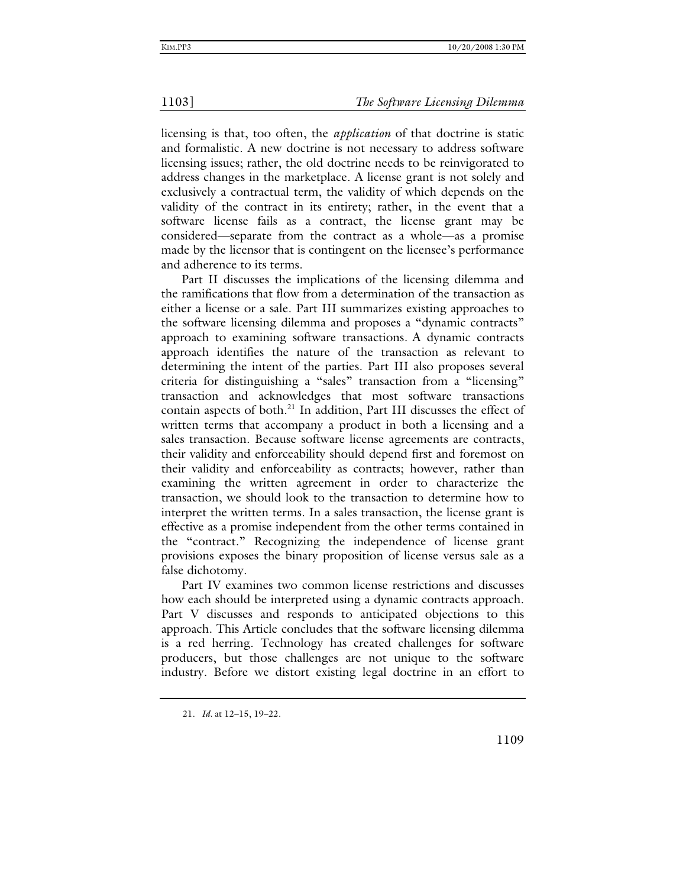licensing is that, too often, the *application* of that doctrine is static and formalistic. A new doctrine is not necessary to address software licensing issues; rather, the old doctrine needs to be reinvigorated to address changes in the marketplace. A license grant is not solely and exclusively a contractual term, the validity of which depends on the validity of the contract in its entirety; rather, in the event that a software license fails as a contract, the license grant may be considered—separate from the contract as a whole—as a promise made by the licensor that is contingent on the licensee's performance and adherence to its terms.

Part II discusses the implications of the licensing dilemma and the ramifications that flow from a determination of the transaction as either a license or a sale. Part III summarizes existing approaches to the software licensing dilemma and proposes a "dynamic contracts" approach to examining software transactions. A dynamic contracts approach identifies the nature of the transaction as relevant to determining the intent of the parties. Part III also proposes several criteria for distinguishing a "sales" transaction from a "licensing" transaction and acknowledges that most software transactions contain aspects of both.[21] In addition, Part III discusses the effect of written terms that accompany a product in both a licensing and a sales transaction. Because software license agreements are contracts, their validity and enforceability should depend first and foremost on their validity and enforceability as contracts; however, rather than examining the written agreement in order to characterize the transaction, we should look to the transaction to determine how to interpret the written terms. In a sales transaction, the license grant is effective as a promise independent from the other terms contained in the "contract." Recognizing the independence of license grant provisions exposes the binary proposition of license versus sale as a false dichotomy.

Part IV examines two common license restrictions and discusses how each should be interpreted using a dynamic contracts approach. Part V discusses and responds to anticipated objections to this approach. This Article concludes that the software licensing dilemma is a red herring. Technology has created challenges for software producers, but those challenges are not unique to the software industry. Before we distort existing legal doctrine in an effort to

21. *Id.* at 12–15, 19–22.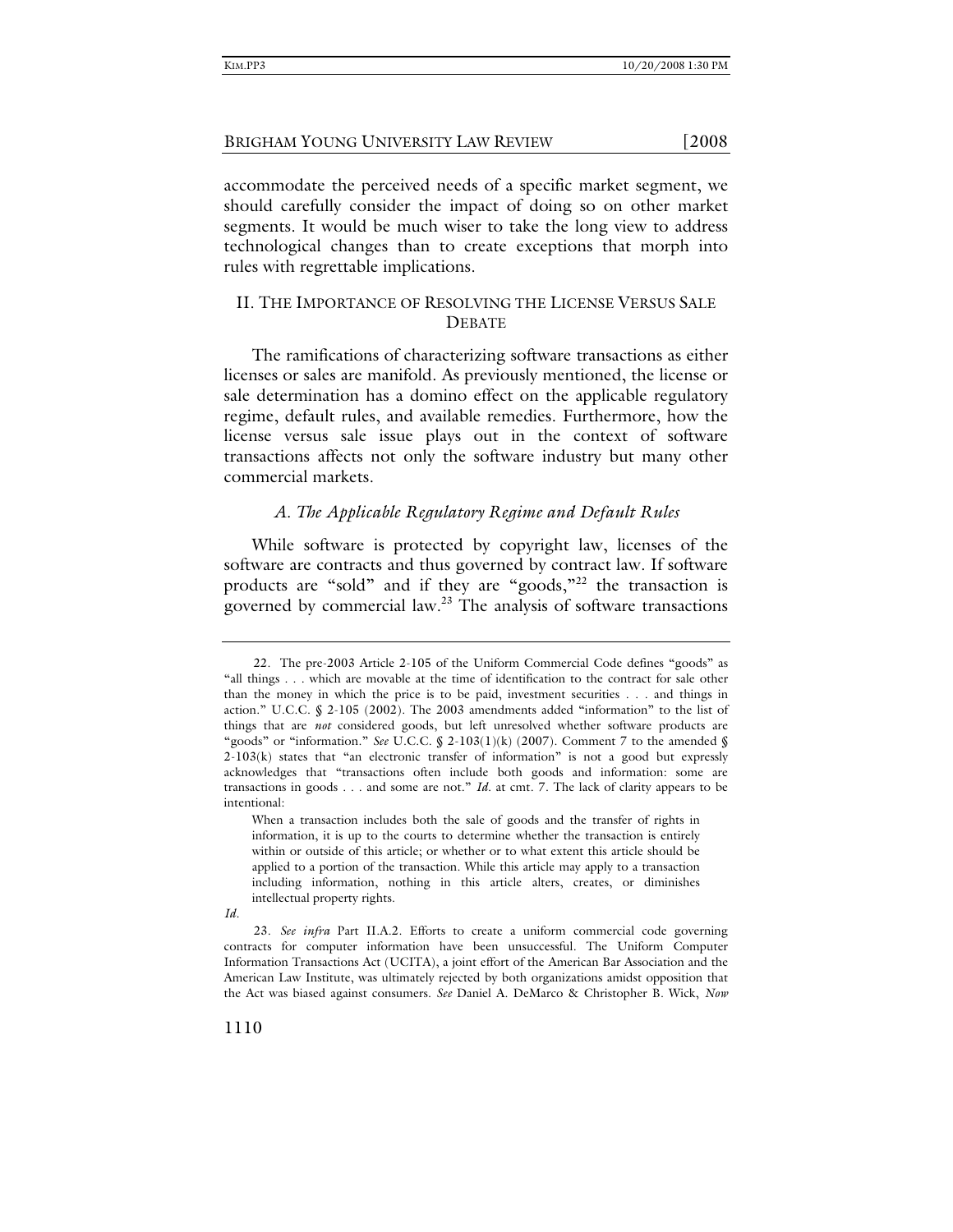accommodate the perceived needs of a specific market segment, we should carefully consider the impact of doing so on other market segments. It would be much wiser to take the long view to address technological changes than to create exceptions that morph into rules with regrettable implications.

## II. The Importance of Resolving the License Versus Sale Debate

The ramifications of characterizing software transactions as either licenses or sales are manifold. As previously mentioned, the license or sale determination has a domino effect on the applicable regulatory regime, default rules, and available remedies. Furthermore, how the license versus sale issue plays out in the context of software transactions affects not only the software industry but many other commercial markets.

### *A. The Applicable Regulatory Regime and Default Rules*

While software is protected by copyright law, licenses of the software are contracts and thus governed by contract law. If software products are "sold" and if they are "goods,"[22] the transaction is governed by commercial law.[23] The analysis of software transactions

---

22. The pre-2003 Article 2-105 of the Uniform Commercial Code defines "goods" as "all things . . . which are movable at the time of identification to the contract for sale other than the money in which the price is to be paid, investment securities . . . and things in action." U.C.C. § 2-105 (2002). The 2003 amendments added "information" to the list of things that are *not* considered goods, but left unresolved whether software products are "goods" or "information." *See* U.C.C. § 2-103(1)(k) (2007). Comment 7 to the amended § 2-103(k) states that "an electronic transfer of information" is not a good but expressly acknowledges that "transactions often include both goods and information: some are transactions in goods . . . and some are not." *Id.* at cmt. 7. The lack of clarity appears to be intentional:

> When a transaction includes both the sale of goods and the transfer of rights in information, it is up to the courts to determine whether the transaction is entirely within or outside of this article; or whether or to what extent this article should be applied to a portion of the transaction. While this article may apply to a transaction including information, nothing in this article alters, creates, or diminishes intellectual property rights.

*Id.*

23. *See infra* Part II.A.2. Efforts to create a uniform commercial code governing contracts for computer information have been unsuccessful. The Uniform Computer Information Transactions Act (UCITA), a joint effort of the American Bar Association and the American Law Institute, was ultimately rejected by both organizations amidst opposition that the Act was biased against consumers. *See* Daniel A. DeMarco & Christopher B. Wick, *Now*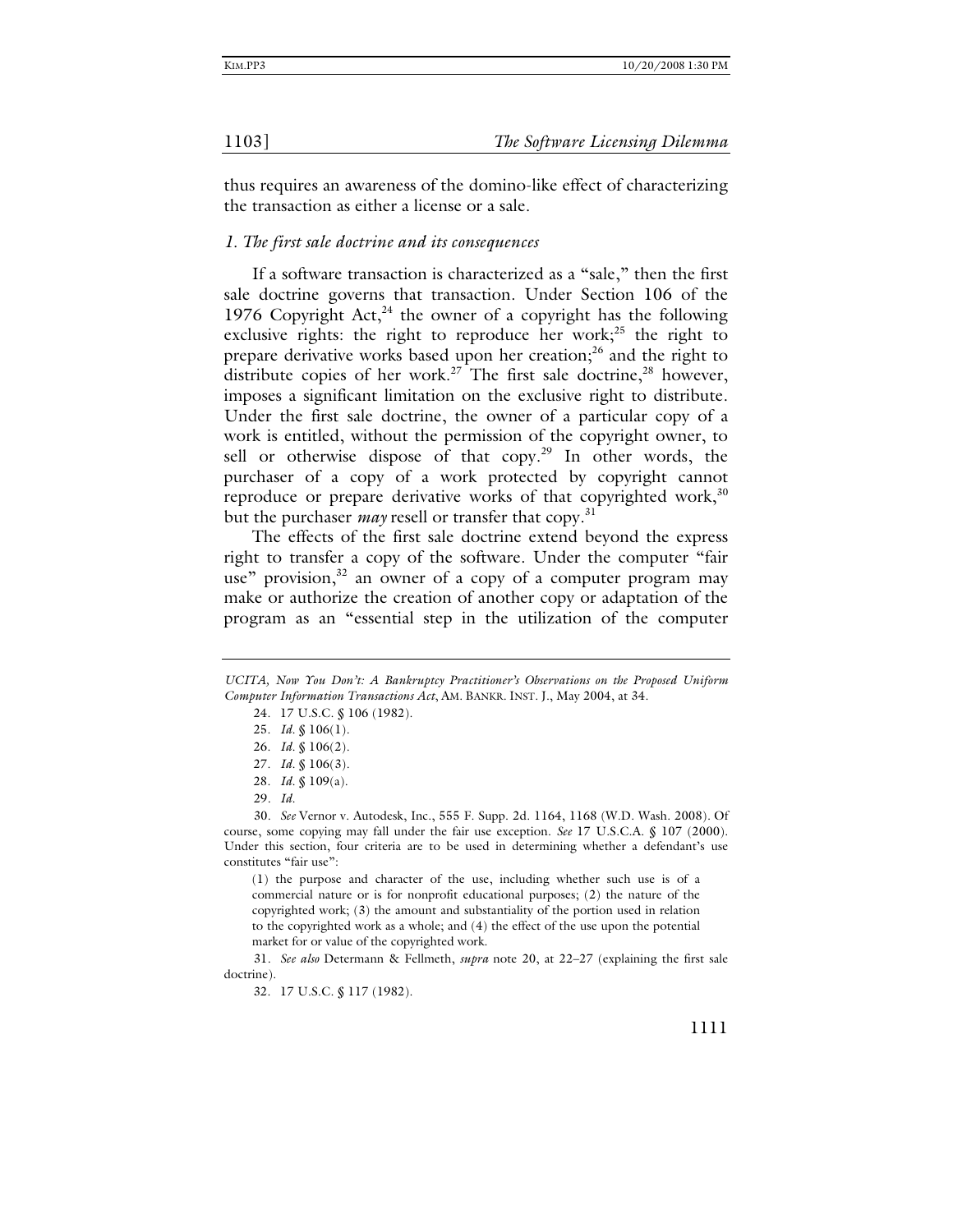thus requires an awareness of the domino-like effect of characterizing the transaction as either a license or a sale.

### *1. The first sale doctrine and its consequences*

If a software transaction is characterized as a "sale," then the first sale doctrine governs that transaction. Under Section 106 of the 1976 Copyright Act,[24] the owner of a copyright has the following exclusive rights: the right to reproduce her work;[25] the right to prepare derivative works based upon her creation;[26] and the right to distribute copies of her work.[27] The first sale doctrine,[28] however, imposes a significant limitation on the exclusive right to distribute. Under the first sale doctrine, the owner of a particular copy of a work is entitled, without the permission of the copyright owner, to sell or otherwise dispose of that copy.[29] In other words, the purchaser of a copy of a work protected by copyright cannot reproduce or prepare derivative works of that copyrighted work,[30] but the purchaser *may* resell or transfer that copy.[31]

The effects of the first sale doctrine extend beyond the express right to transfer a copy of the software. Under the computer "fair use" provision,[32] an owner of a copy of a computer program may make or authorize the creation of another copy or adaptation of the program as an "essential step in the utilization of the computer

---

*UCITA, Now You Don't: A Bankruptcy Practitioner's Observations on the Proposed Uniform Computer Information Transactions Act*, AM. BANKR. INST. J., May 2004, at 34.

24. 17 U.S.C. § 106 (1982).

25. *Id.* § 106(1).

26. *Id.* § 106(2).

27. *Id.* § 106(3).

28. *Id.* § 109(a).

29. *Id.*

30. *See* Vernor v. Autodesk, Inc., 555 F. Supp. 2d. 1164, 1168 (W.D. Wash. 2008). Of course, some copying may fall under the fair use exception. *See* 17 U.S.C.A. § 107 (2000). Under this section, four criteria are to be used in determining whether a defendant's use constitutes "fair use":

> (1) the purpose and character of the use, including whether such use is of a commercial nature or is for nonprofit educational purposes; (2) the nature of the copyrighted work; (3) the amount and substantiality of the portion used in relation to the copyrighted work as a whole; and (4) the effect of the use upon the potential market for or value of the copyrighted work.

31. *See also* Determann & Fellmeth, *supra* note 20, at 22–27 (explaining the first sale doctrine).

32. 17 U.S.C. § 117 (1982).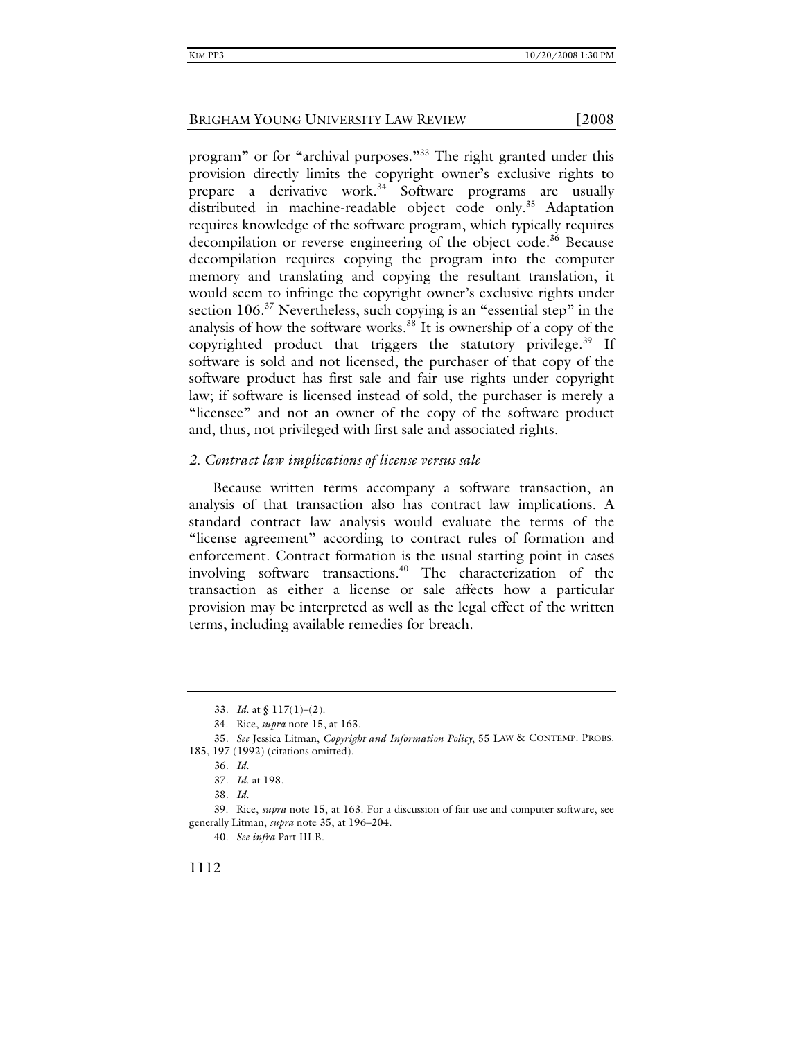program" or for "archival purposes."[33] The right granted under this provision directly limits the copyright owner's exclusive rights to prepare a derivative work.[34] Software programs are usually distributed in machine-readable object code only.[35] Adaptation requires knowledge of the software program, which typically requires decompilation or reverse engineering of the object code.[36] Because decompilation requires copying the program into the computer memory and translating and copying the resultant translation, it would seem to infringe the copyright owner's exclusive rights under section 106.[37] Nevertheless, such copying is an "essential step" in the analysis of how the software works.[38] It is ownership of a copy of the copyrighted product that triggers the statutory privilege.[39] If software is sold and not licensed, the purchaser of that copy of the software product has first sale and fair use rights under copyright law; if software is licensed instead of sold, the purchaser is merely a "licensee" and not an owner of the copy of the software product and, thus, not privileged with first sale and associated rights.

### *2. Contract law implications of license versus sale*

Because written terms accompany a software transaction, an analysis of that transaction also has contract law implications. A standard contract law analysis would evaluate the terms of the "license agreement" according to contract rules of formation and enforcement. Contract formation is the usual starting point in cases involving software transactions.[40] The characterization of the transaction as either a license or sale affects how a particular provision may be interpreted as well as the legal effect of the written terms, including available remedies for breach.

---

33. *Id.* at § 117(1)–(2).

34. Rice, *supra* note 15, at 163.

35. *See* Jessica Litman, *Copyright and Information Policy*, 55 LAW & CONTEMP. PROBS. 185, 197 (1992) (citations omitted).

36. *Id.*

37. *Id.* at 198.

38. *Id.*

39. Rice, *supra* note 15, at 163. For a discussion of fair use and computer software, see generally Litman, *supra* note 35, at 196–204.

40. *See infra* Part III.B.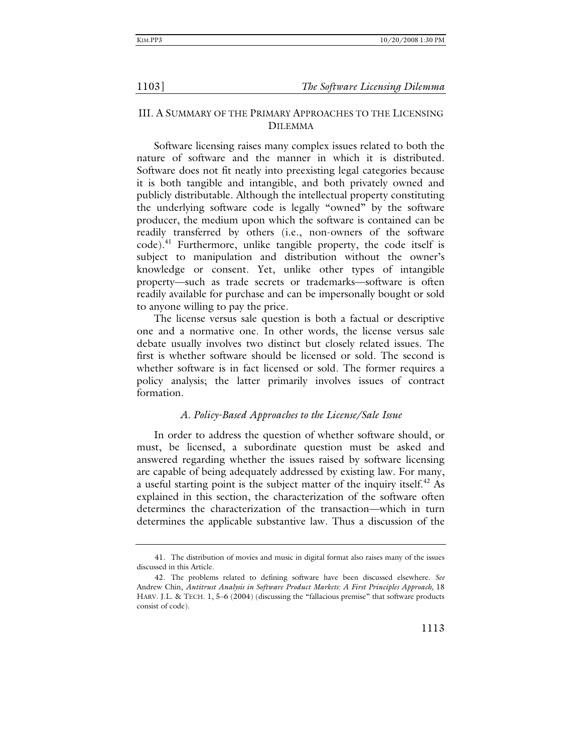## III. A Summary of the Primary Approaches to the Licensing Dilemma

Software licensing raises many complex issues related to both the nature of software and the manner in which it is distributed. Software does not fit neatly into preexisting legal categories because it is both tangible and intangible, and both privately owned and publicly distributable. Although the intellectual property constituting the underlying software code is legally "owned" by the software producer, the medium upon which the software is contained can be readily transferred by others (i.e., non-owners of the software code).[41] Furthermore, unlike tangible property, the code itself is subject to manipulation and distribution without the owner's knowledge or consent. Yet, unlike other types of intangible property—such as trade secrets or trademarks—software is often readily available for purchase and can be impersonally bought or sold to anyone willing to pay the price.

The license versus sale question is both a factual or descriptive one and a normative one. In other words, the license versus sale debate usually involves two distinct but closely related issues. The first is whether software should be licensed or sold. The second is whether software is in fact licensed or sold. The former requires a policy analysis; the latter primarily involves issues of contract formation.

### *A. Policy-Based Approaches to the License/Sale Issue*

In order to address the question of whether software should, or must, be licensed, a subordinate question must be asked and answered regarding whether the issues raised by software licensing are capable of being adequately addressed by existing law. For many, a useful starting point is the subject matter of the inquiry itself.[42] As explained in this section, the characterization of the software often determines the characterization of the transaction—which in turn determines the applicable substantive law. Thus a discussion of the

---

41. The distribution of movies and music in digital format also raises many of the issues discussed in this Article.

42. The problems related to defining software have been discussed elsewhere. *See* Andrew Chin, *Antitrust Analysis in Software Product Markets: A First Principles Approach*, 18 HARV. J.L. & TECH. 1, 5–6 (2004) (discussing the "fallacious premise" that software products consist of code).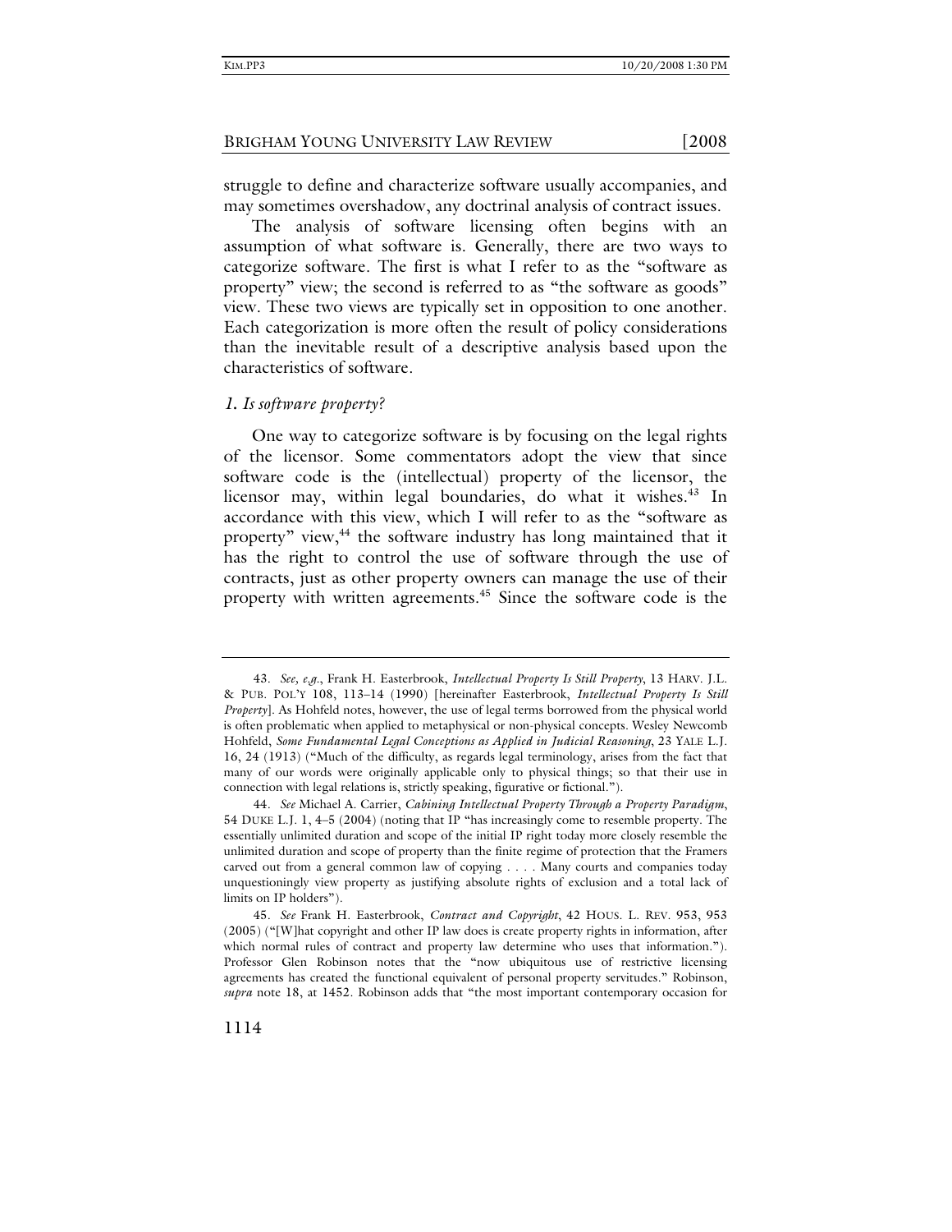struggle to define and characterize software usually accompanies, and may sometimes overshadow, any doctrinal analysis of contract issues.

The analysis of software licensing often begins with an assumption of what software is. Generally, there are two ways to categorize software. The first is what I refer to as the "software as property" view; the second is referred to as "the software as goods" view. These two views are typically set in opposition to one another. Each categorization is more often the result of policy considerations than the inevitable result of a descriptive analysis based upon the characteristics of software.

### *1. Is software property?*

One way to categorize software is by focusing on the legal rights of the licensor. Some commentators adopt the view that since software code is the (intellectual) property of the licensor, the licensor may, within legal boundaries, do what it wishes.[43] In accordance with this view, which I will refer to as the "software as property" view,[44] the software industry has long maintained that it has the right to control the use of software through the use of contracts, just as other property owners can manage the use of their property with written agreements.[45] Since the software code is the

---

43. *See, e.g.*, Frank H. Easterbrook, *Intellectual Property Is Still Property*, 13 HARV. J.L. & PUB. POL'Y 108, 113–14 (1990) [hereinafter Easterbrook, *Intellectual Property Is Still Property*]. As Hohfeld notes, however, the use of legal terms borrowed from the physical world is often problematic when applied to metaphysical or non-physical concepts. Wesley Newcomb Hohfeld, *Some Fundamental Legal Conceptions as Applied in Judicial Reasoning*, 23 YALE L.J. 16, 24 (1913) ("Much of the difficulty, as regards legal terminology, arises from the fact that many of our words were originally applicable only to physical things; so that their use in connection with legal relations is, strictly speaking, figurative or fictional.").

44. *See* Michael A. Carrier, *Cabining Intellectual Property Through a Property Paradigm*, 54 DUKE L.J. 1, 4–5 (2004) (noting that IP "has increasingly come to resemble property. The essentially unlimited duration and scope of the initial IP right today more closely resemble the unlimited duration and scope of property than the finite regime of protection that the Framers carved out from a general common law of copying . . . . Many courts and companies today unquestioningly view property as justifying absolute rights of exclusion and a total lack of limits on IP holders").

45. *See* Frank H. Easterbrook, *Contract and Copyright*, 42 HOUS. L. REV. 953, 953 (2005) ("[W]hat copyright and other IP law does is create property rights in information, after which normal rules of contract and property law determine who uses that information."). Professor Glen Robinson notes that the "now ubiquitous use of restrictive licensing agreements has created the functional equivalent of personal property servitudes." Robinson, *supra* note 18, at 1452. Robinson adds that "the most important contemporary occasion for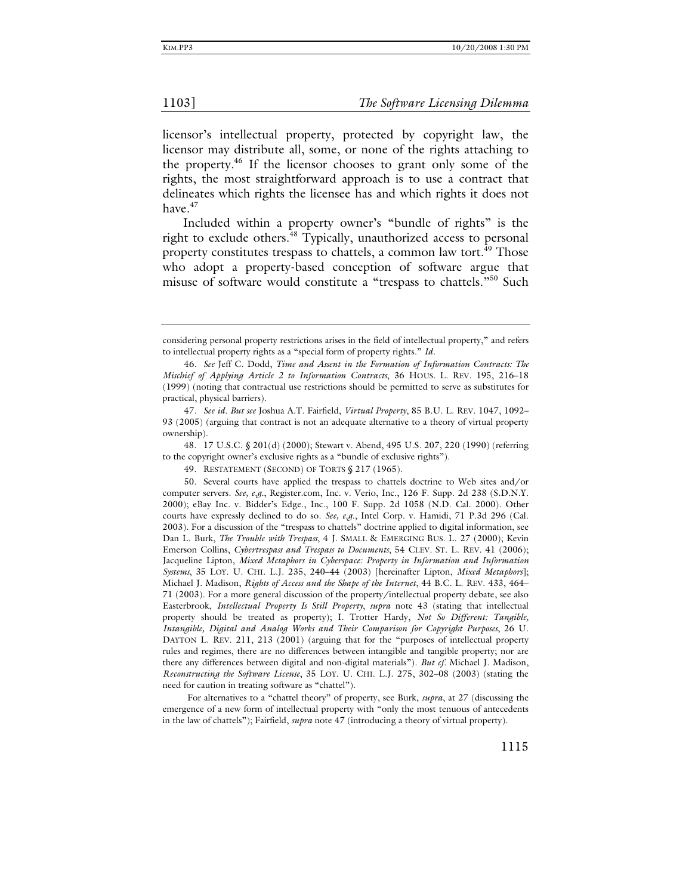licensor's intellectual property, protected by copyright law, the licensor may distribute all, some, or none of the rights attaching to the property.[46] If the licensor chooses to grant only some of the rights, the most straightforward approach is to use a contract that delineates which rights the licensee has and which rights it does not have.[47]

Included within a property owner's "bundle of rights" is the right to exclude others.[48] Typically, unauthorized access to personal property constitutes trespass to chattels, a common law tort.[49] Those who adopt a property-based conception of software argue that misuse of software would constitute a "trespass to chattels."[50] Such

---

considering personal property restrictions arises in the field of intellectual property," and refers to intellectual property rights as a "special form of property rights." *Id*.

46. *See* Jeff C. Dodd, *Time and Assent in the Formation of Information Contracts: The Mischief of Applying Article 2 to Information Contracts*, 36 HOUS. L. REV. 195, 216–18 (1999) (noting that contractual use restrictions should be permitted to serve as substitutes for practical, physical barriers).

47. *See id*. *But see* Joshua A.T. Fairfield, *Virtual Property*, 85 B.U. L. REV. 1047, 1092–93 (2005) (arguing that contract is not an adequate alternative to a theory of virtual property ownership).

48. 17 U.S.C. § 201(d) (2000); Stewart v. Abend, 495 U.S. 207, 220 (1990) (referring to the copyright owner's exclusive rights as a "bundle of exclusive rights").

49. RESTATEMENT (SECOND) OF TORTS § 217 (1965).

50. Several courts have applied the trespass to chattels doctrine to Web sites and/or computer servers. *See, e.g.*, Register.com, Inc. v. Verio, Inc., 126 F. Supp. 2d 238 (S.D.N.Y. 2000); eBay Inc. v. Bidder's Edge., Inc., 100 F. Supp. 2d 1058 (N.D. Cal. 2000). Other courts have expressly declined to do so. *See, e.g.*, Intel Corp. v. Hamidi, 71 P.3d 296 (Cal. 2003). For a discussion of the "trespass to chattels" doctrine applied to digital information, see Dan L. Burk, *The Trouble with Trespass*, 4 J. SMALL & EMERGING BUS. L. 27 (2000); Kevin Emerson Collins, *Cybertrespass and Trespass to Documents*, 54 CLEV. ST. L. REV. 41 (2006); Jacqueline Lipton, *Mixed Metaphors in Cyberspace: Property in Information and Information Systems*, 35 LOY. U. CHI. L.J. 235, 240–44 (2003) [hereinafter Lipton, *Mixed Metaphors*]; Michael J. Madison, *Rights of Access and the Shape of the Internet*, 44 B.C. L. REV. 433, 464–71 (2003). For a more general discussion of the property/intellectual property debate, see also Easterbrook, *Intellectual Property Is Still Property*, *supra* note 43 (stating that intellectual property should be treated as property); I. Trotter Hardy, *Not So Different: Tangible, Intangible, Digital and Analog Works and Their Comparison for Copyright Purposes*, 26 U. DAYTON L. REV. 211, 213 (2001) (arguing that for the "purposes of intellectual property rules and regimes, there are no differences between intangible and tangible property; nor are there any differences between digital and non-digital materials"). *But cf.* Michael J. Madison, *Reconstructing the Software License*, 35 LOY. U. CHI. L.J. 275, 302–08 (2003) (stating the need for caution in treating software as "chattel").

For alternatives to a "chattel theory" of property, see Burk, *supra*, at 27 (discussing the emergence of a new form of intellectual property with "only the most tenuous of antecedents in the law of chattels"); Fairfield, *supra* note 47 (introducing a theory of virtual property).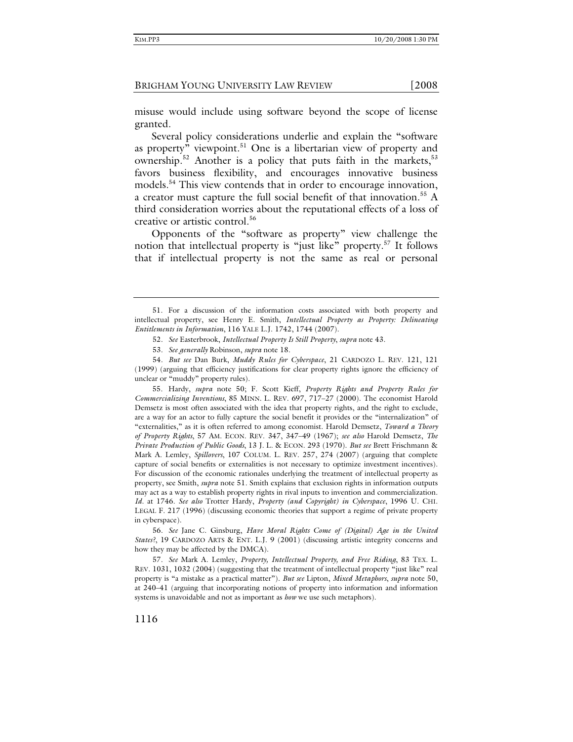misuse would include using software beyond the scope of license granted.

Several policy considerations underlie and explain the "software as property" viewpoint.[51] One is a libertarian view of property and ownership.[52] Another is a policy that puts faith in the markets,[53] favors business flexibility, and encourages innovative business models.[54] This view contends that in order to encourage innovation, a creator must capture the full social benefit of that innovation.[55] A third consideration worries about the reputational effects of a loss of creative or artistic control.[56]

Opponents of the "software as property" view challenge the notion that intellectual property is "just like" property.[57] It follows that if intellectual property is not the same as real or personal

---

51. For a discussion of the information costs associated with both property and intellectual property, see Henry E. Smith, *Intellectual Property as Property: Delineating Entitlements in Information*, 116 YALE L.J. 1742, 1744 (2007).

52. *See* Easterbrook, *Intellectual Property Is Still Property*, *supra* note 43.

53. *See generally* Robinson, *supra* note 18.

54. *But see* Dan Burk, *Muddy Rules for Cyberspace*, 21 CARDOZO L. REV. 121, 121 (1999) (arguing that efficiency justifications for clear property rights ignore the efficiency of unclear or "muddy" property rules).

55. Hardy, *supra* note 50; F. Scott Kieff, *Property Rights and Property Rules for Commercializing Inventions*, 85 MINN. L. REV. 697, 717–27 (2000). The economist Harold Demsetz is most often associated with the idea that property rights, and the right to exclude, are a way for an actor to fully capture the social benefit it provides or the "internalization" of "externalities," as it is often referred to among economist. Harold Demsetz, *Toward a Theory of Property Rights*, 57 AM. ECON. REV. 347, 347–49 (1967); *see also* Harold Demsetz, *The Private Production of Public Goods*, 13 J. L. & ECON. 293 (1970). *But see* Brett Frischmann & Mark A. Lemley, *Spillovers*, 107 COLUM. L. REV. 257, 274 (2007) (arguing that complete capture of social benefits or externalities is not necessary to optimize investment incentives). For discussion of the economic rationales underlying the treatment of intellectual property as property, see Smith, *supra* note 51. Smith explains that exclusion rights in information outputs may act as a way to establish property rights in rival inputs to invention and commercialization. *Id*. at 1746. *See also* Trotter Hardy, *Property (and Copyright) in Cyberspace*, 1996 U. CHI. LEGAL F. 217 (1996) (discussing economic theories that support a regime of private property in cyberspace).

56. *See* Jane C. Ginsburg, *Have Moral Rights Come of (Digital) Age in the United States?*, 19 CARDOZO ARTS & ENT. L.J. 9 (2001) (discussing artistic integrity concerns and how they may be affected by the DMCA).

57. *See* Mark A. Lemley, *Property, Intellectual Property, and Free Riding*, 83 TEX. L. REV. 1031, 1032 (2004) (suggesting that the treatment of intellectual property "just like" real property is "a mistake as a practical matter"). *But see* Lipton, *Mixed Metaphors*, *supra* note 50, at 240–41 (arguing that incorporating notions of property into information and information systems is unavoidable and not as important as *how* we use such metaphors).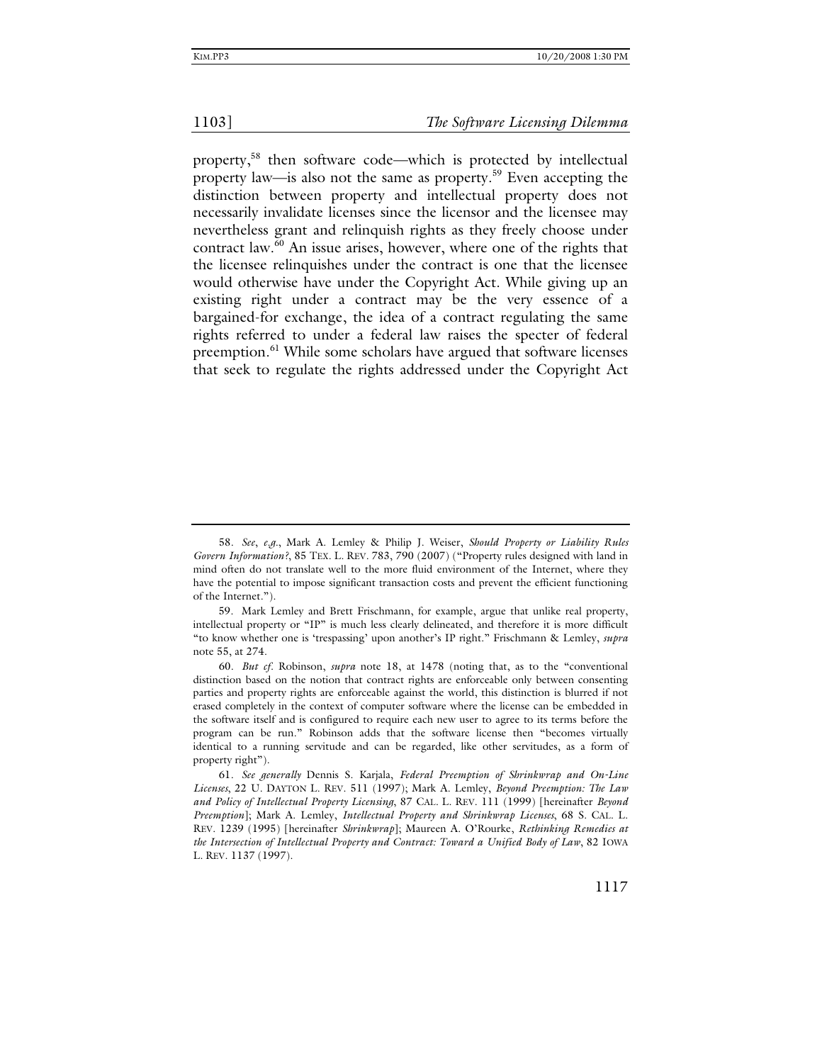property,[58] then software code—which is protected by intellectual property law—is also not the same as property.[59] Even accepting the distinction between property and intellectual property does not necessarily invalidate licenses since the licensor and the licensee may nevertheless grant and relinquish rights as they freely choose under contract law.[60] An issue arises, however, where one of the rights that the licensee relinquishes under the contract is one that the licensee would otherwise have under the Copyright Act. While giving up an existing right under a contract may be the very essence of a bargained-for exchange, the idea of a contract regulating the same rights referred to under a federal law raises the specter of federal preemption.[61] While some scholars have argued that software licenses that seek to regulate the rights addressed under the Copyright Act

---

58. *See*, *e.g.*, Mark A. Lemley & Philip J. Weiser, *Should Property or Liability Rules Govern Information?*, 85 TEX. L. REV. 783, 790 (2007) ("Property rules designed with land in mind often do not translate well to the more fluid environment of the Internet, where they have the potential to impose significant transaction costs and prevent the efficient functioning of the Internet.").

59. Mark Lemley and Brett Frischmann, for example, argue that unlike real property, intellectual property or "IP" is much less clearly delineated, and therefore it is more difficult "to know whether one is 'trespassing' upon another's IP right." Frischmann & Lemley, *supra* note 55, at 274.

60. *But cf.* Robinson, *supra* note 18, at 1478 (noting that, as to the "conventional distinction based on the notion that contract rights are enforceable only between consenting parties and property rights are enforceable against the world, this distinction is blurred if not erased completely in the context of computer software where the license can be embedded in the software itself and is configured to require each new user to agree to its terms before the program can be run." Robinson adds that the software license then "becomes virtually identical to a running servitude and can be regarded, like other servitudes, as a form of property right").

61. *See generally* Dennis S. Karjala, *Federal Preemption of Shrinkwrap and On-Line Licenses*, 22 U. DAYTON L. REV. 511 (1997); Mark A. Lemley, *Beyond Preemption: The Law and Policy of Intellectual Property Licensing*, 87 CAL. L. REV. 111 (1999) [hereinafter *Beyond Preemption*]; Mark A. Lemley, *Intellectual Property and Shrinkwrap Licenses*, 68 S. CAL. L. REV. 1239 (1995) [hereinafter *Shrinkwrap*]; Maureen A. O'Rourke, *Rethinking Remedies at the Intersection of Intellectual Property and Contract: Toward a Unified Body of Law*, 82 IOWA L. REV. 1137 (1997).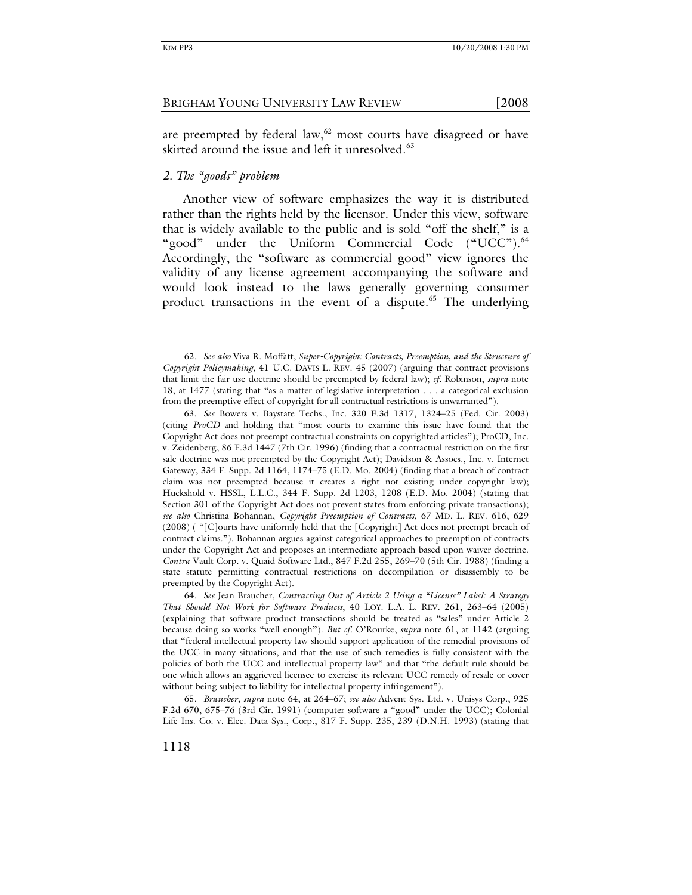are preempted by federal law,[62] most courts have disagreed or have skirted around the issue and left it unresolved.[63]

### *2. The "goods" problem*

Another view of software emphasizes the way it is distributed rather than the rights held by the licensor. Under this view, software that is widely available to the public and is sold "off the shelf," is a "good" under the Uniform Commercial Code ("UCC").[64] Accordingly, the "software as commercial good" view ignores the validity of any license agreement accompanying the software and would look instead to the laws generally governing consumer product transactions in the event of a dispute.[65] The underlying

---

62. *See also* Viva R. Moffatt, *Super-Copyright: Contracts, Preemption, and the Structure of Copyright Policymaking*, 41 U.C. DAVIS L. REV. 45 (2007) (arguing that contract provisions that limit the fair use doctrine should be preempted by federal law); *cf.* Robinson, *supra* note 18, at 1477 (stating that "as a matter of legislative interpretation . . . a categorical exclusion from the preemptive effect of copyright for all contractual restrictions is unwarranted").

63. *See* Bowers v. Baystate Techs., Inc. 320 F.3d 1317, 1324–25 (Fed. Cir. 2003) (citing *ProCD* and holding that "most courts to examine this issue have found that the Copyright Act does not preempt contractual constraints on copyrighted articles"); ProCD, Inc. v. Zeidenberg, 86 F.3d 1447 (7th Cir. 1996) (finding that a contractual restriction on the first sale doctrine was not preempted by the Copyright Act); Davidson & Assocs., Inc. v. Internet Gateway, 334 F. Supp. 2d 1164, 1174–75 (E.D. Mo. 2004) (finding that a breach of contract claim was not preempted because it creates a right not existing under copyright law); Huckshold v. HSSL, L.L.C., 344 F. Supp. 2d 1203, 1208 (E.D. Mo. 2004) (stating that Section 301 of the Copyright Act does not prevent states from enforcing private transactions); *see also* Christina Bohannan, *Copyright Preemption of Contracts*, 67 MD. L. REV. 616, 629 (2008) ( "[C]ourts have uniformly held that the [Copyright] Act does not preempt breach of contract claims."). Bohannan argues against categorical approaches to preemption of contracts under the Copyright Act and proposes an intermediate approach based upon waiver doctrine. *Contra* Vault Corp. v. Quaid Software Ltd., 847 F.2d 255, 269–70 (5th Cir. 1988) (finding a state statute permitting contractual restrictions on decompilation or disassembly to be preempted by the Copyright Act).

64. *See* Jean Braucher, *Contracting Out of Article 2 Using a "License" Label: A Strategy That Should Not Work for Software Products*, 40 LOY. L.A. L. REV. 261, 263–64 (2005) (explaining that software product transactions should be treated as "sales" under Article 2 because doing so works "well enough"). *But cf.* O'Rourke, *supra* note 61, at 1142 (arguing that "federal intellectual property law should support application of the remedial provisions of the UCC in many situations, and that the use of such remedies is fully consistent with the policies of both the UCC and intellectual property law" and that "the default rule should be one which allows an aggrieved licensee to exercise its relevant UCC remedy of resale or cover without being subject to liability for intellectual property infringement").

65. *Braucher*, *supra* note 64, at 264–67; *see also* Advent Sys. Ltd. v. Unisys Corp., 925 F.2d 670, 675–76 (3rd Cir. 1991) (computer software a "good" under the UCC); Colonial Life Ins. Co. v. Elec. Data Sys., Corp., 817 F. Supp. 235, 239 (D.N.H. 1993) (stating that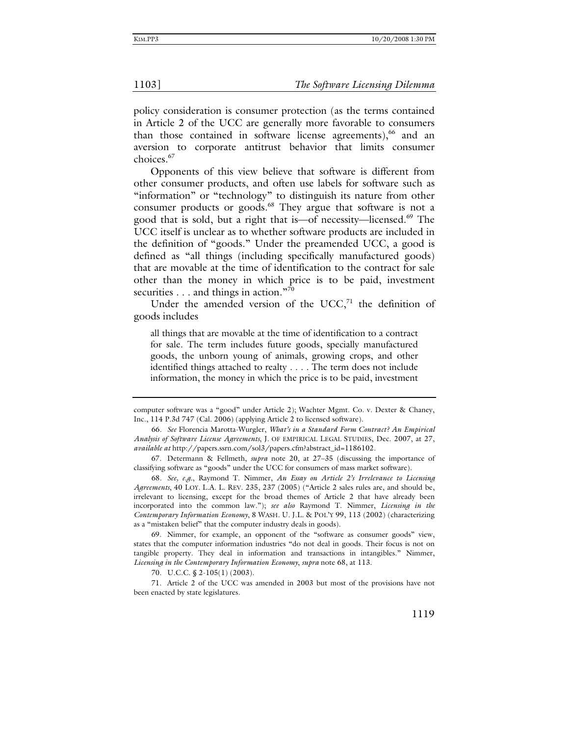policy consideration is consumer protection (as the terms contained in Article 2 of the UCC are generally more favorable to consumers than those contained in software license agreements),[66] and an aversion to corporate antitrust behavior that limits consumer choices.[67]

Opponents of this view believe that software is different from other consumer products, and often use labels for software such as "information" or "technology" to distinguish its nature from other consumer products or goods.[68] They argue that software is not a good that is sold, but a right that is—of necessity—licensed.[69] The UCC itself is unclear as to whether software products are included in the definition of "goods." Under the preamended UCC, a good is defined as "all things (including specifically manufactured goods) that are movable at the time of identification to the contract for sale other than the money in which price is to be paid, investment securities . . . and things in action."[70]

Under the amended version of the UCC,[71] the definition of goods includes

> all things that are movable at the time of identification to a contract for sale. The term includes future goods, specially manufactured goods, the unborn young of animals, growing crops, and other identified things attached to realty . . . . The term does not include information, the money in which the price is to be paid, investment

---

computer software was a "good" under Article 2); Wachter Mgmt. Co. v. Dexter & Chaney, Inc., 114 P.3d 747 (Cal. 2006) (applying Article 2 to licensed software).

66. *See* Florencia Marotta-Wurgler, *What's in a Standard Form Contract? An Empirical Analysis of Software License Agreements*, J. OF EMPIRICAL LEGAL STUDIES, Dec. 2007, at 27, *available at* http://papers.ssrn.com/sol3/papers.cfm?abstract_id=1186102.

67. Determann & Fellmeth, *supra* note 20, at 27–35 (discussing the importance of classifying software as "goods" under the UCC for consumers of mass market software).

68. *See, e.g.*, Raymond T. Nimmer, *An Essay on Article 2's Irrelevance to Licensing Agreements*, 40 LOY. L.A. L. REV. 235, 237 (2005) ("Article 2 sales rules are, and should be, irrelevant to licensing, except for the broad themes of Article 2 that have already been incorporated into the common law."); *see also* Raymond T. Nimmer, *Licensing in the Contemporary Information Economy*, 8 WASH. U. J.L. & POL'Y 99, 113 (2002) (characterizing as a "mistaken belief" that the computer industry deals in goods).

69. Nimmer, for example, an opponent of the "software as consumer goods" view, states that the computer information industries "do not deal in goods. Their focus is not on tangible property. They deal in information and transactions in intangibles." Nimmer, *Licensing in the Contemporary Information Economy*, *supra* note 68, at 113.

70. U.C.C. § 2-105(1) (2003).

71. Article 2 of the UCC was amended in 2003 but most of the provisions have not been enacted by state legislatures.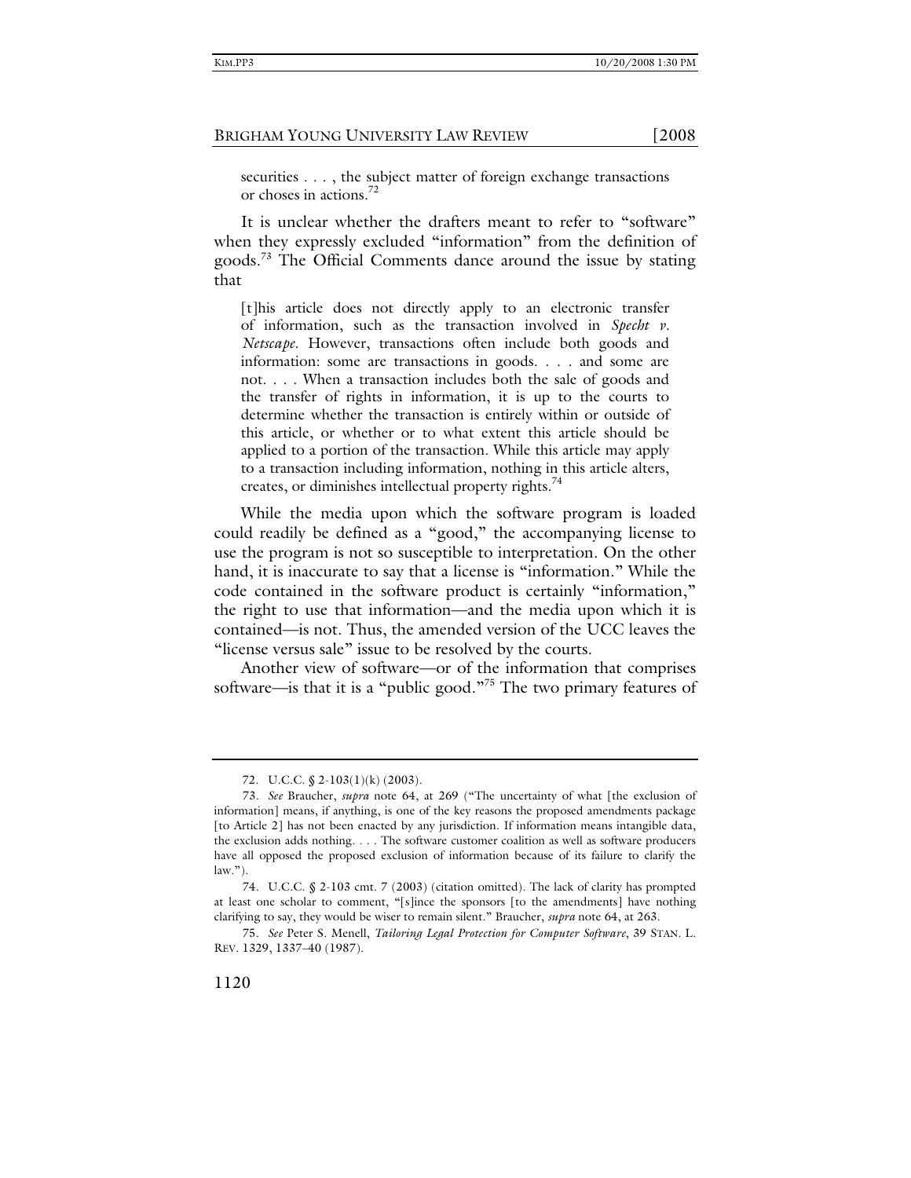securities . . . , the subject matter of foreign exchange transactions or choses in actions.[72]

It is unclear whether the drafters meant to refer to "software" when they expressly excluded "information" from the definition of goods.[73] The Official Comments dance around the issue by stating that

> [t]his article does not directly apply to an electronic transfer of information, such as the transaction involved in *Specht v. Netscape*. However, transactions often include both goods and information: some are transactions in goods. . . . and some are not. . . . When a transaction includes both the sale of goods and the transfer of rights in information, it is up to the courts to determine whether the transaction is entirely within or outside of this article, or whether or to what extent this article should be applied to a portion of the transaction. While this article may apply to a transaction including information, nothing in this article alters, creates, or diminishes intellectual property rights.[74]

While the media upon which the software program is loaded could readily be defined as a "good," the accompanying license to use the program is not so susceptible to interpretation. On the other hand, it is inaccurate to say that a license is "information." While the code contained in the software product is certainly "information," the right to use that information—and the media upon which it is contained—is not. Thus, the amended version of the UCC leaves the "license versus sale" issue to be resolved by the courts.

Another view of software—or of the information that comprises software—is that it is a "public good."[75] The two primary features of

---

72. U.C.C. § 2-103(1)(k) (2003).

73. *See* Braucher, *supra* note 64, at 269 ("The uncertainty of what [the exclusion of information] means, if anything, is one of the key reasons the proposed amendments package [to Article 2] has not been enacted by any jurisdiction. If information means intangible data, the exclusion adds nothing. . . . The software customer coalition as well as software producers have all opposed the proposed exclusion of information because of its failure to clarify the law.").

74. U.C.C. § 2-103 cmt. 7 (2003) (citation omitted). The lack of clarity has prompted at least one scholar to comment, "[s]ince the sponsors [to the amendments] have nothing clarifying to say, they would be wiser to remain silent." Braucher, *supra* note 64, at 263.

75. *See* Peter S. Menell, *Tailoring Legal Protection for Computer Software*, 39 STAN. L. REV. 1329, 1337–40 (1987).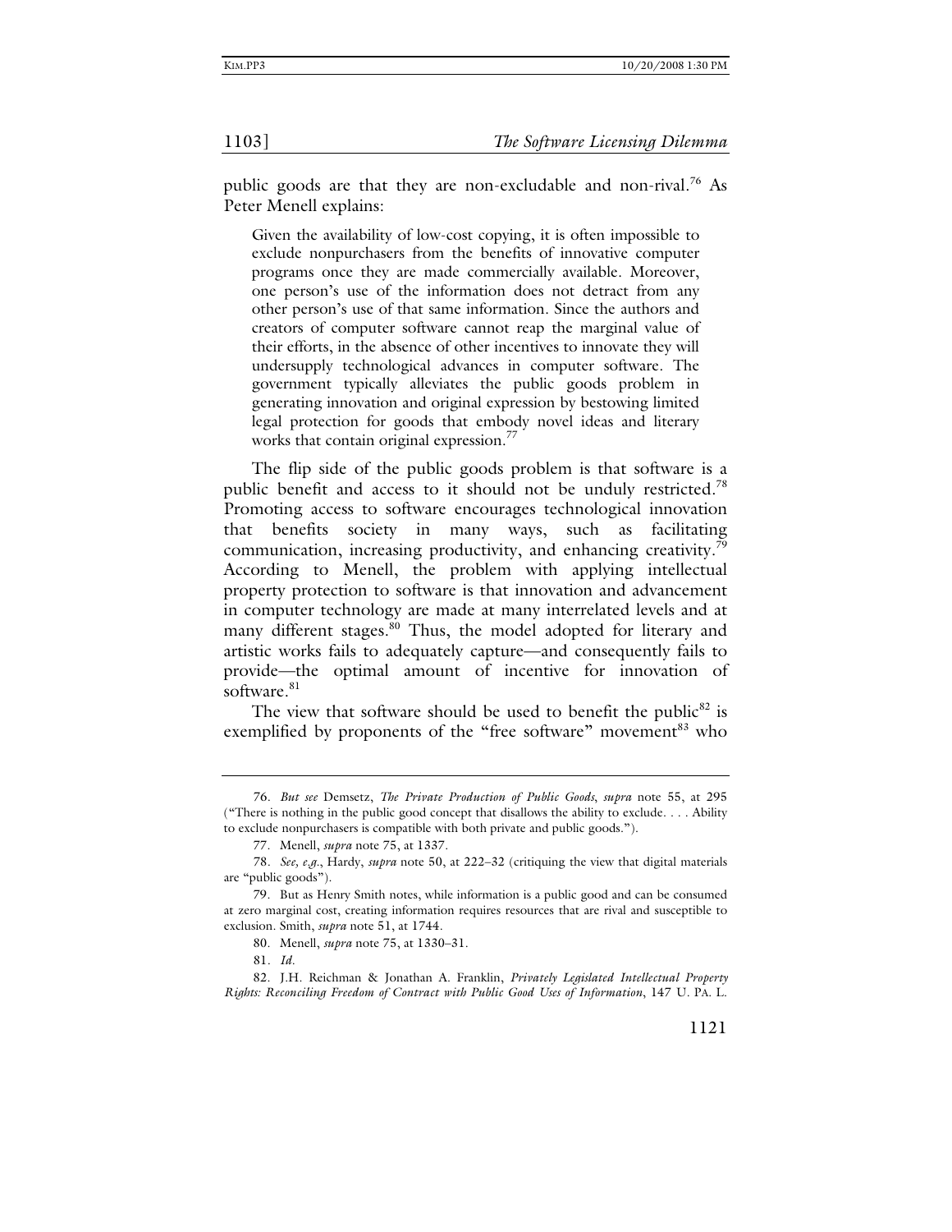public goods are that they are non-excludable and non-rival.[76] As Peter Menell explains:

> Given the availability of low-cost copying, it is often impossible to exclude nonpurchasers from the benefits of innovative computer programs once they are made commercially available. Moreover, one person's use of the information does not detract from any other person's use of that same information. Since the authors and creators of computer software cannot reap the marginal value of their efforts, in the absence of other incentives to innovate they will undersupply technological advances in computer software. The government typically alleviates the public goods problem in generating innovation and original expression by bestowing limited legal protection for goods that embody novel ideas and literary works that contain original expression.[77]

The flip side of the public goods problem is that software is a public benefit and access to it should not be unduly restricted.[78] Promoting access to software encourages technological innovation that benefits society in many ways, such as facilitating communication, increasing productivity, and enhancing creativity.[79] According to Menell, the problem with applying intellectual property protection to software is that innovation and advancement in computer technology are made at many interrelated levels and at many different stages.[80] Thus, the model adopted for literary and artistic works fails to adequately capture—and consequently fails to provide—the optimal amount of incentive for innovation of software.[81]

The view that software should be used to benefit the public[82] is exemplified by proponents of the "free software" movement[83] who

---

76. *But see* Demsetz, *The Private Production of Public Goods*, *supra* note 55, at 295 ("There is nothing in the public good concept that disallows the ability to exclude. . . . Ability to exclude nonpurchasers is compatible with both private and public goods.").

77. Menell, *supra* note 75, at 1337.

78. *See, e.g.*, Hardy, *supra* note 50, at 222–32 (critiquing the view that digital materials are "public goods").

79. But as Henry Smith notes, while information is a public good and can be consumed at zero marginal cost, creating information requires resources that are rival and susceptible to exclusion. Smith, *supra* note 51, at 1744.

80. Menell, *supra* note 75, at 1330–31.

81. *Id.*

82. J.H. Reichman & Jonathan A. Franklin, *Privately Legislated Intellectual Property Rights: Reconciling Freedom of Contract with Public Good Uses of Information*, 147 U. PA. L.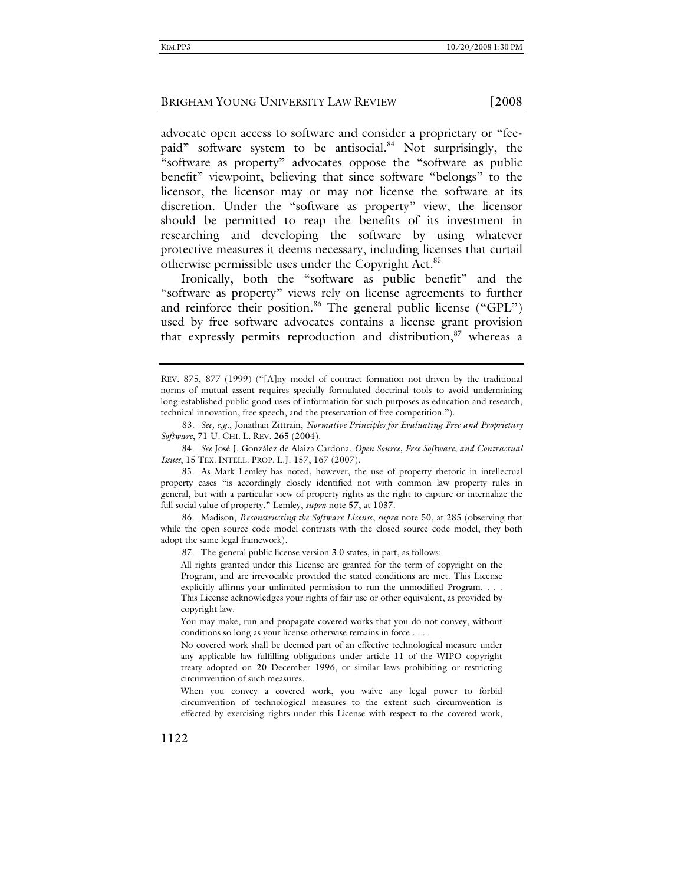advocate open access to software and consider a proprietary or "fee-paid" software system to be antisocial.[84] Not surprisingly, the "software as property" advocates oppose the "software as public benefit" viewpoint, believing that since software "belongs" to the licensor, the licensor may or may not license the software at its discretion. Under the "software as property" view, the licensor should be permitted to reap the benefits of its investment in researching and developing the software by using whatever protective measures it deems necessary, including licenses that curtail otherwise permissible uses under the Copyright Act.[85]

Ironically, both the "software as public benefit" and the "software as property" views rely on license agreements to further and reinforce their position.[86] The general public license ("GPL") used by free software advocates contains a license grant provision that expressly permits reproduction and distribution,[87] whereas a

---

REV. 875, 877 (1999) ("[A]ny model of contract formation not driven by the traditional norms of mutual assent requires specially formulated doctrinal tools to avoid undermining long-established public good uses of information for such purposes as education and research, technical innovation, free speech, and the preservation of free competition.").

83. *See, e.g.*, Jonathan Zittrain, *Normative Principles for Evaluating Free and Proprietary Software*, 71 U. CHI. L. REV. 265 (2004).

84. *See* José J. González de Alaiza Cardona, *Open Source, Free Software, and Contractual Issues*, 15 TEX. INTELL. PROP. L.J. 157, 167 (2007).

85. As Mark Lemley has noted, however, the use of property rhetoric in intellectual property cases "is accordingly closely identified not with common law property rules in general, but with a particular view of property rights as the right to capture or internalize the full social value of property." Lemley, *supra* note 57, at 1037.

86. Madison, *Reconstructing the Software License*, *supra* note 50, at 285 (observing that while the open source code model contrasts with the closed source code model, they both adopt the same legal framework).

87. The general public license version 3.0 states, in part, as follows:

> All rights granted under this License are granted for the term of copyright on the Program, and are irrevocable provided the stated conditions are met. This License explicitly affirms your unlimited permission to run the unmodified Program. . . . This License acknowledges your rights of fair use or other equivalent, as provided by copyright law.
>
> You may make, run and propagate covered works that you do not convey, without conditions so long as your license otherwise remains in force . . . .
>
> No covered work shall be deemed part of an effective technological measure under any applicable law fulfilling obligations under article 11 of the WIPO copyright treaty adopted on 20 December 1996, or similar laws prohibiting or restricting circumvention of such measures.
>
> When you convey a covered work, you waive any legal power to forbid circumvention of technological measures to the extent such circumvention is effected by exercising rights under this License with respect to the covered work,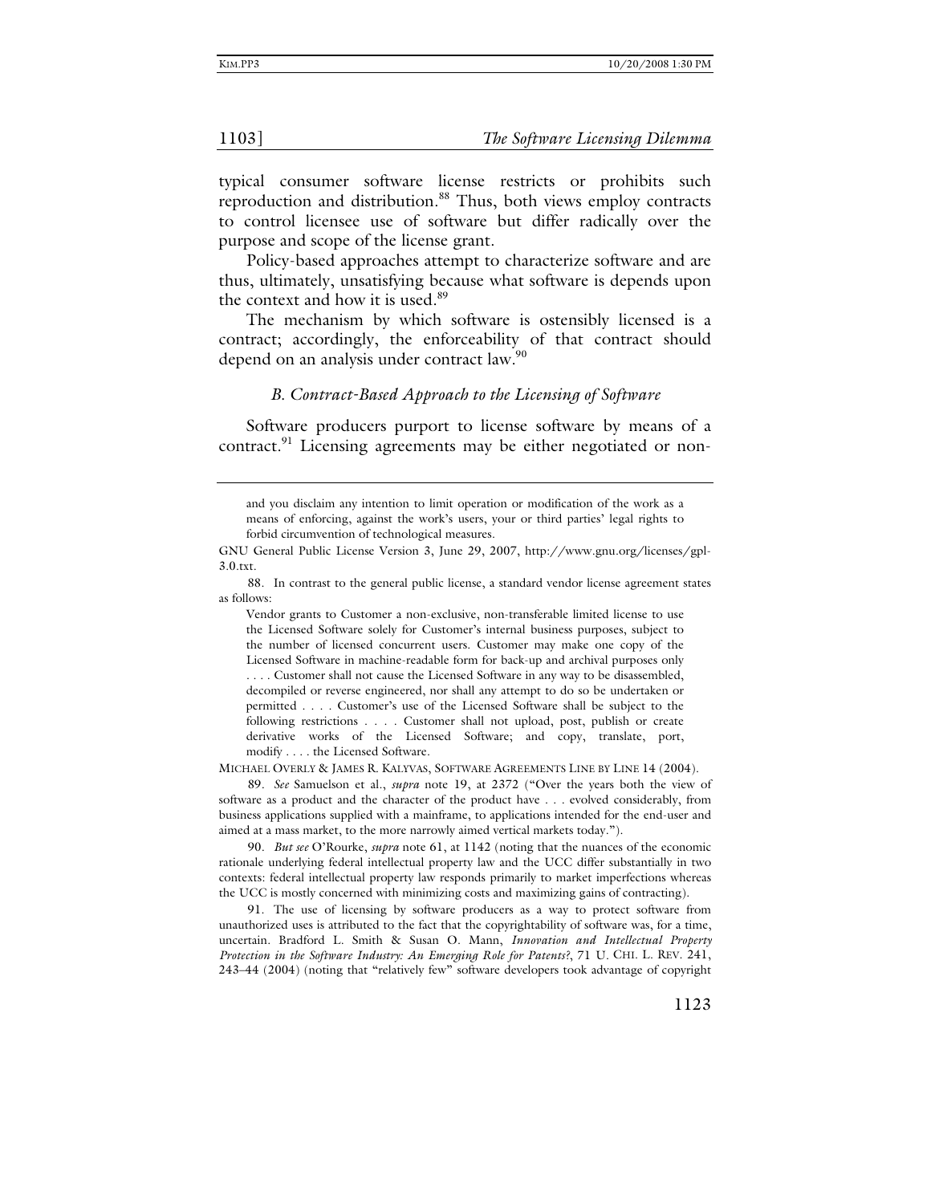typical consumer software license restricts or prohibits such reproduction and distribution.[88] Thus, both views employ contracts to control licensee use of software but differ radically over the purpose and scope of the license grant.

Policy-based approaches attempt to characterize software and are thus, ultimately, unsatisfying because what software is depends upon the context and how it is used.[89]

The mechanism by which software is ostensibly licensed is a contract; accordingly, the enforceability of that contract should depend on an analysis under contract law.[90]

### *B. Contract-Based Approach to the Licensing of Software*

Software producers purport to license software by means of a contract.[91] Licensing agreements may be either negotiated or non-

---

> and you disclaim any intention to limit operation or modification of the work as a means of enforcing, against the work's users, your or third parties' legal rights to forbid circumvention of technological measures.

GNU General Public License Version 3, June 29, 2007, http://www.gnu.org/licenses/gpl-3.0.txt.

88. In contrast to the general public license, a standard vendor license agreement states as follows:

> Vendor grants to Customer a non-exclusive, non-transferable limited license to use the Licensed Software solely for Customer's internal business purposes, subject to the number of licensed concurrent users. Customer may make one copy of the Licensed Software in machine-readable form for back-up and archival purposes only . . . . Customer shall not cause the Licensed Software in any way to be disassembled, decompiled or reverse engineered, nor shall any attempt to do so be undertaken or permitted . . . . Customer's use of the Licensed Software shall be subject to the following restrictions . . . . Customer shall not upload, post, publish or create derivative works of the Licensed Software; and copy, translate, port, modify . . . . the Licensed Software.

MICHAEL OVERLY & JAMES R. KALYVAS, SOFTWARE AGREEMENTS LINE BY LINE 14 (2004).

89. *See* Samuelson et al., *supra* note 19, at 2372 ("Over the years both the view of software as a product and the character of the product have . . . evolved considerably, from business applications supplied with a mainframe, to applications intended for the end-user and aimed at a mass market, to the more narrowly aimed vertical markets today.").

90. *But see* O'Rourke, *supra* note 61, at 1142 (noting that the nuances of the economic rationale underlying federal intellectual property law and the UCC differ substantially in two contexts: federal intellectual property law responds primarily to market imperfections whereas the UCC is mostly concerned with minimizing costs and maximizing gains of contracting).

91. The use of licensing by software producers as a way to protect software from unauthorized uses is attributed to the fact that the copyrightability of software was, for a time, uncertain. Bradford L. Smith & Susan O. Mann, *Innovation and Intellectual Property Protection in the Software Industry: An Emerging Role for Patents?*, 71 U. CHI. L. REV. 241, 243–44 (2004) (noting that "relatively few" software developers took advantage of copyright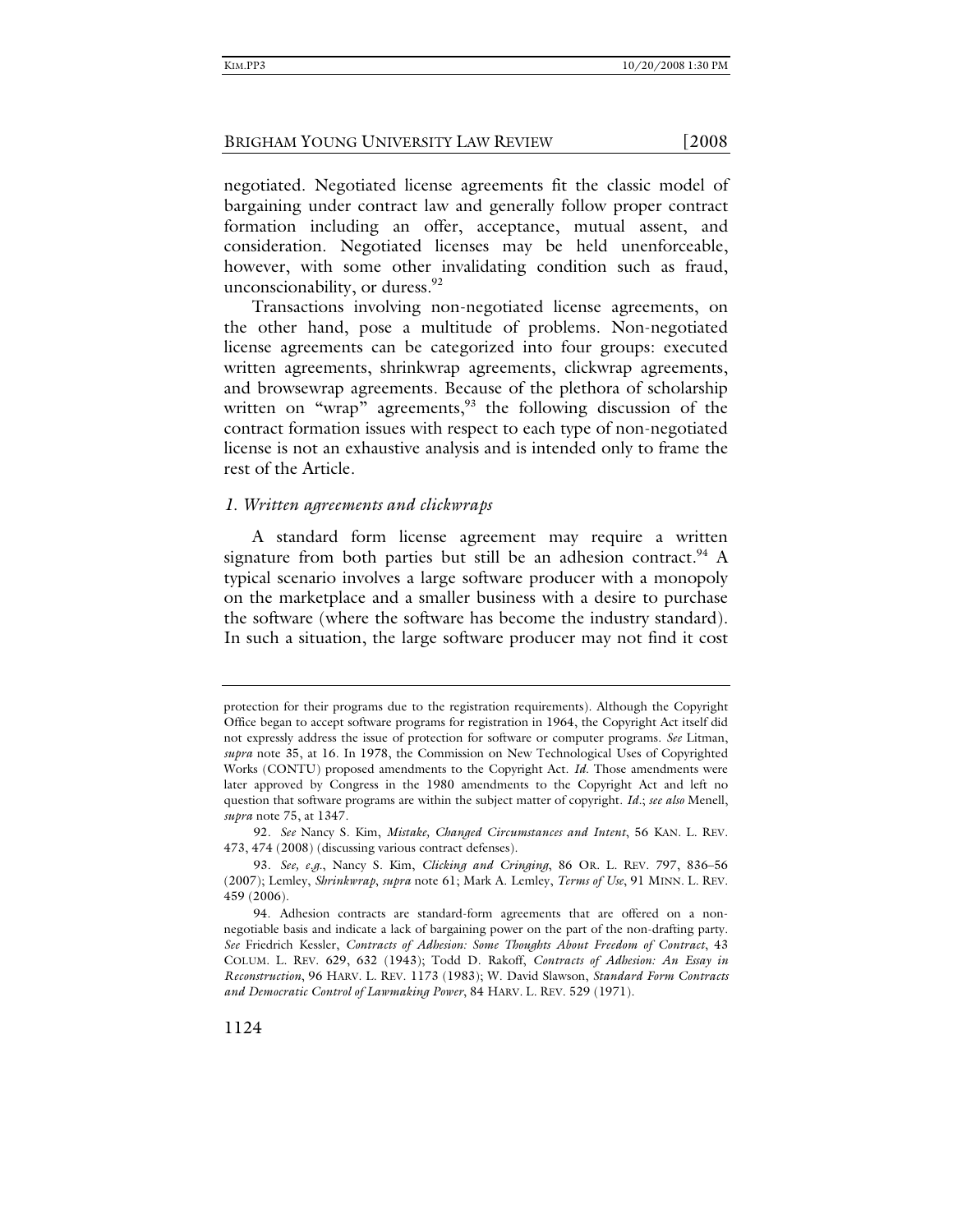negotiated. Negotiated license agreements fit the classic model of bargaining under contract law and generally follow proper contract formation including an offer, acceptance, mutual assent, and consideration. Negotiated licenses may be held unenforceable, however, with some other invalidating condition such as fraud, unconscionability, or duress.[92]

Transactions involving non-negotiated license agreements, on the other hand, pose a multitude of problems. Non-negotiated license agreements can be categorized into four groups: executed written agreements, shrinkwrap agreements, clickwrap agreements, and browsewrap agreements. Because of the plethora of scholarship written on "wrap" agreements,[93] the following discussion of the contract formation issues with respect to each type of non-negotiated license is not an exhaustive analysis and is intended only to frame the rest of the Article.

### *1. Written agreements and clickwraps*

A standard form license agreement may require a written signature from both parties but still be an adhesion contract.[94] A typical scenario involves a large software producer with a monopoly on the marketplace and a smaller business with a desire to purchase the software (where the software has become the industry standard). In such a situation, the large software producer may not find it cost

---

protection for their programs due to the registration requirements). Although the Copyright Office began to accept software programs for registration in 1964, the Copyright Act itself did not expressly address the issue of protection for software or computer programs. *See* Litman, *supra* note 35, at 16. In 1978, the Commission on New Technological Uses of Copyrighted Works (CONTU) proposed amendments to the Copyright Act. *Id.* Those amendments were later approved by Congress in the 1980 amendments to the Copyright Act and left no question that software programs are within the subject matter of copyright. *Id.*; *see also* Menell, *supra* note 75, at 1347.

92. *See* Nancy S. Kim, *Mistake, Changed Circumstances and Intent*, 56 KAN. L. REV. 473, 474 (2008) (discussing various contract defenses).

93. *See, e.g.*, Nancy S. Kim, *Clicking and Cringing*, 86 OR. L. REV. 797, 836–56 (2007); Lemley, *Shrinkwrap*, *supra* note 61; Mark A. Lemley, *Terms of Use*, 91 MINN. L. REV. 459 (2006).

94. Adhesion contracts are standard-form agreements that are offered on a non-negotiable basis and indicate a lack of bargaining power on the part of the non-drafting party. *See* Friedrich Kessler, *Contracts of Adhesion: Some Thoughts About Freedom of Contract*, 43 COLUM. L. REV. 629, 632 (1943); Todd D. Rakoff, *Contracts of Adhesion: An Essay in Reconstruction*, 96 HARV. L. REV. 1173 (1983); W. David Slawson, *Standard Form Contracts and Democratic Control of Lawmaking Power*, 84 HARV. L. REV. 529 (1971).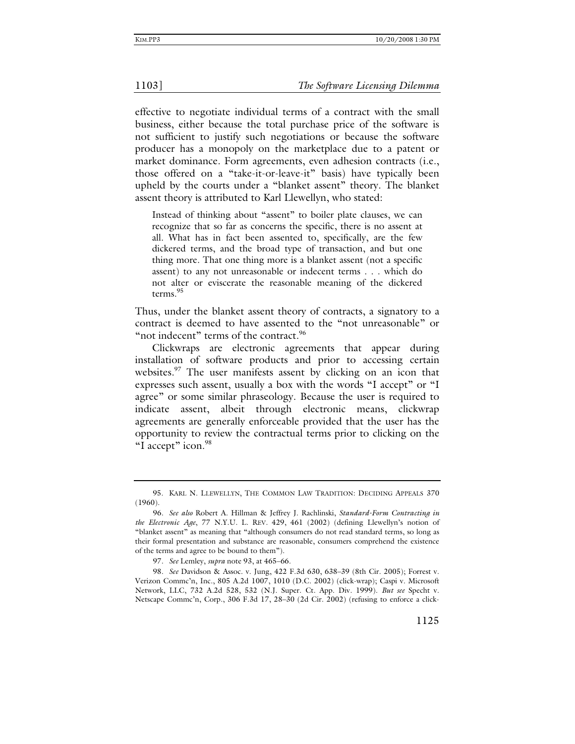effective to negotiate individual terms of a contract with the small business, either because the total purchase price of the software is not sufficient to justify such negotiations or because the software producer has a monopoly on the marketplace due to a patent or market dominance. Form agreements, even adhesion contracts (i.e., those offered on a "take-it-or-leave-it" basis) have typically been upheld by the courts under a "blanket assent" theory. The blanket assent theory is attributed to Karl Llewellyn, who stated:

> Instead of thinking about "assent" to boiler plate clauses, we can recognize that so far as concerns the specific, there is no assent at all. What has in fact been assented to, specifically, are the few dickered terms, and the broad type of transaction, and but one thing more. That one thing more is a blanket assent (not a specific assent) to any not unreasonable or indecent terms . . . which do not alter or eviscerate the reasonable meaning of the dickered terms.[95]

Thus, under the blanket assent theory of contracts, a signatory to a contract is deemed to have assented to the "not unreasonable" or "not indecent" terms of the contract.[96]

Clickwraps are electronic agreements that appear during installation of software products and prior to accessing certain websites.[97] The user manifests assent by clicking on an icon that expresses such assent, usually a box with the words "I accept" or "I agree" or some similar phraseology. Because the user is required to indicate assent, albeit through electronic means, clickwrap agreements are generally enforceable provided that the user has the opportunity to review the contractual terms prior to clicking on the "I accept" icon.[98]

---

95. KARL N. LLEWELLYN, THE COMMON LAW TRADITION: DECIDING APPEALS 370 (1960).

96. *See also* Robert A. Hillman & Jeffrey J. Rachlinski, *Standard-Form Contracting in the Electronic Age*, 77 N.Y.U. L. REV. 429, 461 (2002) (defining Llewellyn's notion of "blanket assent" as meaning that "although consumers do not read standard terms, so long as their formal presentation and substance are reasonable, consumers comprehend the existence of the terms and agree to be bound to them").

97. *See* Lemley, *supra* note 93, at 465–66.

98. *See* Davidson & Assoc. v. Jung, 422 F.3d 630, 638–39 (8th Cir. 2005); Forrest v. Verizon Commc'n, Inc., 805 A.2d 1007, 1010 (D.C. 2002) (click-wrap); Caspi v. Microsoft Network, LLC, 732 A.2d 528, 532 (N.J. Super. Ct. App. Div. 1999). *But see* Specht v. Netscape Commc'n, Corp., 306 F.3d 17, 28–30 (2d Cir. 2002) (refusing to enforce a click-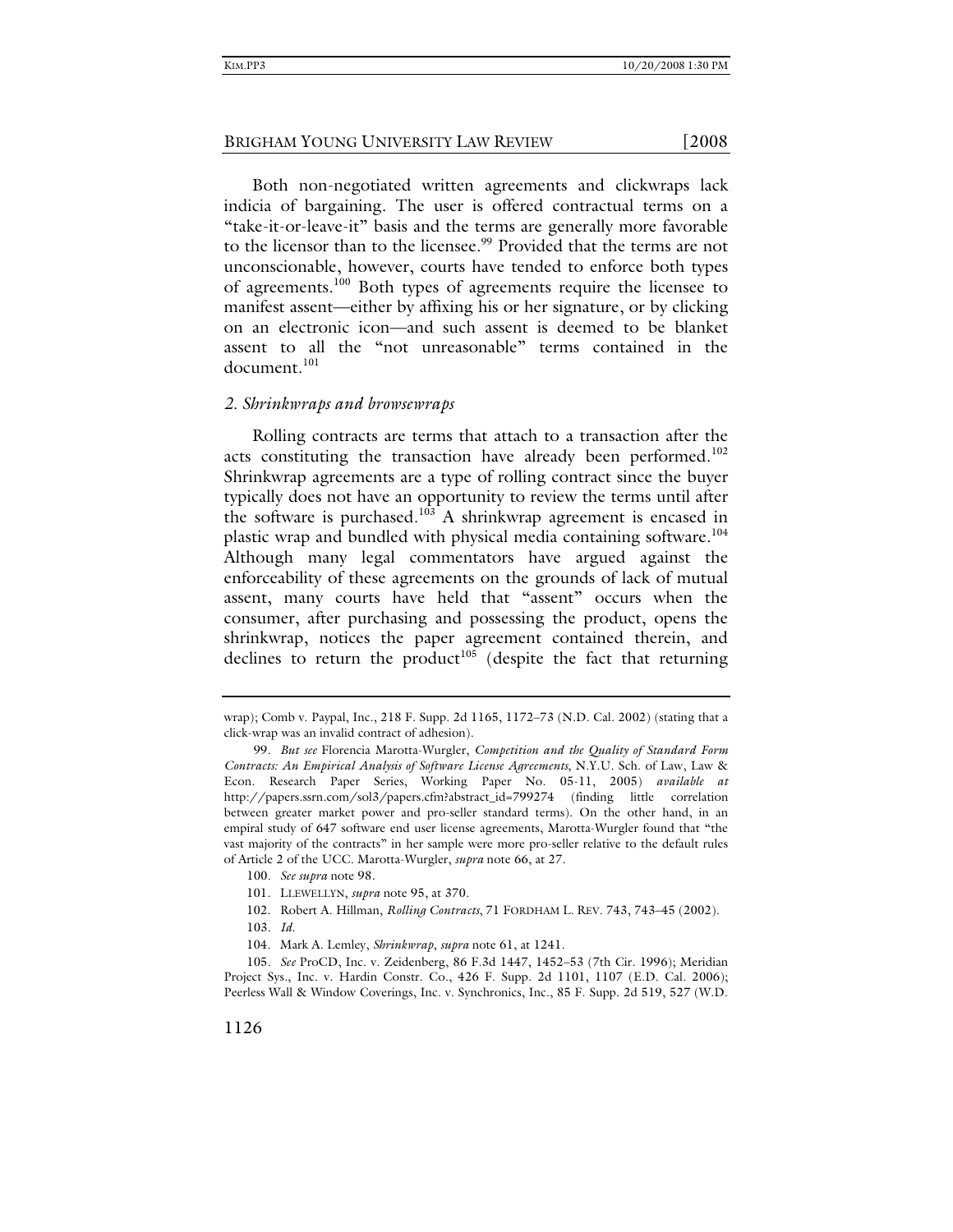Both non-negotiated written agreements and clickwraps lack indicia of bargaining. The user is offered contractual terms on a "take-it-or-leave-it" basis and the terms are generally more favorable to the licensor than to the licensee.[99] Provided that the terms are not unconscionable, however, courts have tended to enforce both types of agreements.[100] Both types of agreements require the licensee to manifest assent—either by affixing his or her signature, or by clicking on an electronic icon—and such assent is deemed to be blanket assent to all the "not unreasonable" terms contained in the document.[101]

### *2. Shrinkwraps and browsewraps*

Rolling contracts are terms that attach to a transaction after the acts constituting the transaction have already been performed.[102] Shrinkwrap agreements are a type of rolling contract since the buyer typically does not have an opportunity to review the terms until after the software is purchased.[103] A shrinkwrap agreement is encased in plastic wrap and bundled with physical media containing software.[104] Although many legal commentators have argued against the enforceability of these agreements on the grounds of lack of mutual assent, many courts have held that "assent" occurs when the consumer, after purchasing and possessing the product, opens the shrinkwrap, notices the paper agreement contained therein, and declines to return the product[105] (despite the fact that returning

---

wrap); Comb v. Paypal, Inc., 218 F. Supp. 2d 1165, 1172–73 (N.D. Cal. 2002) (stating that a click-wrap was an invalid contract of adhesion).

99. *But see* Florencia Marotta-Wurgler, *Competition and the Quality of Standard Form Contracts: An Empirical Analysis of Software License Agreements*, N.Y.U. Sch. of Law, Law & Econ. Research Paper Series, Working Paper No. 05-11, 2005) *available at* http://papers.ssrn.com/sol3/papers.cfm?abstract_id=799274 (finding little correlation between greater market power and pro-seller standard terms). On the other hand, in an empiral study of 647 software end user license agreements, Marotta-Wurgler found that "the vast majority of the contracts" in her sample were more pro-seller relative to the default rules of Article 2 of the UCC. Marotta-Wurgler, *supra* note 66, at 27.

100. *See supra* note 98.

101. LLEWELLYN, *supra* note 95, at 370.

102. Robert A. Hillman, *Rolling Contracts*, 71 FORDHAM L. REV. 743, 743–45 (2002).

103. *Id.*

104. Mark A. Lemley, *Shrinkwrap*, *supra* note 61, at 1241.

105. *See* ProCD, Inc. v. Zeidenberg, 86 F.3d 1447, 1452–53 (7th Cir. 1996); Meridian Project Sys., Inc. v. Hardin Constr. Co., 426 F. Supp. 2d 1101, 1107 (E.D. Cal. 2006); Peerless Wall & Window Coverings, Inc. v. Synchronics, Inc., 85 F. Supp. 2d 519, 527 (W.D.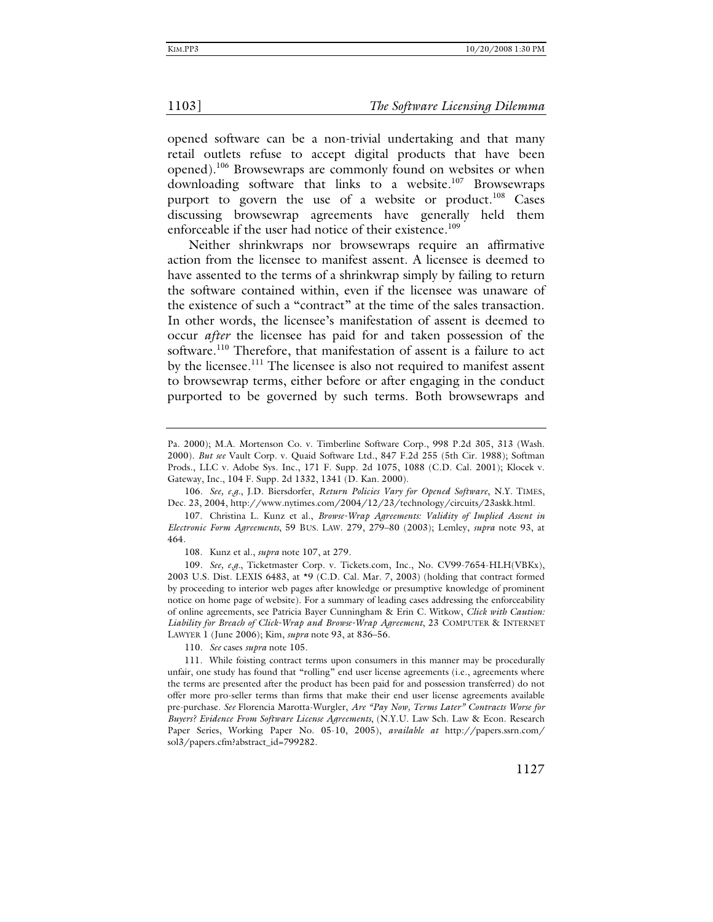opened software can be a non-trivial undertaking and that many retail outlets refuse to accept digital products that have been opened).[106] Browsewraps are commonly found on websites or when downloading software that links to a website.[107] Browsewraps purport to govern the use of a website or product.[108] Cases discussing browsewrap agreements have generally held them enforceable if the user had notice of their existence.[109]

Neither shrinkwraps nor browsewraps require an affirmative action from the licensee to manifest assent. A licensee is deemed to have assented to the terms of a shrinkwrap simply by failing to return the software contained within, even if the licensee was unaware of the existence of such a "contract" at the time of the sales transaction. In other words, the licensee's manifestation of assent is deemed to occur *after* the licensee has paid for and taken possession of the software.[110] Therefore, that manifestation of assent is a failure to act by the licensee.[111] The licensee is also not required to manifest assent to browsewrap terms, either before or after engaging in the conduct purported to be governed by such terms. Both browsewraps and

---

Pa. 2000); M.A. Mortenson Co. v. Timberline Software Corp., 998 P.2d 305, 313 (Wash. 2000). *But see* Vault Corp. v. Quaid Software Ltd., 847 F.2d 255 (5th Cir. 1988); Softman Prods., LLC v. Adobe Sys. Inc., 171 F. Supp. 2d 1075, 1088 (C.D. Cal. 2001); Klocek v. Gateway, Inc., 104 F. Supp. 2d 1332, 1341 (D. Kan. 2000).

106. *See, e.g.*, J.D. Biersdorfer, *Return Policies Vary for Opened Software*, N.Y. TIMES, Dec. 23, 2004, http://www.nytimes.com/2004/12/23/technology/circuits/23askk.html.

107. Christina L. Kunz et al., *Browse-Wrap Agreements: Validity of Implied Assent in Electronic Form Agreements*, 59 BUS. LAW. 279, 279–80 (2003); Lemley, *supra* note 93, at 464.

108. Kunz et al., *supra* note 107, at 279.

109. *See, e.g.*, Ticketmaster Corp. v. Tickets.com, Inc., No. CV99-7654-HLH(VBKx), 2003 U.S. Dist. LEXIS 6483, at *9 (C.D. Cal. Mar. 7, 2003) (holding that contract formed by proceeding to interior web pages after knowledge or presumptive knowledge of prominent notice on home page of website). For a summary of leading cases addressing the enforceability of online agreements, see Patricia Bayer Cunningham & Erin C. Witkow, *Click with Caution: Liability for Breach of Click-Wrap and Browse-Wrap Agreement*, 23 COMPUTER & INTERNET LAWYER 1 (June 2006); Kim, *supra* note 93, at 836–56.

110. *See* cases *supra* note 105.

111. While foisting contract terms upon consumers in this manner may be procedurally unfair, one study has found that "rolling" end user license agreements (i.e., agreements where the terms are presented after the product has been paid for and possession transferred) do not offer more pro-seller terms than firms that make their end user license agreements available pre-purchase. *See* Florencia Marotta-Wurgler, *Are "Pay Now, Terms Later" Contracts Worse for Buyers? Evidence From Software License Agreements*, (N.Y.U. Law Sch. Law & Econ. Research Paper Series, Working Paper No. 05-10, 2005), *available at* http://papers.ssrn.com/sol3/papers.cfm?abstract_id=799282.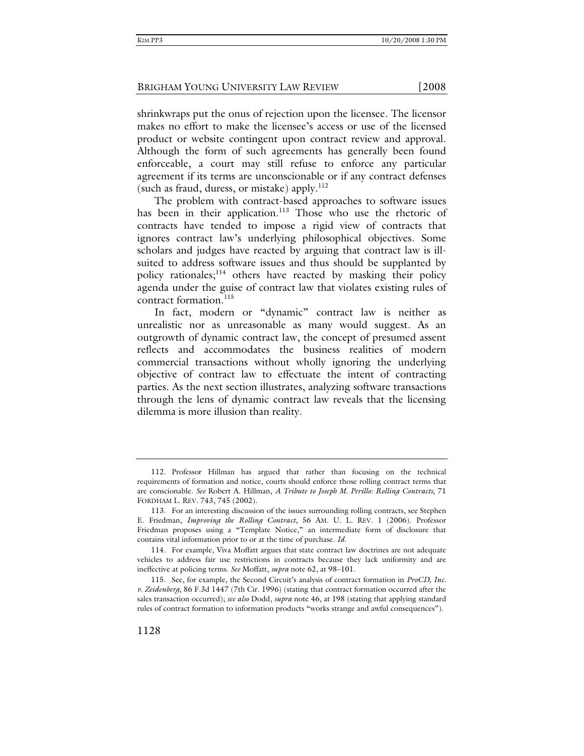shrinkwraps put the onus of rejection upon the licensee. The licensor makes no effort to make the licensee's access or use of the licensed product or website contingent upon contract review and approval. Although the form of such agreements has generally been found enforceable, a court may still refuse to enforce any particular agreement if its terms are unconscionable or if any contract defenses (such as fraud, duress, or mistake) apply.[112]

The problem with contract-based approaches to software issues has been in their application.[113] Those who use the rhetoric of contracts have tended to impose a rigid view of contracts that ignores contract law's underlying philosophical objectives. Some scholars and judges have reacted by arguing that contract law is ill-suited to address software issues and thus should be supplanted by policy rationales;[114] others have reacted by masking their policy agenda under the guise of contract law that violates existing rules of contract formation.[115]

In fact, modern or "dynamic" contract law is neither as unrealistic nor as unreasonable as many would suggest. As an outgrowth of dynamic contract law, the concept of presumed assent reflects and accommodates the business realities of modern commercial transactions without wholly ignoring the underlying objective of contract law to effectuate the intent of contracting parties. As the next section illustrates, analyzing software transactions through the lens of dynamic contract law reveals that the licensing dilemma is more illusion than reality.

---

112. Professor Hillman has argued that rather than focusing on the technical requirements of formation and notice, courts should enforce those rolling contract terms that are conscionable. *See* Robert A. Hillman, *A Tribute to Joseph M. Perillo: Rolling Contracts*, 71 FORDHAM L. REV. 743, 745 (2002).

113. For an interesting discussion of the issues surrounding rolling contracts, see Stephen E. Friedman, *Improving the Rolling Contract*, 56 AM. U. L. REV. 1 (2006). Professor Friedman proposes using a "Template Notice," an intermediate form of disclosure that contains vital information prior to or at the time of purchase. *Id.*

114. For example, Viva Moffatt argues that state contract law doctrines are not adequate vehicles to address fair use restrictions in contracts because they lack uniformity and are ineffective at policing terms. *See* Moffatt, *supra* note 62, at 98–101.

115. See, for example, the Second Circuit's analysis of contract formation in *ProCD, Inc. v. Zeidenberg*, 86 F.3d 1447 (7th Cir. 1996) (stating that contract formation occurred after the sales transaction occurred); *see also* Dodd, *supra* note 46, at 198 (stating that applying standard rules of contract formation to information products "works strange and awful consequences").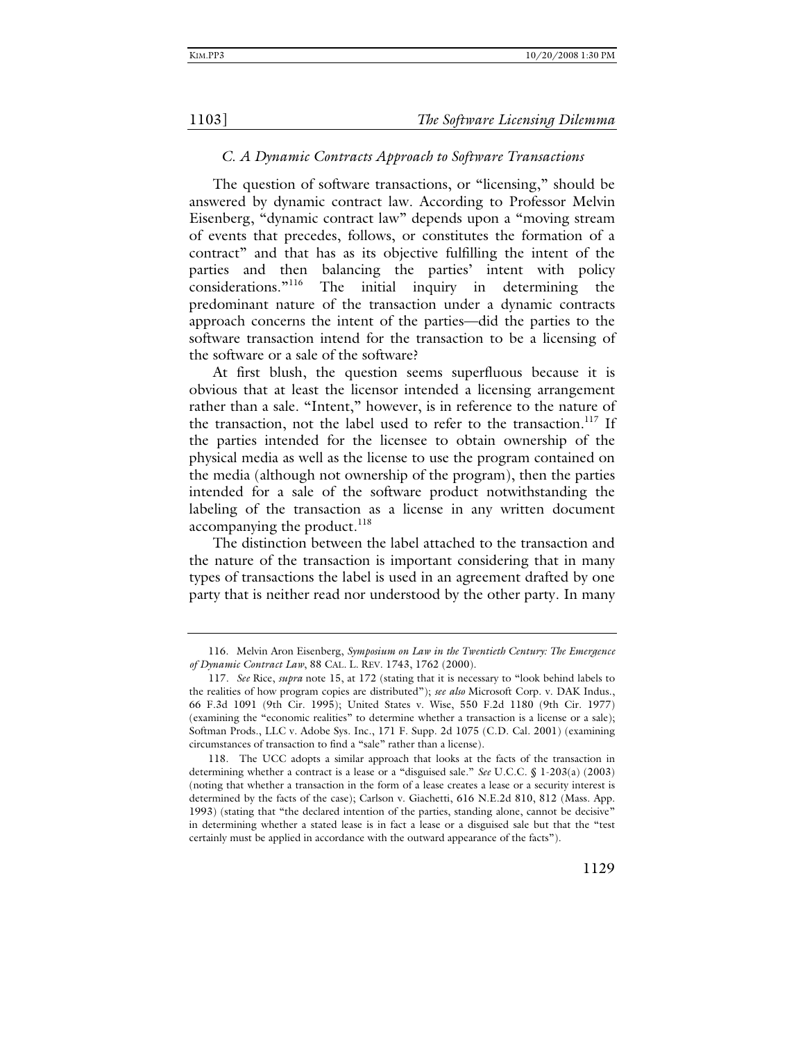### *C. A Dynamic Contracts Approach to Software Transactions*

The question of software transactions, or "licensing," should be answered by dynamic contract law. According to Professor Melvin Eisenberg, "dynamic contract law" depends upon a "moving stream of events that precedes, follows, or constitutes the formation of a contract" and that has as its objective fulfilling the intent of the parties and then balancing the parties' intent with policy considerations."[116] The initial inquiry in determining the predominant nature of the transaction under a dynamic contracts approach concerns the intent of the parties—did the parties to the software transaction intend for the transaction to be a licensing of the software or a sale of the software?

At first blush, the question seems superfluous because it is obvious that at least the licensor intended a licensing arrangement rather than a sale. "Intent," however, is in reference to the nature of the transaction, not the label used to refer to the transaction.[117] If the parties intended for the licensee to obtain ownership of the physical media as well as the license to use the program contained on the media (although not ownership of the program), then the parties intended for a sale of the software product notwithstanding the labeling of the transaction as a license in any written document accompanying the product.[118]

The distinction between the label attached to the transaction and the nature of the transaction is important considering that in many types of transactions the label is used in an agreement drafted by one party that is neither read nor understood by the other party. In many

---

116. Melvin Aron Eisenberg, *Symposium on Law in the Twentieth Century: The Emergence of Dynamic Contract Law*, 88 CAL. L. REV. 1743, 1762 (2000).

117. *See* Rice, *supra* note 15, at 172 (stating that it is necessary to "look behind labels to the realities of how program copies are distributed"); *see also* Microsoft Corp. v. DAK Indus., 66 F.3d 1091 (9th Cir. 1995); United States v. Wise, 550 F.2d 1180 (9th Cir. 1977) (examining the "economic realities" to determine whether a transaction is a license or a sale); Softman Prods., LLC v. Adobe Sys. Inc., 171 F. Supp. 2d 1075 (C.D. Cal. 2001) (examining circumstances of transaction to find a "sale" rather than a license).

118. The UCC adopts a similar approach that looks at the facts of the transaction in determining whether a contract is a lease or a "disguised sale." *See* U.C.C. § 1-203(a) (2003) (noting that whether a transaction in the form of a lease creates a lease or a security interest is determined by the facts of the case); Carlson v. Giachetti, 616 N.E.2d 810, 812 (Mass. App. 1993) (stating that "the declared intention of the parties, standing alone, cannot be decisive" in determining whether a stated lease is in fact a lease or a disguised sale but that the "test certainly must be applied in accordance with the outward appearance of the facts").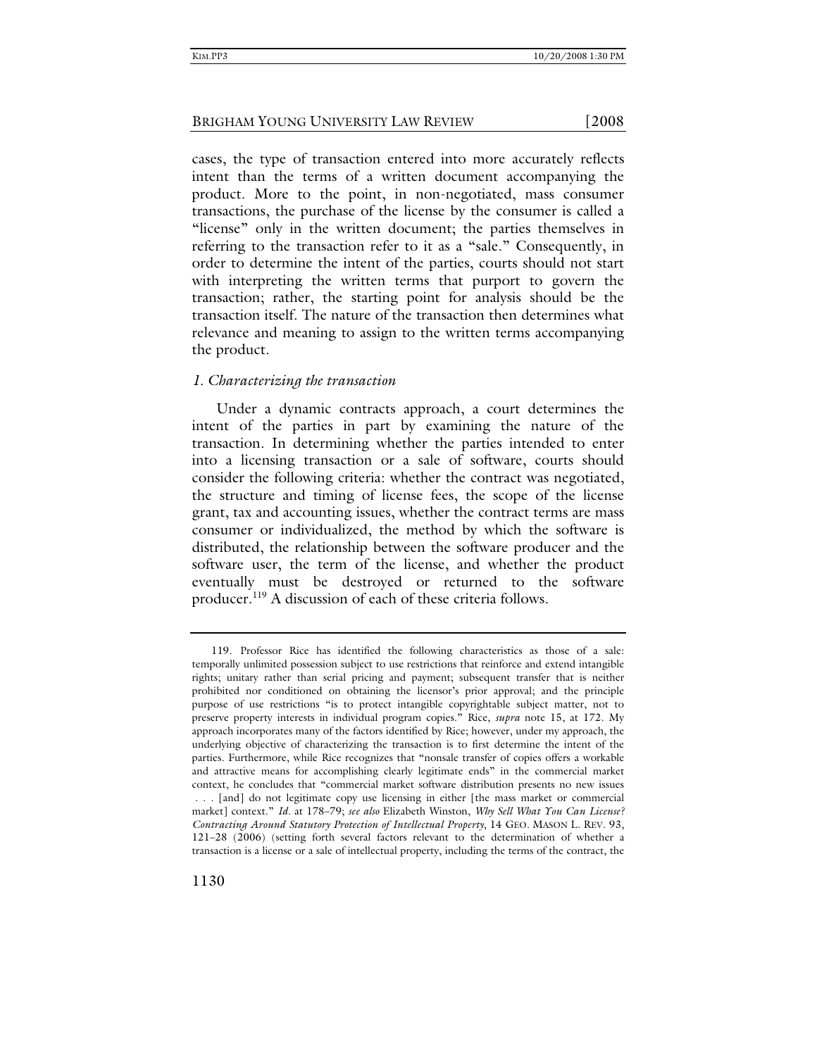cases, the type of transaction entered into more accurately reflects intent than the terms of a written document accompanying the product. More to the point, in non-negotiated, mass consumer transactions, the purchase of the license by the consumer is called a "license" only in the written document; the parties themselves in referring to the transaction refer to it as a "sale." Consequently, in order to determine the intent of the parties, courts should not start with interpreting the written terms that purport to govern the transaction; rather, the starting point for analysis should be the transaction itself. The nature of the transaction then determines what relevance and meaning to assign to the written terms accompanying the product.

### *1. Characterizing the transaction*

Under a dynamic contracts approach, a court determines the intent of the parties in part by examining the nature of the transaction. In determining whether the parties intended to enter into a licensing transaction or a sale of software, courts should consider the following criteria: whether the contract was negotiated, the structure and timing of license fees, the scope of the license grant, tax and accounting issues, whether the contract terms are mass consumer or individualized, the method by which the software is distributed, the relationship between the software producer and the software user, the term of the license, and whether the product eventually must be destroyed or returned to the software producer.[119] A discussion of each of these criteria follows.

---

119. Professor Rice has identified the following characteristics as those of a sale: temporally unlimited possession subject to use restrictions that reinforce and extend intangible rights; unitary rather than serial pricing and payment; subsequent transfer that is neither prohibited nor conditioned on obtaining the licensor's prior approval; and the principle purpose of use restrictions "is to protect intangible copyrightable subject matter, not to preserve property interests in individual program copies." Rice, *supra* note 15, at 172. My approach incorporates many of the factors identified by Rice; however, under my approach, the underlying objective of characterizing the transaction is to first determine the intent of the parties. Furthermore, while Rice recognizes that "nonsale transfer of copies offers a workable and attractive means for accomplishing clearly legitimate ends" in the commercial market context, he concludes that "commercial market software distribution presents no new issues . . . [and] do not legitimate copy use licensing in either [the mass market or commercial market] context." *Id*. at 178–79; *see also* Elizabeth Winston, *Why Sell What You Can License? Contracting Around Statutory Protection of Intellectual Property*, 14 GEO. MASON L. REV. 93, 121–28 (2006) (setting forth several factors relevant to the determination of whether a transaction is a license or a sale of intellectual property, including the terms of the contract, the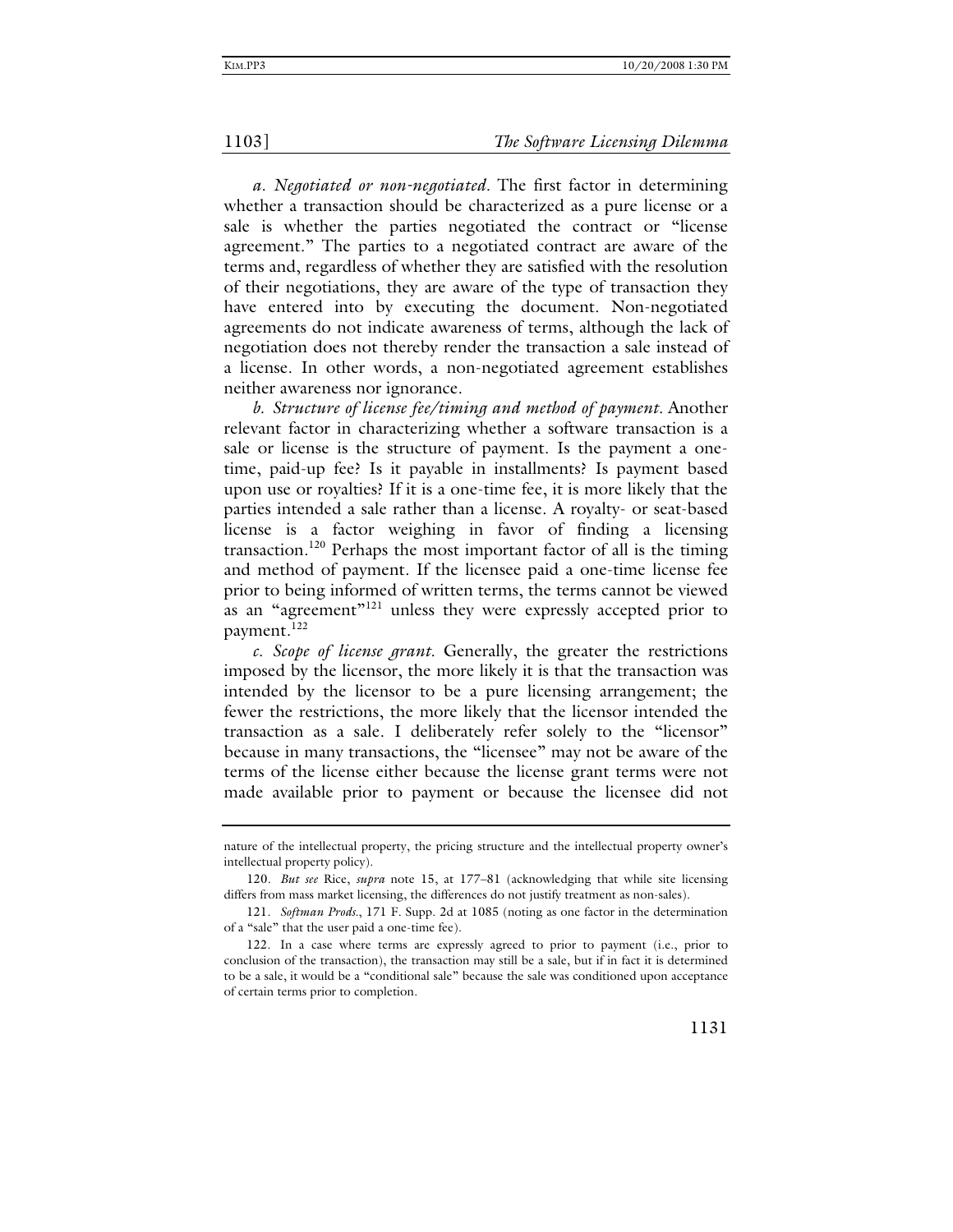*a. Negotiated or non-negotiated.* The first factor in determining whether a transaction should be characterized as a pure license or a sale is whether the parties negotiated the contract or "license agreement." The parties to a negotiated contract are aware of the terms and, regardless of whether they are satisfied with the resolution of their negotiations, they are aware of the type of transaction they have entered into by executing the document. Non-negotiated agreements do not indicate awareness of terms, although the lack of negotiation does not thereby render the transaction a sale instead of a license. In other words, a non-negotiated agreement establishes neither awareness nor ignorance.

*b. Structure of license fee/timing and method of payment.* Another relevant factor in characterizing whether a software transaction is a sale or license is the structure of payment. Is the payment a one-time, paid-up fee? Is it payable in installments? Is payment based upon use or royalties? If it is a one-time fee, it is more likely that the parties intended a sale rather than a license. A royalty- or seat-based license is a factor weighing in favor of finding a licensing transaction.[120] Perhaps the most important factor of all is the timing and method of payment. If the licensee paid a one-time license fee prior to being informed of written terms, the terms cannot be viewed as an "agreement"[121] unless they were expressly accepted prior to payment.[122]

*c. Scope of license grant.* Generally, the greater the restrictions imposed by the licensor, the more likely it is that the transaction was intended by the licensor to be a pure licensing arrangement; the fewer the restrictions, the more likely that the licensor intended the transaction as a sale. I deliberately refer solely to the "licensor" because in many transactions, the "licensee" may not be aware of the terms of the license either because the license grant terms were not made available prior to payment or because the licensee did not

---

nature of the intellectual property, the pricing structure and the intellectual property owner's intellectual property policy).

120. *But see* Rice, *supra* note 15, at 177–81 (acknowledging that while site licensing differs from mass market licensing, the differences do not justify treatment as non-sales).

121. *Softman Prods.*, 171 F. Supp. 2d at 1085 (noting as one factor in the determination of a "sale" that the user paid a one-time fee).

122. In a case where terms are expressly agreed to prior to payment (i.e., prior to conclusion of the transaction), the transaction may still be a sale, but if in fact it is determined to be a sale, it would be a "conditional sale" because the sale was conditioned upon acceptance of certain terms prior to completion.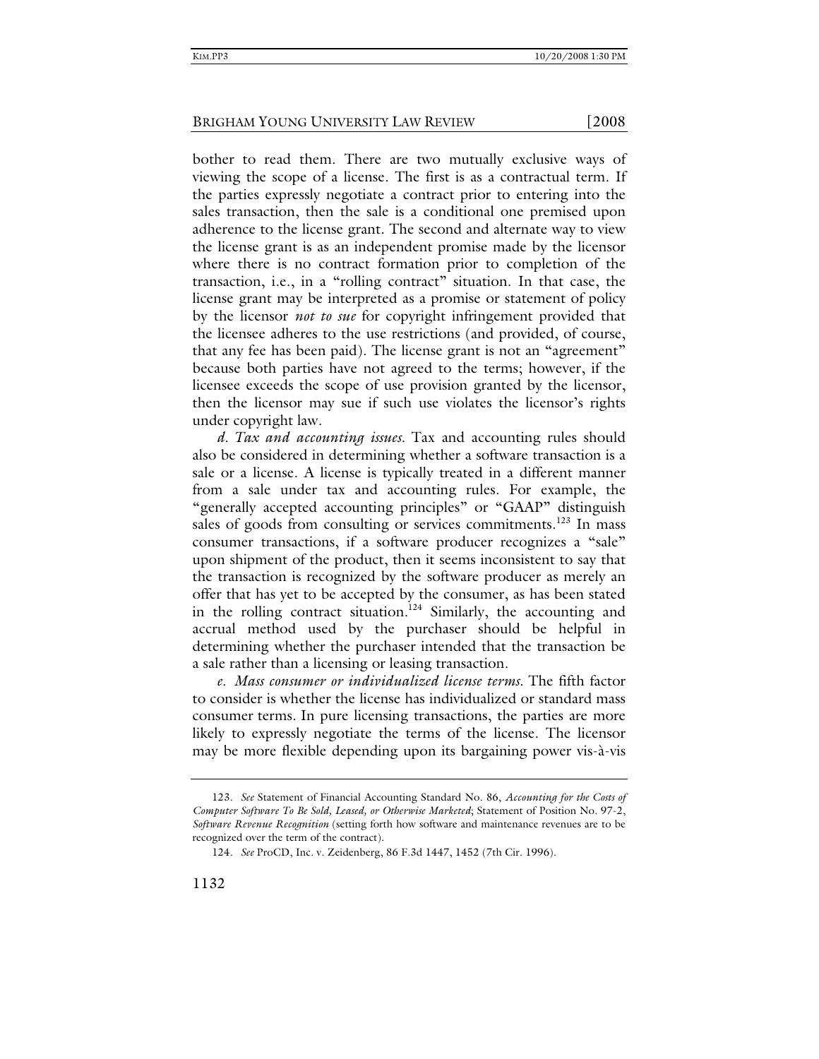bother to read them. There are two mutually exclusive ways of viewing the scope of a license. The first is as a contractual term. If the parties expressly negotiate a contract prior to entering into the sales transaction, then the sale is a conditional one premised upon adherence to the license grant. The second and alternate way to view the license grant is as an independent promise made by the licensor where there is no contract formation prior to completion of the transaction, i.e., in a "rolling contract" situation. In that case, the license grant may be interpreted as a promise or statement of policy by the licensor *not to sue* for copyright infringement provided that the licensee adheres to the use restrictions (and provided, of course, that any fee has been paid). The license grant is not an "agreement" because both parties have not agreed to the terms; however, if the licensee exceeds the scope of use provision granted by the licensor, then the licensor may sue if such use violates the licensor's rights under copyright law.

*d. Tax and accounting issues.* Tax and accounting rules should also be considered in determining whether a software transaction is a sale or a license. A license is typically treated in a different manner from a sale under tax and accounting rules. For example, the "generally accepted accounting principles" or "GAAP" distinguish sales of goods from consulting or services commitments.[123] In mass consumer transactions, if a software producer recognizes a "sale" upon shipment of the product, then it seems inconsistent to say that the transaction is recognized by the software producer as merely an offer that has yet to be accepted by the consumer, as has been stated in the rolling contract situation.[124] Similarly, the accounting and accrual method used by the purchaser should be helpful in determining whether the purchaser intended that the transaction be a sale rather than a licensing or leasing transaction.

*e. Mass consumer or individualized license terms.* The fifth factor to consider is whether the license has individualized or standard mass consumer terms. In pure licensing transactions, the parties are more likely to expressly negotiate the terms of the license. The licensor may be more flexible depending upon its bargaining power vis-à-vis

---

123. *See* Statement of Financial Accounting Standard No. 86, *Accounting for the Costs of Computer Software To Be Sold, Leased, or Otherwise Marketed*; Statement of Position No. 97-2, *Software Revenue Recognition* (setting forth how software and maintenance revenues are to be recognized over the term of the contract).

124. *See* ProCD, Inc. v. Zeidenberg, 86 F.3d 1447, 1452 (7th Cir. 1996).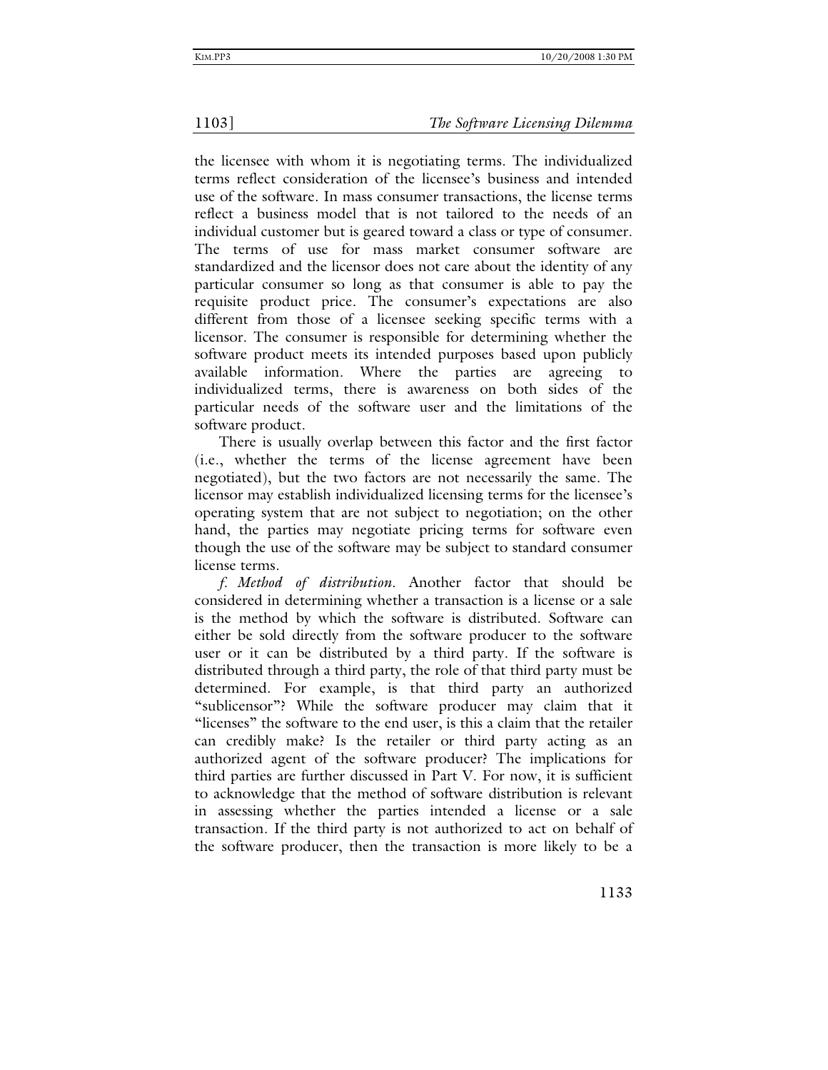the licensee with whom it is negotiating terms. The individualized terms reflect consideration of the licensee's business and intended use of the software. In mass consumer transactions, the license terms reflect a business model that is not tailored to the needs of an individual customer but is geared toward a class or type of consumer. The terms of use for mass market consumer software are standardized and the licensor does not care about the identity of any particular consumer so long as that consumer is able to pay the requisite product price. The consumer's expectations are also different from those of a licensee seeking specific terms with a licensor. The consumer is responsible for determining whether the software product meets its intended purposes based upon publicly available information. Where the parties are agreeing to individualized terms, there is awareness on both sides of the particular needs of the software user and the limitations of the software product.

There is usually overlap between this factor and the first factor (i.e., whether the terms of the license agreement have been negotiated), but the two factors are not necessarily the same. The licensor may establish individualized licensing terms for the licensee's operating system that are not subject to negotiation; on the other hand, the parties may negotiate pricing terms for software even though the use of the software may be subject to standard consumer license terms.

*f. Method of distribution*. Another factor that should be considered in determining whether a transaction is a license or a sale is the method by which the software is distributed. Software can either be sold directly from the software producer to the software user or it can be distributed by a third party. If the software is distributed through a third party, the role of that third party must be determined. For example, is that third party an authorized "sublicensor"? While the software producer may claim that it "licenses" the software to the end user, is this a claim that the retailer can credibly make? Is the retailer or third party acting as an authorized agent of the software producer? The implications for third parties are further discussed in Part V. For now, it is sufficient to acknowledge that the method of software distribution is relevant in assessing whether the parties intended a license or a sale transaction. If the third party is not authorized to act on behalf of the software producer, then the transaction is more likely to be a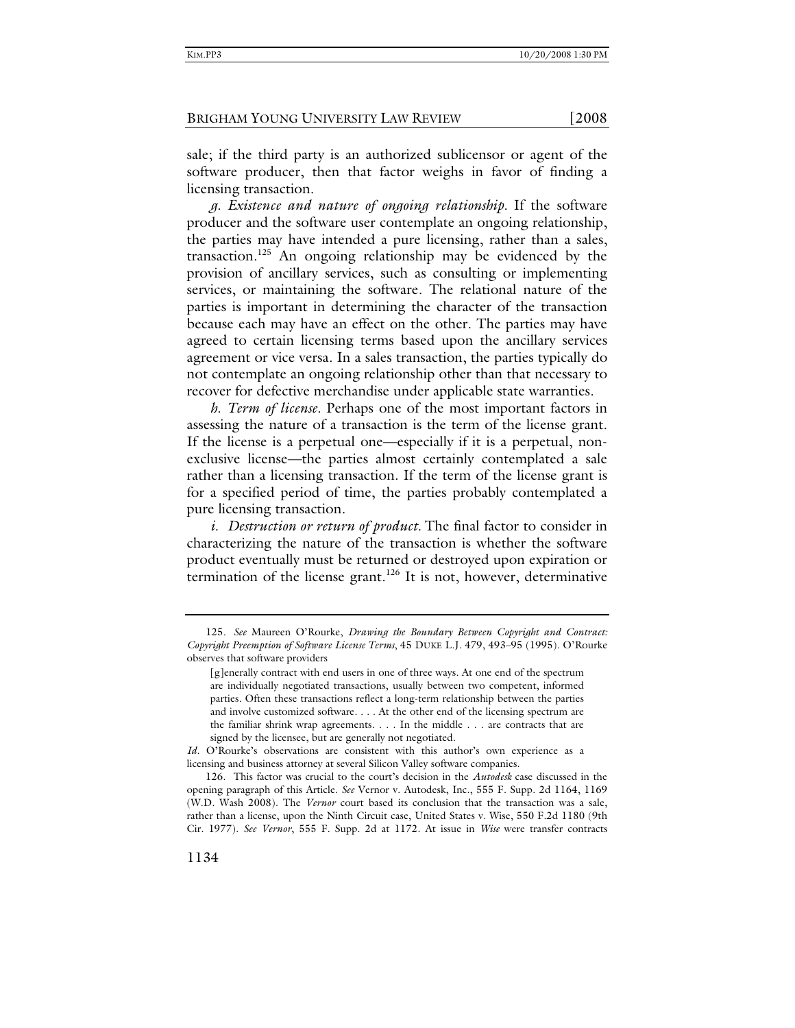sale; if the third party is an authorized sublicensor or agent of the software producer, then that factor weighs in favor of finding a licensing transaction.

*g. Existence and nature of ongoing relationship*. If the software producer and the software user contemplate an ongoing relationship, the parties may have intended a pure licensing, rather than a sales, transaction.[125] An ongoing relationship may be evidenced by the provision of ancillary services, such as consulting or implementing services, or maintaining the software. The relational nature of the parties is important in determining the character of the transaction because each may have an effect on the other. The parties may have agreed to certain licensing terms based upon the ancillary services agreement or vice versa. In a sales transaction, the parties typically do not contemplate an ongoing relationship other than that necessary to recover for defective merchandise under applicable state warranties.

*h. Term of license*. Perhaps one of the most important factors in assessing the nature of a transaction is the term of the license grant. If the license is a perpetual one—especially if it is a perpetual, non-exclusive license—the parties almost certainly contemplated a sale rather than a licensing transaction. If the term of the license grant is for a specified period of time, the parties probably contemplated a pure licensing transaction.

*i. Destruction or return of product*. The final factor to consider in characterizing the nature of the transaction is whether the software product eventually must be returned or destroyed upon expiration or termination of the license grant.[126] It is not, however, determinative

---

125. *See* Maureen O'Rourke, *Drawing the Boundary Between Copyright and Contract: Copyright Preemption of Software License Terms*, 45 DUKE L.J. 479, 493–95 (1995). O'Rourke observes that software providers

> [g]enerally contract with end users in one of three ways. At one end of the spectrum are individually negotiated transactions, usually between two competent, informed parties. Often these transactions reflect a long-term relationship between the parties and involve customized software. . . . At the other end of the licensing spectrum are the familiar shrink wrap agreements. . . . In the middle . . . are contracts that are signed by the licensee, but are generally not negotiated.

*Id*. O'Rourke's observations are consistent with this author's own experience as a licensing and business attorney at several Silicon Valley software companies.

126. This factor was crucial to the court's decision in the *Autodesk* case discussed in the opening paragraph of this Article. *See* Vernor v. Autodesk, Inc., 555 F. Supp. 2d 1164, 1169 (W.D. Wash 2008). The *Vernor* court based its conclusion that the transaction was a sale, rather than a license, upon the Ninth Circuit case, United States v. Wise, 550 F.2d 1180 (9th Cir. 1977). *See Vernor*, 555 F. Supp. 2d at 1172. At issue in *Wise* were transfer contracts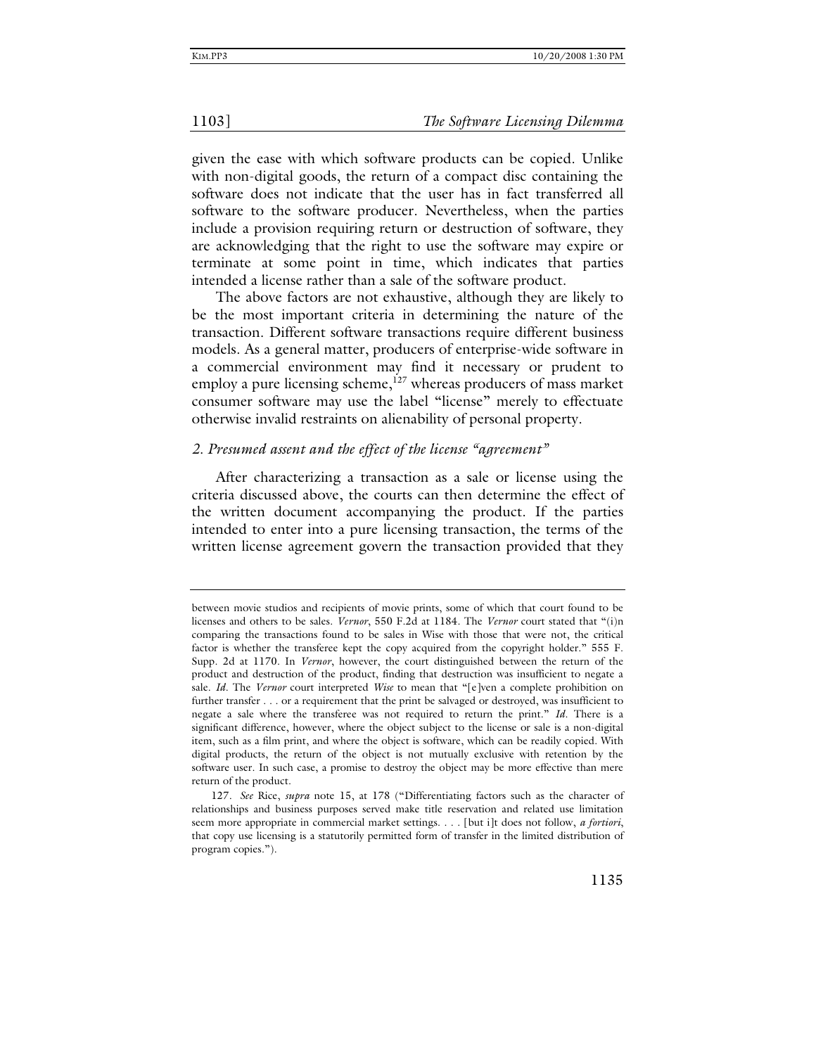given the ease with which software products can be copied. Unlike with non-digital goods, the return of a compact disc containing the software does not indicate that the user has in fact transferred all software to the software producer. Nevertheless, when the parties include a provision requiring return or destruction of software, they are acknowledging that the right to use the software may expire or terminate at some point in time, which indicates that parties intended a license rather than a sale of the software product.

The above factors are not exhaustive, although they are likely to be the most important criteria in determining the nature of the transaction. Different software transactions require different business models. As a general matter, producers of enterprise-wide software in a commercial environment may find it necessary or prudent to employ a pure licensing scheme,[127] whereas producers of mass market consumer software may use the label "license" merely to effectuate otherwise invalid restraints on alienability of personal property.

### *2. Presumed assent and the effect of the license "agreement"*

After characterizing a transaction as a sale or license using the criteria discussed above, the courts can then determine the effect of the written document accompanying the product. If the parties intended to enter into a pure licensing transaction, the terms of the written license agreement govern the transaction provided that they

---

between movie studios and recipients of movie prints, some of which that court found to be licenses and others to be sales. *Vernor*, 550 F.2d at 1184. The *Vernor* court stated that "(i)n comparing the transactions found to be sales in Wise with those that were not, the critical factor is whether the transferee kept the copy acquired from the copyright holder." 555 F. Supp. 2d at 1170. In *Vernor*, however, the court distinguished between the return of the product and destruction of the product, finding that destruction was insufficient to negate a sale. *Id*. The *Vernor* court interpreted *Wise* to mean that "[e]ven a complete prohibition on further transfer . . . or a requirement that the print be salvaged or destroyed, was insufficient to negate a sale where the transferee was not required to return the print." *Id*. There is a significant difference, however, where the object subject to the license or sale is a non-digital item, such as a film print, and where the object is software, which can be readily copied. With digital products, the return of the object is not mutually exclusive with retention by the software user. In such case, a promise to destroy the object may be more effective than mere return of the product.

127. *See* Rice, *supra* note 15, at 178 ("Differentiating factors such as the character of relationships and business purposes served make title reservation and related use limitation seem more appropriate in commercial market settings. . . . [but i]t does not follow, *a fortiori*, that copy use licensing is a statutorily permitted form of transfer in the limited distribution of program copies.").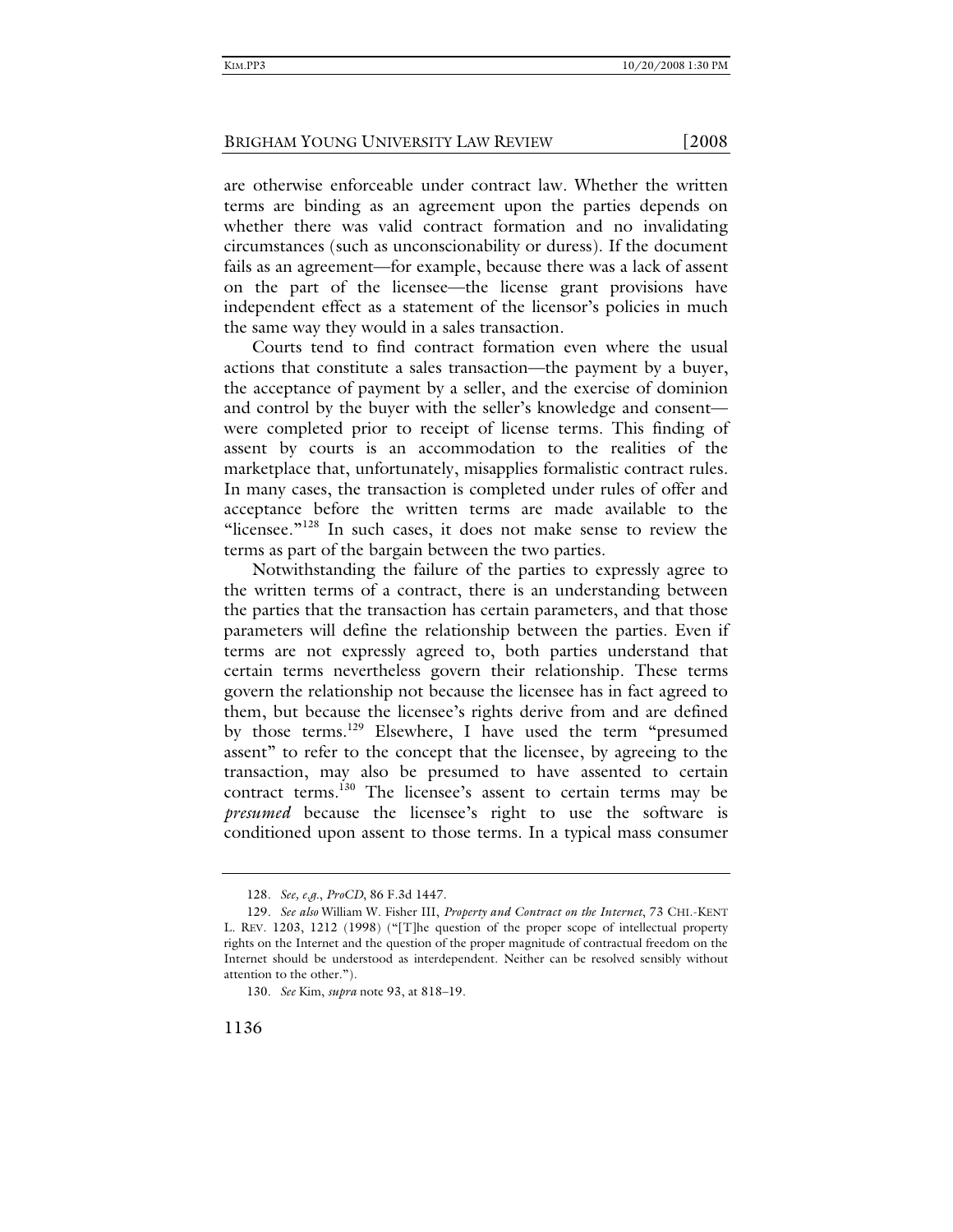are otherwise enforceable under contract law. Whether the written terms are binding as an agreement upon the parties depends on whether there was valid contract formation and no invalidating circumstances (such as unconscionability or duress). If the document fails as an agreement—for example, because there was a lack of assent on the part of the licensee—the license grant provisions have independent effect as a statement of the licensor's policies in much the same way they would in a sales transaction.

Courts tend to find contract formation even where the usual actions that constitute a sales transaction—the payment by a buyer, the acceptance of payment by a seller, and the exercise of dominion and control by the buyer with the seller's knowledge and consent—were completed prior to receipt of license terms. This finding of assent by courts is an accommodation to the realities of the marketplace that, unfortunately, misapplies formalistic contract rules. In many cases, the transaction is completed under rules of offer and acceptance before the written terms are made available to the "licensee."[128] In such cases, it does not make sense to review the terms as part of the bargain between the two parties.

Notwithstanding the failure of the parties to expressly agree to the written terms of a contract, there is an understanding between the parties that the transaction has certain parameters, and that those parameters will define the relationship between the parties. Even if terms are not expressly agreed to, both parties understand that certain terms nevertheless govern their relationship. These terms govern the relationship not because the licensee has in fact agreed to them, but because the licensee's rights derive from and are defined by those terms.[129] Elsewhere, I have used the term "presumed assent" to refer to the concept that the licensee, by agreeing to the transaction, may also be presumed to have assented to certain contract terms.[130] The licensee's assent to certain terms may be *presumed* because the licensee's right to use the software is conditioned upon assent to those terms. In a typical mass consumer

---

128. *See, e.g.*, *ProCD*, 86 F.3d 1447.

129. *See also* William W. Fisher III, *Property and Contract on the Internet*, 73 CHI.-KENT L. REV. 1203, 1212 (1998) ("[T]he question of the proper scope of intellectual property rights on the Internet and the question of the proper magnitude of contractual freedom on the Internet should be understood as interdependent. Neither can be resolved sensibly without attention to the other.").

130. *See* Kim, *supra* note 93, at 818–19.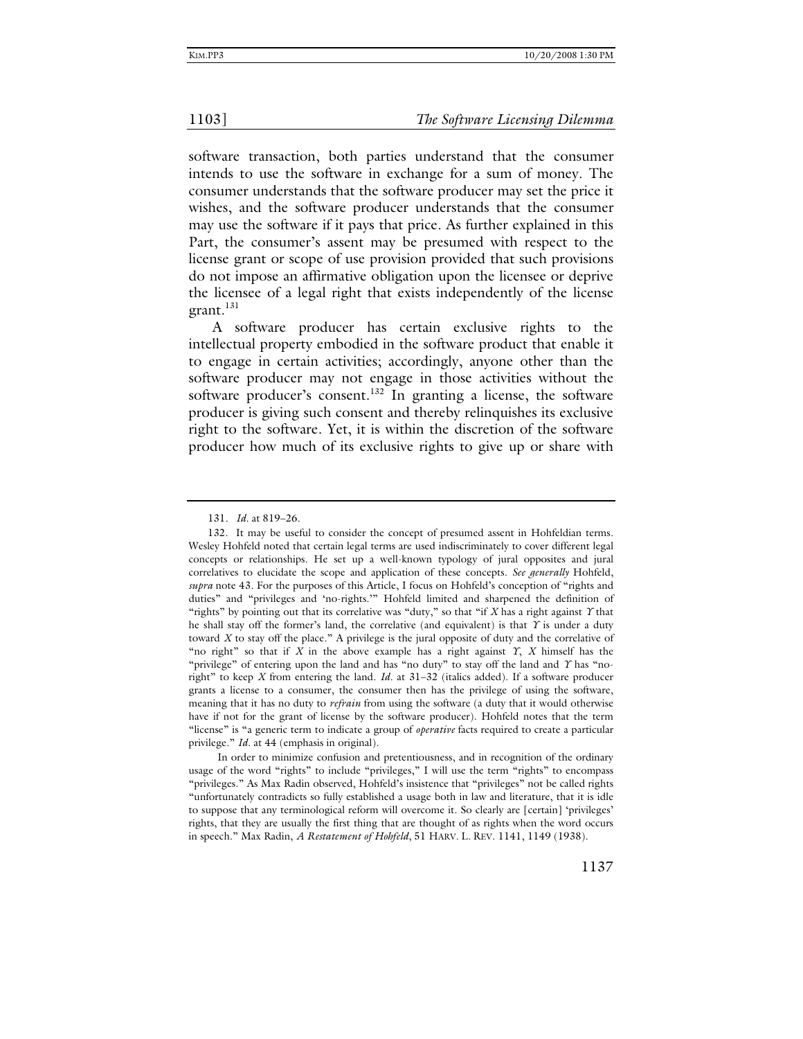software transaction, both parties understand that the consumer intends to use the software in exchange for a sum of money. The consumer understands that the software producer may set the price it wishes, and the software producer understands that the consumer may use the software if it pays that price. As further explained in this Part, the consumer's assent may be presumed with respect to the license grant or scope of use provision provided that such provisions do not impose an affirmative obligation upon the licensee or deprive the licensee of a legal right that exists independently of the license grant.[131]

A software producer has certain exclusive rights to the intellectual property embodied in the software product that enable it to engage in certain activities; accordingly, anyone other than the software producer may not engage in those activities without the software producer's consent.[132] In granting a license, the software producer is giving such consent and thereby relinquishes its exclusive right to the software. Yet, it is within the discretion of the software producer how much of its exclusive rights to give up or share with

---

131. *Id.* at 819–26.

132. It may be useful to consider the concept of presumed assent in Hohfeldian terms. Wesley Hohfeld noted that certain legal terms are used indiscriminately to cover different legal concepts or relationships. He set up a well-known typology of jural opposites and jural correlatives to elucidate the scope and application of these concepts. *See generally* Hohfeld, *supra* note 43. For the purposes of this Article, I focus on Hohfeld's conception of "rights and duties" and "privileges and 'no-rights.'" Hohfeld limited and sharpened the definition of "rights" by pointing out that its correlative was "duty," so that "if *X* has a right against *Y* that he shall stay off the former's land, the correlative (and equivalent) is that *Y* is under a duty toward *X* to stay off the place." A privilege is the jural opposite of duty and the correlative of "no right" so that if *X* in the above example has a right against *Y*, *X* himself has the "privilege" of entering upon the land and has "no duty" to stay off the land and *Y* has "no-right" to keep *X* from entering the land. *Id.* at 31–32 (italics added). If a software producer grants a license to a consumer, the consumer then has the privilege of using the software, meaning that it has no duty to *refrain* from using the software (a duty that it would otherwise have if not for the grant of license by the software producer). Hohfeld notes that the term "license" is "a generic term to indicate a group of *operative* facts required to create a particular privilege." *Id.* at 44 (emphasis in original).

In order to minimize confusion and pretentiousness, and in recognition of the ordinary usage of the word "rights" to include "privileges," I will use the term "rights" to encompass "privileges." As Max Radin observed, Hohfeld's insistence that "privileges" not be called rights "unfortunately contradicts so fully established a usage both in law and literature, that it is idle to suppose that any terminological reform will overcome it. So clearly are [certain] 'privileges' rights, that they are usually the first thing that are thought of as rights when the word occurs in speech." Max Radin, *A Restatement of Hohfeld*, 51 HARV. L. REV. 1141, 1149 (1938).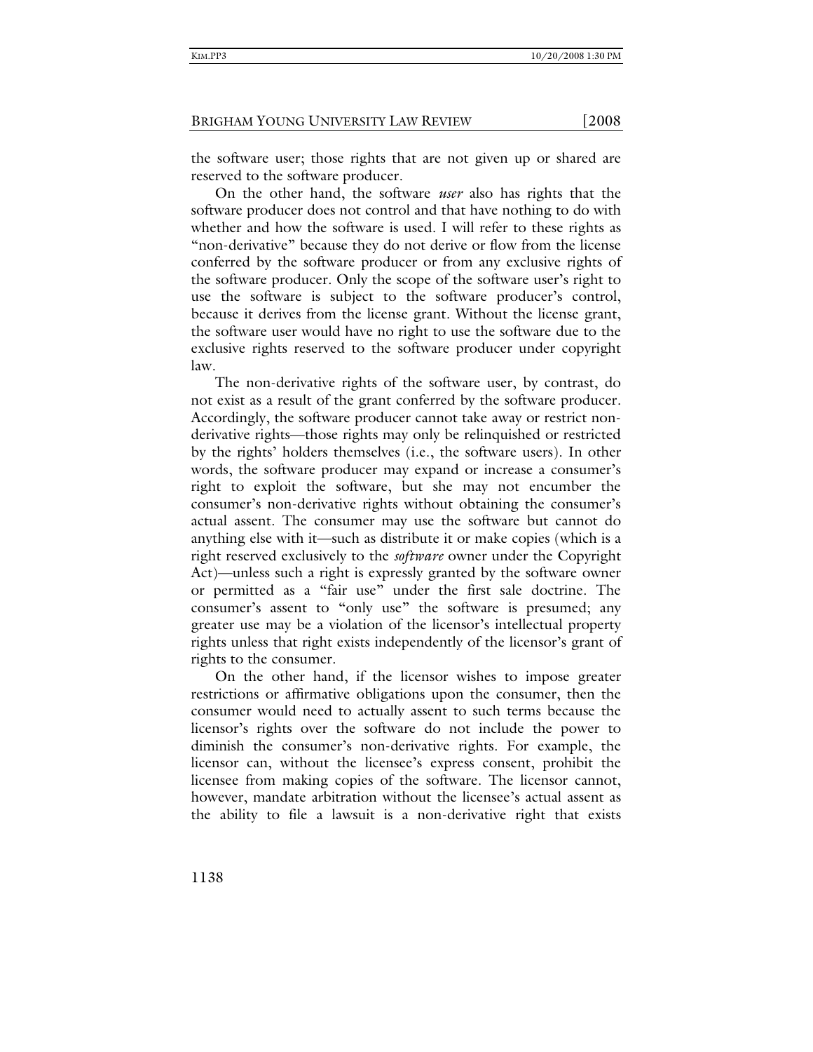the software user; those rights that are not given up or shared are reserved to the software producer.

On the other hand, the software *user* also has rights that the software producer does not control and that have nothing to do with whether and how the software is used. I will refer to these rights as "non-derivative" because they do not derive or flow from the license conferred by the software producer or from any exclusive rights of the software producer. Only the scope of the software user's right to use the software is subject to the software producer's control, because it derives from the license grant. Without the license grant, the software user would have no right to use the software due to the exclusive rights reserved to the software producer under copyright law.

The non-derivative rights of the software user, by contrast, do not exist as a result of the grant conferred by the software producer. Accordingly, the software producer cannot take away or restrict non-derivative rights—those rights may only be relinquished or restricted by the rights' holders themselves (i.e., the software users). In other words, the software producer may expand or increase a consumer's right to exploit the software, but she may not encumber the consumer's non-derivative rights without obtaining the consumer's actual assent. The consumer may use the software but cannot do anything else with it—such as distribute it or make copies (which is a right reserved exclusively to the *software* owner under the Copyright Act)—unless such a right is expressly granted by the software owner or permitted as a "fair use" under the first sale doctrine. The consumer's assent to "only use" the software is presumed; any greater use may be a violation of the licensor's intellectual property rights unless that right exists independently of the licensor's grant of rights to the consumer.

On the other hand, if the licensor wishes to impose greater restrictions or affirmative obligations upon the consumer, then the consumer would need to actually assent to such terms because the licensor's rights over the software do not include the power to diminish the consumer's non-derivative rights. For example, the licensor can, without the licensee's express consent, prohibit the licensee from making copies of the software. The licensor cannot, however, mandate arbitration without the licensee's actual assent as the ability to file a lawsuit is a non-derivative right that exists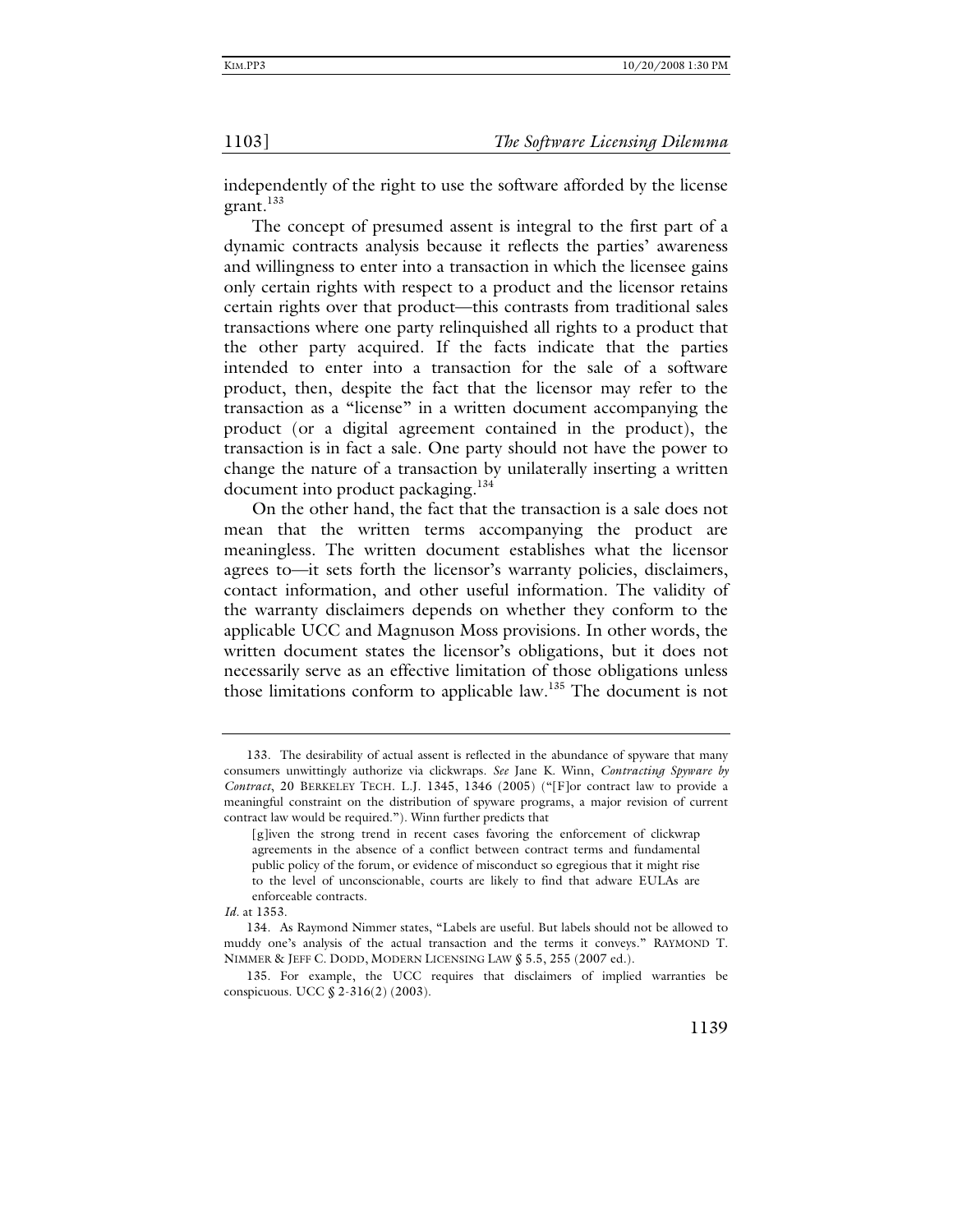independently of the right to use the software afforded by the license grant.[133]

The concept of presumed assent is integral to the first part of a dynamic contracts analysis because it reflects the parties' awareness and willingness to enter into a transaction in which the licensee gains only certain rights with respect to a product and the licensor retains certain rights over that product—this contrasts from traditional sales transactions where one party relinquished all rights to a product that the other party acquired. If the facts indicate that the parties intended to enter into a transaction for the sale of a software product, then, despite the fact that the licensor may refer to the transaction as a "license" in a written document accompanying the product (or a digital agreement contained in the product), the transaction is in fact a sale. One party should not have the power to change the nature of a transaction by unilaterally inserting a written document into product packaging.[134]

On the other hand, the fact that the transaction is a sale does not mean that the written terms accompanying the product are meaningless. The written document establishes what the licensor agrees to—it sets forth the licensor's warranty policies, disclaimers, contact information, and other useful information. The validity of the warranty disclaimers depends on whether they conform to the applicable UCC and Magnuson Moss provisions. In other words, the written document states the licensor's obligations, but it does not necessarily serve as an effective limitation of those obligations unless those limitations conform to applicable law.[135] The document is not

---

133. The desirability of actual assent is reflected in the abundance of spyware that many consumers unwittingly authorize via clickwraps. *See* Jane K. Winn, *Contracting Spyware by Contract*, 20 BERKELEY TECH. L.J. 1345, 1346 (2005) ("[F]or contract law to provide a meaningful constraint on the distribution of spyware programs, a major revision of current contract law would be required."). Winn further predicts that

> [g]iven the strong trend in recent cases favoring the enforcement of clickwrap agreements in the absence of a conflict between contract terms and fundamental public policy of the forum, or evidence of misconduct so egregious that it might rise to the level of unconscionable, courts are likely to find that adware EULAs are enforceable contracts.

*Id*. at 1353.

134. As Raymond Nimmer states, "Labels are useful. But labels should not be allowed to muddy one's analysis of the actual transaction and the terms it conveys." RAYMOND T. NIMMER & JEFF C. DODD, MODERN LICENSING LAW § 5.5, 255 (2007 ed.).

135. For example, the UCC requires that disclaimers of implied warranties be conspicuous. UCC § 2-316(2) (2003).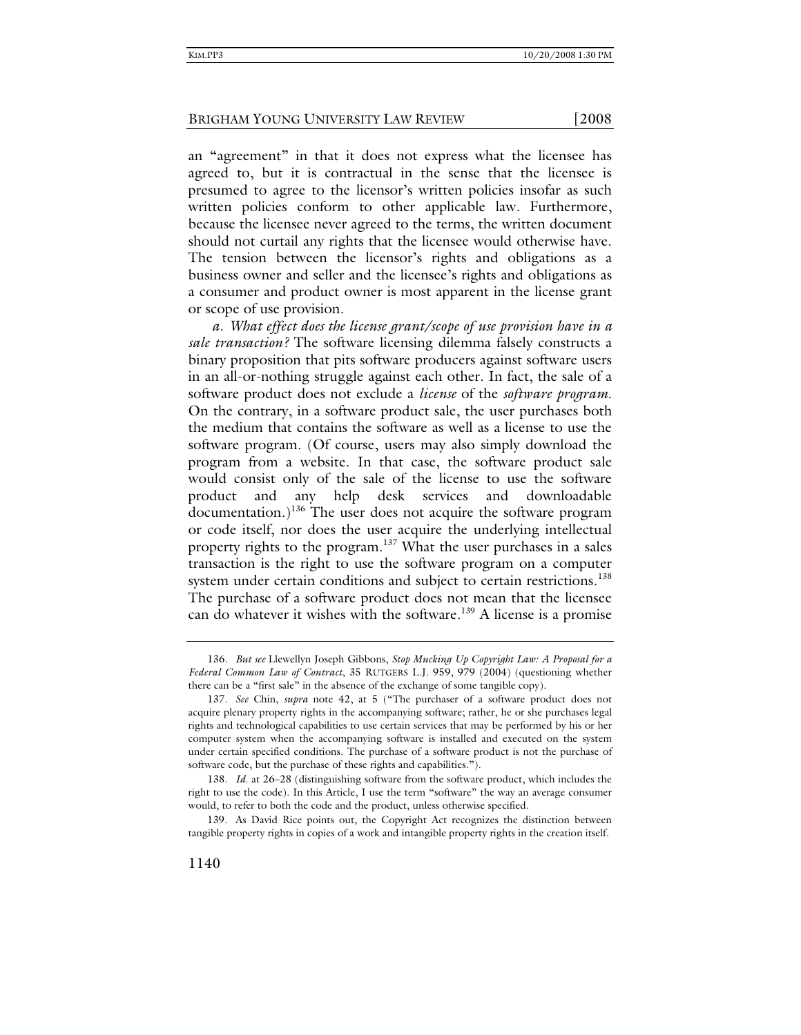an "agreement" in that it does not express what the licensee has agreed to, but it is contractual in the sense that the licensee is presumed to agree to the licensor's written policies insofar as such written policies conform to other applicable law. Furthermore, because the licensee never agreed to the terms, the written document should not curtail any rights that the licensee would otherwise have. The tension between the licensor's rights and obligations as a business owner and seller and the licensee's rights and obligations as a consumer and product owner is most apparent in the license grant or scope of use provision.

*a. What effect does the license grant/scope of use provision have in a sale transaction?* The software licensing dilemma falsely constructs a binary proposition that pits software producers against software users in an all-or-nothing struggle against each other. In fact, the sale of a software product does not exclude a *license* of the *software program*. On the contrary, in a software product sale, the user purchases both the medium that contains the software as well as a license to use the software program. (Of course, users may also simply download the program from a website. In that case, the software product sale would consist only of the sale of the license to use the software product and any help desk services and downloadable documentation.)[136] The user does not acquire the software program or code itself, nor does the user acquire the underlying intellectual property rights to the program.[137] What the user purchases in a sales transaction is the right to use the software program on a computer system under certain conditions and subject to certain restrictions.[138] The purchase of a software product does not mean that the licensee can do whatever it wishes with the software.[139] A license is a promise

---

136. *But see* Llewellyn Joseph Gibbons, *Stop Mucking Up Copyright Law: A Proposal for a Federal Common Law of Contract*, 35 RUTGERS L.J. 959, 979 (2004) (questioning whether there can be a "first sale" in the absence of the exchange of some tangible copy).

137. *See* Chin, *supra* note 42, at 5 ("The purchaser of a software product does not acquire plenary property rights in the accompanying software; rather, he or she purchases legal rights and technological capabilities to use certain services that may be performed by his or her computer system when the accompanying software is installed and executed on the system under certain specified conditions. The purchase of a software product is not the purchase of software code, but the purchase of these rights and capabilities.").

138. *Id.* at 26–28 (distinguishing software from the software product, which includes the right to use the code). In this Article, I use the term "software" the way an average consumer would, to refer to both the code and the product, unless otherwise specified.

139. As David Rice points out, the Copyright Act recognizes the distinction between tangible property rights in copies of a work and intangible property rights in the creation itself.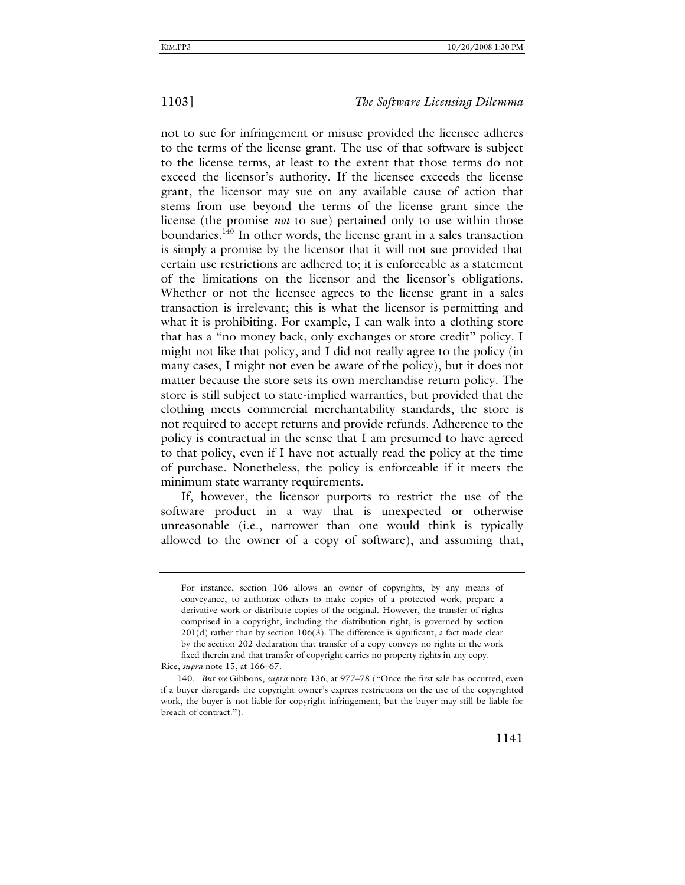not to sue for infringement or misuse provided the licensee adheres to the terms of the license grant. The use of that software is subject to the license terms, at least to the extent that those terms do not exceed the licensor's authority. If the licensee exceeds the license grant, the licensor may sue on any available cause of action that stems from use beyond the terms of the license grant since the license (the promise *not* to sue) pertained only to use within those boundaries.[140] In other words, the license grant in a sales transaction is simply a promise by the licensor that it will not sue provided that certain use restrictions are adhered to; it is enforceable as a statement of the limitations on the licensor and the licensor's obligations. Whether or not the licensee agrees to the license grant in a sales transaction is irrelevant; this is what the licensor is permitting and what it is prohibiting. For example, I can walk into a clothing store that has a "no money back, only exchanges or store credit" policy. I might not like that policy, and I did not really agree to the policy (in many cases, I might not even be aware of the policy), but it does not matter because the store sets its own merchandise return policy. The store is still subject to state-implied warranties, but provided that the clothing meets commercial merchantability standards, the store is not required to accept returns and provide refunds. Adherence to the policy is contractual in the sense that I am presumed to have agreed to that policy, even if I have not actually read the policy at the time of purchase. Nonetheless, the policy is enforceable if it meets the minimum state warranty requirements.

If, however, the licensor purports to restrict the use of the software product in a way that is unexpected or otherwise unreasonable (i.e., narrower than one would think is typically allowed to the owner of a copy of software), and assuming that,

---

> For instance, section 106 allows an owner of copyrights, by any means of conveyance, to authorize others to make copies of a protected work, prepare a derivative work or distribute copies of the original. However, the transfer of rights comprised in a copyright, including the distribution right, is governed by section 201(d) rather than by section 106(3). The difference is significant, a fact made clear by the section 202 declaration that transfer of a copy conveys no rights in the work fixed therein and that transfer of copyright carries no property rights in any copy.

Rice, *supra* note 15, at 166–67.

140. *But see* Gibbons, *supra* note 136, at 977–78 ("Once the first sale has occurred, even if a buyer disregards the copyright owner's express restrictions on the use of the copyrighted work, the buyer is not liable for copyright infringement, but the buyer may still be liable for breach of contract.").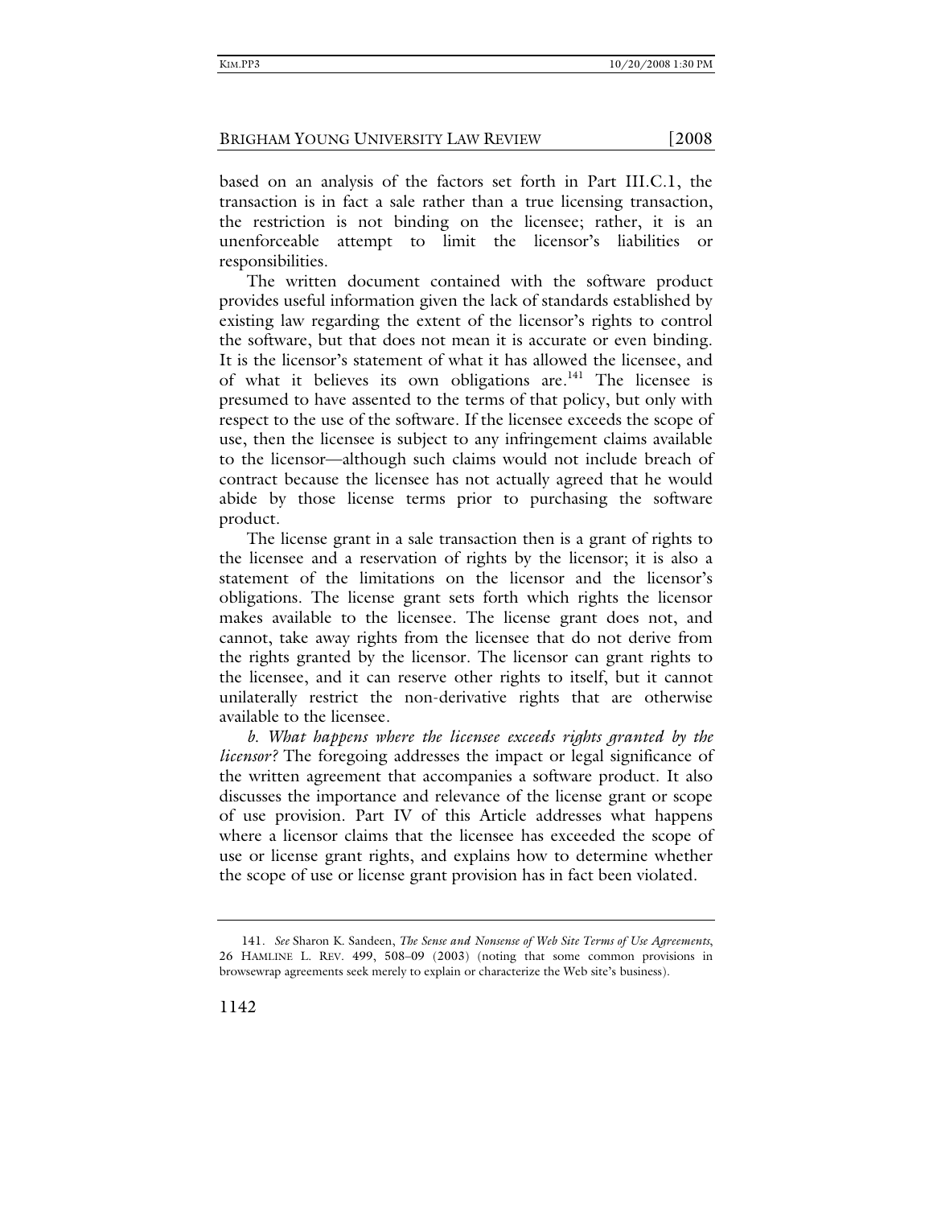based on an analysis of the factors set forth in Part III.C.1, the transaction is in fact a sale rather than a true licensing transaction, the restriction is not binding on the licensee; rather, it is an unenforceable attempt to limit the licensor's liabilities or responsibilities.

The written document contained with the software product provides useful information given the lack of standards established by existing law regarding the extent of the licensor's rights to control the software, but that does not mean it is accurate or even binding. It is the licensor's statement of what it has allowed the licensee, and of what it believes its own obligations are.[141] The licensee is presumed to have assented to the terms of that policy, but only with respect to the use of the software. If the licensee exceeds the scope of use, then the licensee is subject to any infringement claims available to the licensor—although such claims would not include breach of contract because the licensee has not actually agreed that he would abide by those license terms prior to purchasing the software product.

The license grant in a sale transaction then is a grant of rights to the licensee and a reservation of rights by the licensor; it is also a statement of the limitations on the licensor and the licensor's obligations. The license grant sets forth which rights the licensor makes available to the licensee. The license grant does not, and cannot, take away rights from the licensee that do not derive from the rights granted by the licensor. The licensor can grant rights to the licensee, and it can reserve other rights to itself, but it cannot unilaterally restrict the non-derivative rights that are otherwise available to the licensee.

*b. What happens where the licensee exceeds rights granted by the licensor?* The foregoing addresses the impact or legal significance of the written agreement that accompanies a software product. It also discusses the importance and relevance of the license grant or scope of use provision. Part IV of this Article addresses what happens where a licensor claims that the licensee has exceeded the scope of use or license grant rights, and explains how to determine whether the scope of use or license grant provision has in fact been violated.

141. *See* Sharon K. Sandeen, *The Sense and Nonsense of Web Site Terms of Use Agreements*, 26 HAMLINE L. REV. 499, 508–09 (2003) (noting that some common provisions in browsewrap agreements seek merely to explain or characterize the Web site's business).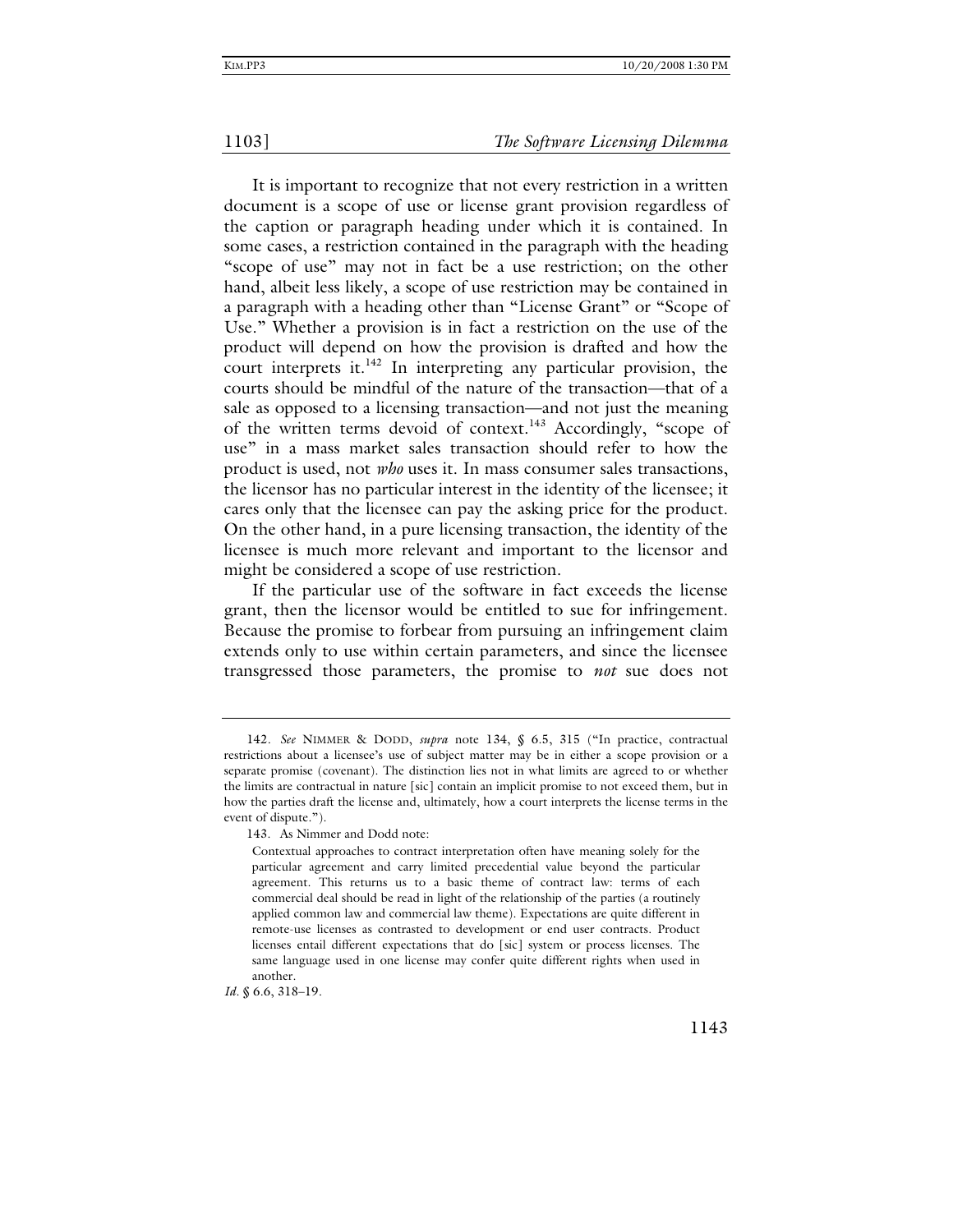It is important to recognize that not every restriction in a written document is a scope of use or license grant provision regardless of the caption or paragraph heading under which it is contained. In some cases, a restriction contained in the paragraph with the heading "scope of use" may not in fact be a use restriction; on the other hand, albeit less likely, a scope of use restriction may be contained in a paragraph with a heading other than "License Grant" or "Scope of Use." Whether a provision is in fact a restriction on the use of the product will depend on how the provision is drafted and how the court interprets it.[142] In interpreting any particular provision, the courts should be mindful of the nature of the transaction—that of a sale as opposed to a licensing transaction—and not just the meaning of the written terms devoid of context.[143] Accordingly, "scope of use" in a mass market sales transaction should refer to how the product is used, not *who* uses it. In mass consumer sales transactions, the licensor has no particular interest in the identity of the licensee; it cares only that the licensee can pay the asking price for the product. On the other hand, in a pure licensing transaction, the identity of the licensee is much more relevant and important to the licensor and might be considered a scope of use restriction.

If the particular use of the software in fact exceeds the license grant, then the licensor would be entitled to sue for infringement. Because the promise to forbear from pursuing an infringement claim extends only to use within certain parameters, and since the licensee transgressed those parameters, the promise to *not* sue does not

---

142. *See* NIMMER & DODD, *supra* note 134, § 6.5, 315 ("In practice, contractual restrictions about a licensee's use of subject matter may be in either a scope provision or a separate promise (covenant). The distinction lies not in what limits are agreed to or whether the limits are contractual in nature [sic] contain an implicit promise to not exceed them, but in how the parties draft the license and, ultimately, how a court interprets the license terms in the event of dispute.").

143. As Nimmer and Dodd note:

> Contextual approaches to contract interpretation often have meaning solely for the particular agreement and carry limited precedential value beyond the particular agreement. This returns us to a basic theme of contract law: terms of each commercial deal should be read in light of the relationship of the parties (a routinely applied common law and commercial law theme). Expectations are quite different in remote-use licenses as contrasted to development or end user contracts. Product licenses entail different expectations that do [sic] system or process licenses. The same language used in one license may confer quite different rights when used in another.

*Id.* § 6.6, 318–19.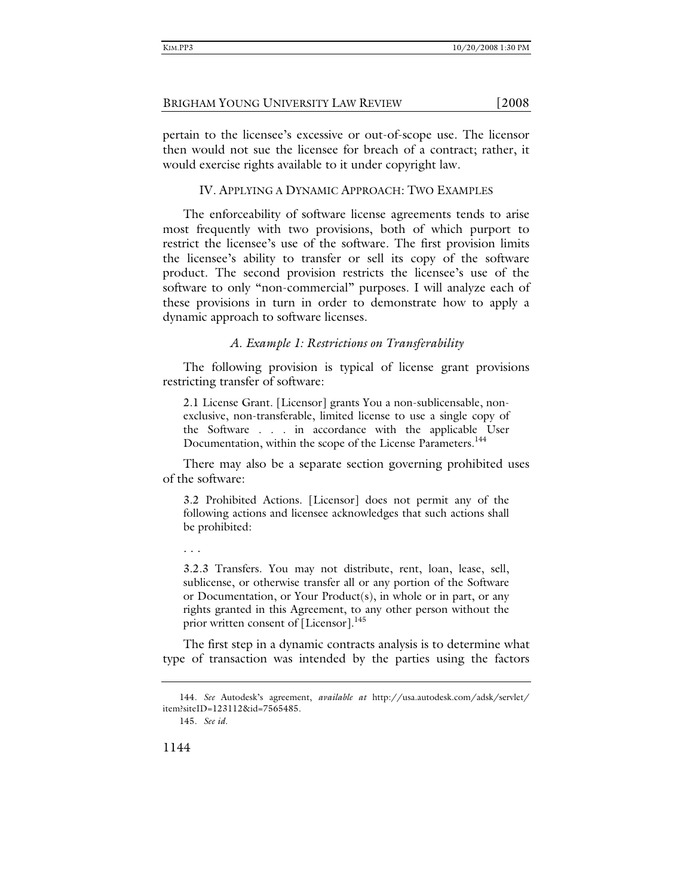pertain to the licensee's excessive or out-of-scope use. The licensor then would not sue the licensee for breach of a contract; rather, it would exercise rights available to it under copyright law.

## IV. APPLYING A DYNAMIC APPROACH: TWO EXAMPLES

The enforceability of software license agreements tends to arise most frequently with two provisions, both of which purport to restrict the licensee's use of the software. The first provision limits the licensee's ability to transfer or sell its copy of the software product. The second provision restricts the licensee's use of the software to only "non-commercial" purposes. I will analyze each of these provisions in turn in order to demonstrate how to apply a dynamic approach to software licenses.

### *A. Example 1: Restrictions on Transferability*

The following provision is typical of license grant provisions restricting transfer of software:

> 2.1 License Grant. [Licensor] grants You a non-sublicensable, non-exclusive, non-transferable, limited license to use a single copy of the Software . . . in accordance with the applicable User Documentation, within the scope of the License Parameters.[144]

There may also be a separate section governing prohibited uses of the software:

> 3.2 Prohibited Actions. [Licensor] does not permit any of the following actions and licensee acknowledges that such actions shall be prohibited:
>
> . . .
>
> 3.2.3 Transfers. You may not distribute, rent, loan, lease, sell, sublicense, or otherwise transfer all or any portion of the Software or Documentation, or Your Product(s), in whole or in part, or any rights granted in this Agreement, to any other person without the prior written consent of [Licensor].[145]

The first step in a dynamic contracts analysis is to determine what type of transaction was intended by the parties using the factors

---

144. *See* Autodesk's agreement, *available at* http://usa.autodesk.com/adsk/servlet/item?siteID=123112&id=7565485.

145. *See id.*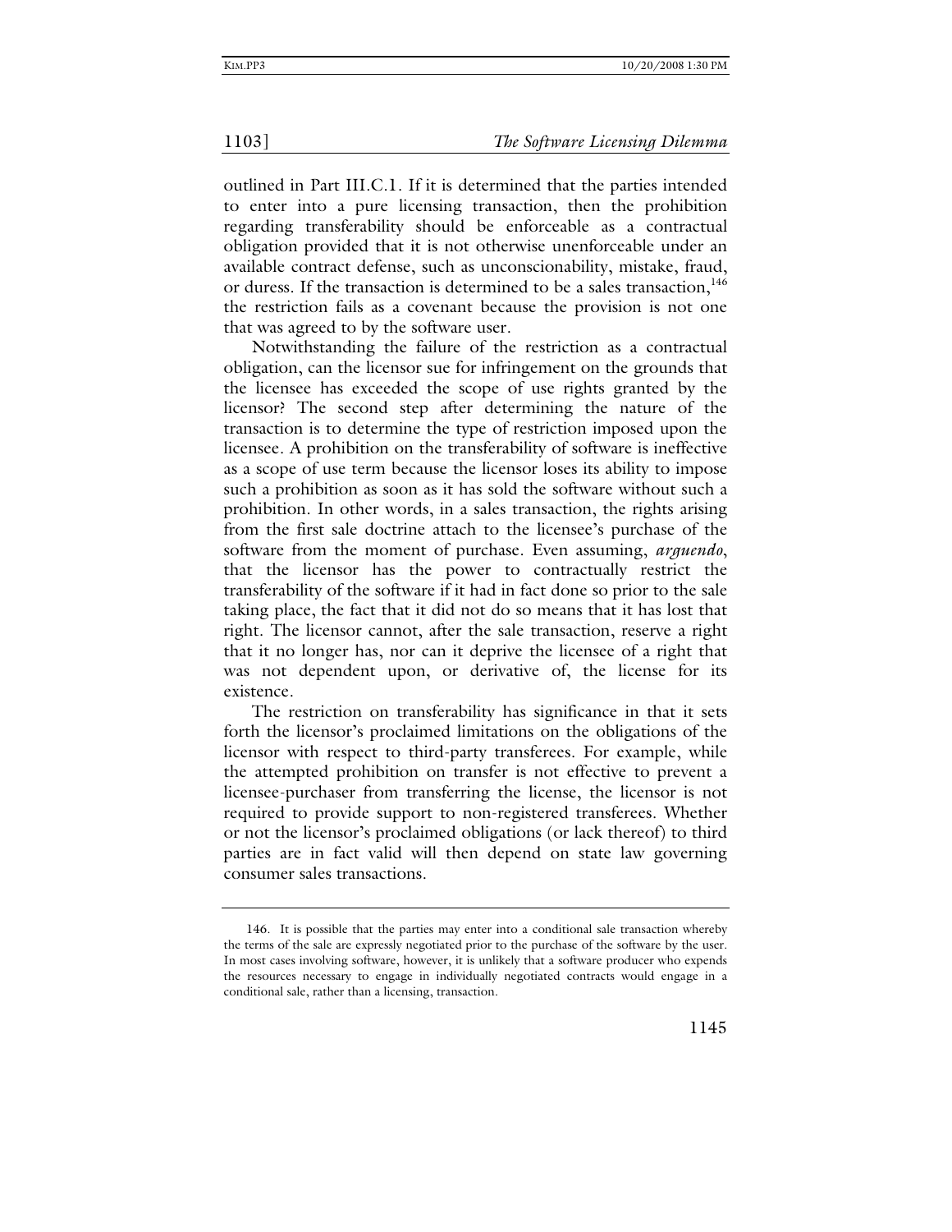outlined in Part III.C.1. If it is determined that the parties intended to enter into a pure licensing transaction, then the prohibition regarding transferability should be enforceable as a contractual obligation provided that it is not otherwise unenforceable under an available contract defense, such as unconscionability, mistake, fraud, or duress. If the transaction is determined to be a sales transaction,[146] the restriction fails as a covenant because the provision is not one that was agreed to by the software user.

Notwithstanding the failure of the restriction as a contractual obligation, can the licensor sue for infringement on the grounds that the licensee has exceeded the scope of use rights granted by the licensor? The second step after determining the nature of the transaction is to determine the type of restriction imposed upon the licensee. A prohibition on the transferability of software is ineffective as a scope of use term because the licensor loses its ability to impose such a prohibition as soon as it has sold the software without such a prohibition. In other words, in a sales transaction, the rights arising from the first sale doctrine attach to the licensee's purchase of the software from the moment of purchase. Even assuming, *arguendo*, that the licensor has the power to contractually restrict the transferability of the software if it had in fact done so prior to the sale taking place, the fact that it did not do so means that it has lost that right. The licensor cannot, after the sale transaction, reserve a right that it no longer has, nor can it deprive the licensee of a right that was not dependent upon, or derivative of, the license for its existence.

The restriction on transferability has significance in that it sets forth the licensor's proclaimed limitations on the obligations of the licensor with respect to third-party transferees. For example, while the attempted prohibition on transfer is not effective to prevent a licensee-purchaser from transferring the license, the licensor is not required to provide support to non-registered transferees. Whether or not the licensor's proclaimed obligations (or lack thereof) to third parties are in fact valid will then depend on state law governing consumer sales transactions.

---

146. It is possible that the parties may enter into a conditional sale transaction whereby the terms of the sale are expressly negotiated prior to the purchase of the software by the user. In most cases involving software, however, it is unlikely that a software producer who expends the resources necessary to engage in individually negotiated contracts would engage in a conditional sale, rather than a licensing, transaction.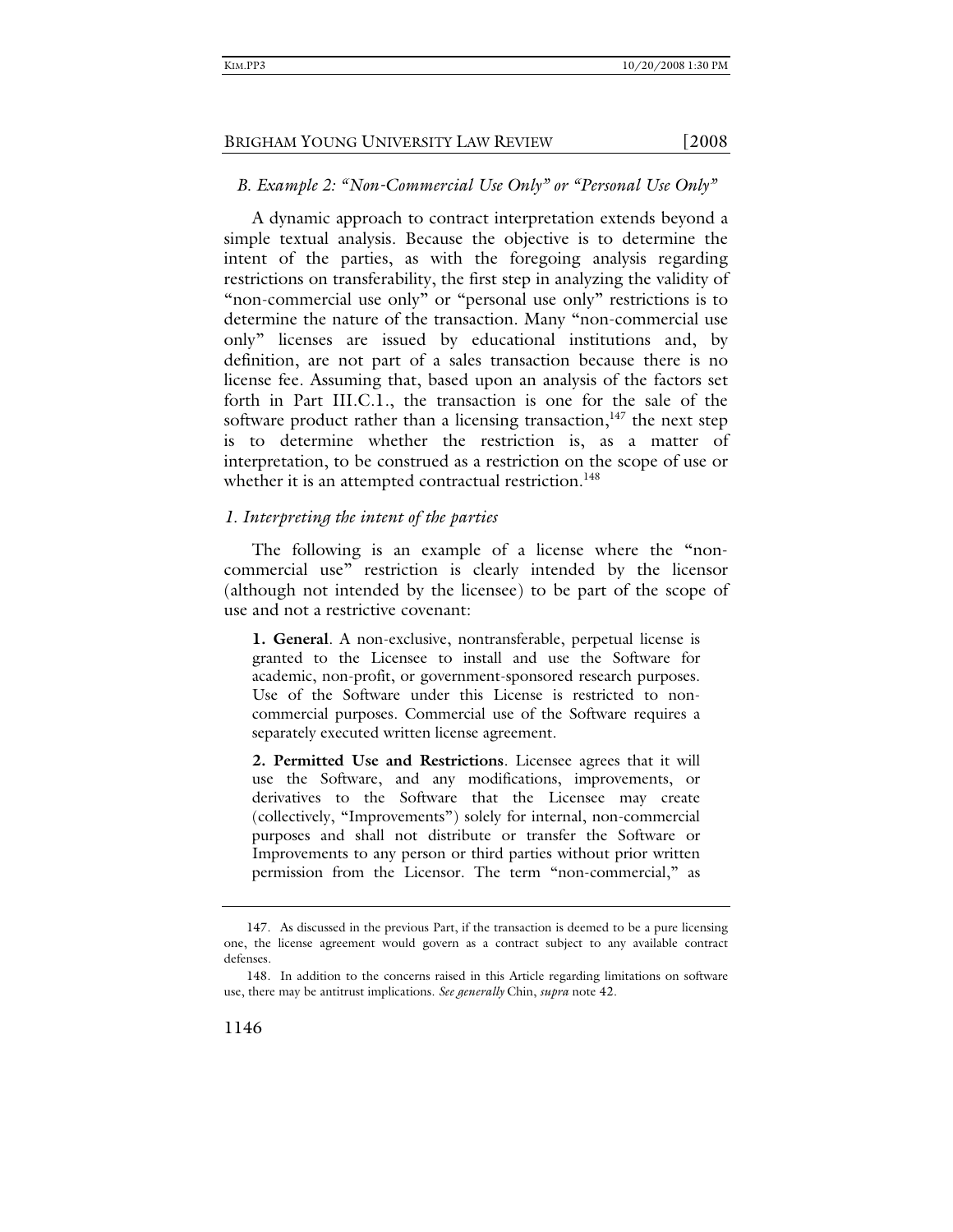### *B. Example 2: "Non-Commercial Use Only" or "Personal Use Only"*

A dynamic approach to contract interpretation extends beyond a simple textual analysis. Because the objective is to determine the intent of the parties, as with the foregoing analysis regarding restrictions on transferability, the first step in analyzing the validity of "non-commercial use only" or "personal use only" restrictions is to determine the nature of the transaction. Many "non-commercial use only" licenses are issued by educational institutions and, by definition, are not part of a sales transaction because there is no license fee. Assuming that, based upon an analysis of the factors set forth in Part III.C.1., the transaction is one for the sale of the software product rather than a licensing transaction,[147] the next step is to determine whether the restriction is, as a matter of interpretation, to be construed as a restriction on the scope of use or whether it is an attempted contractual restriction.[148]

#### *1. Interpreting the intent of the parties*

The following is an example of a license where the "non-commercial use" restriction is clearly intended by the licensor (although not intended by the licensee) to be part of the scope of use and not a restrictive covenant:

> **1. General**. A non-exclusive, nontransferable, perpetual license is granted to the Licensee to install and use the Software for academic, non-profit, or government-sponsored research purposes. Use of the Software under this License is restricted to non-commercial purposes. Commercial use of the Software requires a separately executed written license agreement.
>
> **2. Permitted Use and Restrictions**. Licensee agrees that it will use the Software, and any modifications, improvements, or derivatives to the Software that the Licensee may create (collectively, "Improvements") solely for internal, non-commercial purposes and shall not distribute or transfer the Software or Improvements to any person or third parties without prior written permission from the Licensor. The term "non-commercial," as

---

147. As discussed in the previous Part, if the transaction is deemed to be a pure licensing one, the license agreement would govern as a contract subject to any available contract defenses.

148. In addition to the concerns raised in this Article regarding limitations on software use, there may be antitrust implications. *See generally* Chin, *supra* note 42.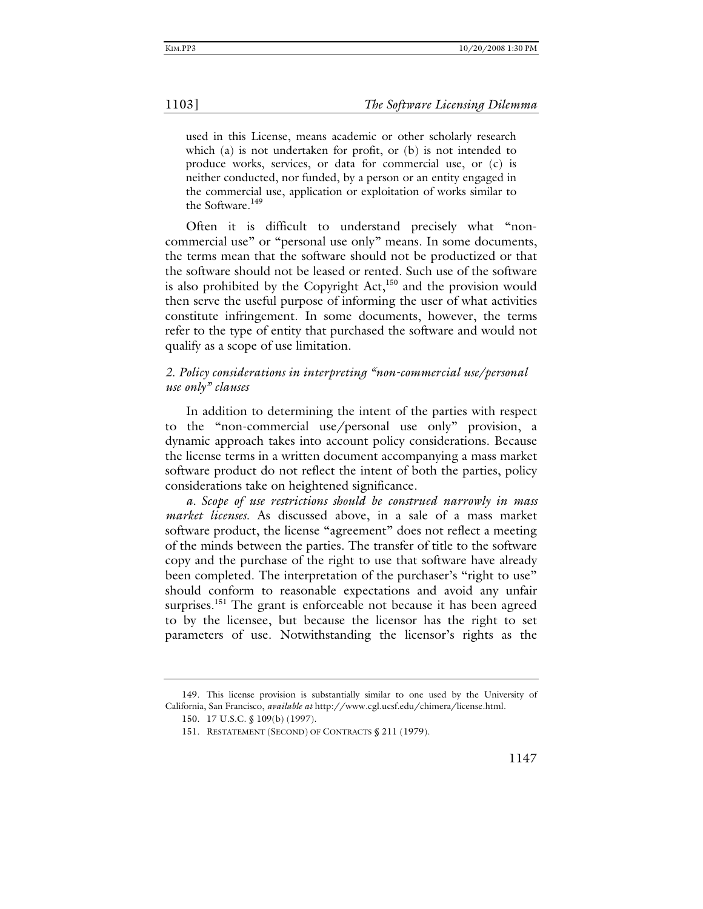used in this License, means academic or other scholarly research which (a) is not undertaken for profit, or (b) is not intended to produce works, services, or data for commercial use, or (c) is neither conducted, nor funded, by a person or an entity engaged in the commercial use, application or exploitation of works similar to the Software.[149]

Often it is difficult to understand precisely what "non-commercial use" or "personal use only" means. In some documents, the terms mean that the software should not be productized or that the software should not be leased or rented. Such use of the software is also prohibited by the Copyright Act,[150] and the provision would then serve the useful purpose of informing the user of what activities constitute infringement. In some documents, however, the terms refer to the type of entity that purchased the software and would not qualify as a scope of use limitation.

### *2. Policy considerations in interpreting "non-commercial use/personal use only" clauses*

In addition to determining the intent of the parties with respect to the "non-commercial use/personal use only" provision, a dynamic approach takes into account policy considerations. Because the license terms in a written document accompanying a mass market software product do not reflect the intent of both the parties, policy considerations take on heightened significance.

*a. Scope of use restrictions should be construed narrowly in mass market licenses.* As discussed above, in a sale of a mass market software product, the license "agreement" does not reflect a meeting of the minds between the parties. The transfer of title to the software copy and the purchase of the right to use that software have already been completed. The interpretation of the purchaser's "right to use" should conform to reasonable expectations and avoid any unfair surprises.[151] The grant is enforceable not because it has been agreed to by the licensee, but because the licensor has the right to set parameters of use. Notwithstanding the licensor's rights as the

---

149. This license provision is substantially similar to one used by the University of California, San Francisco, *available at* http://www.cgl.ucsf.edu/chimera/license.html.

150. 17 U.S.C. § 109(b) (1997).

151. RESTATEMENT (SECOND) OF CONTRACTS § 211 (1979).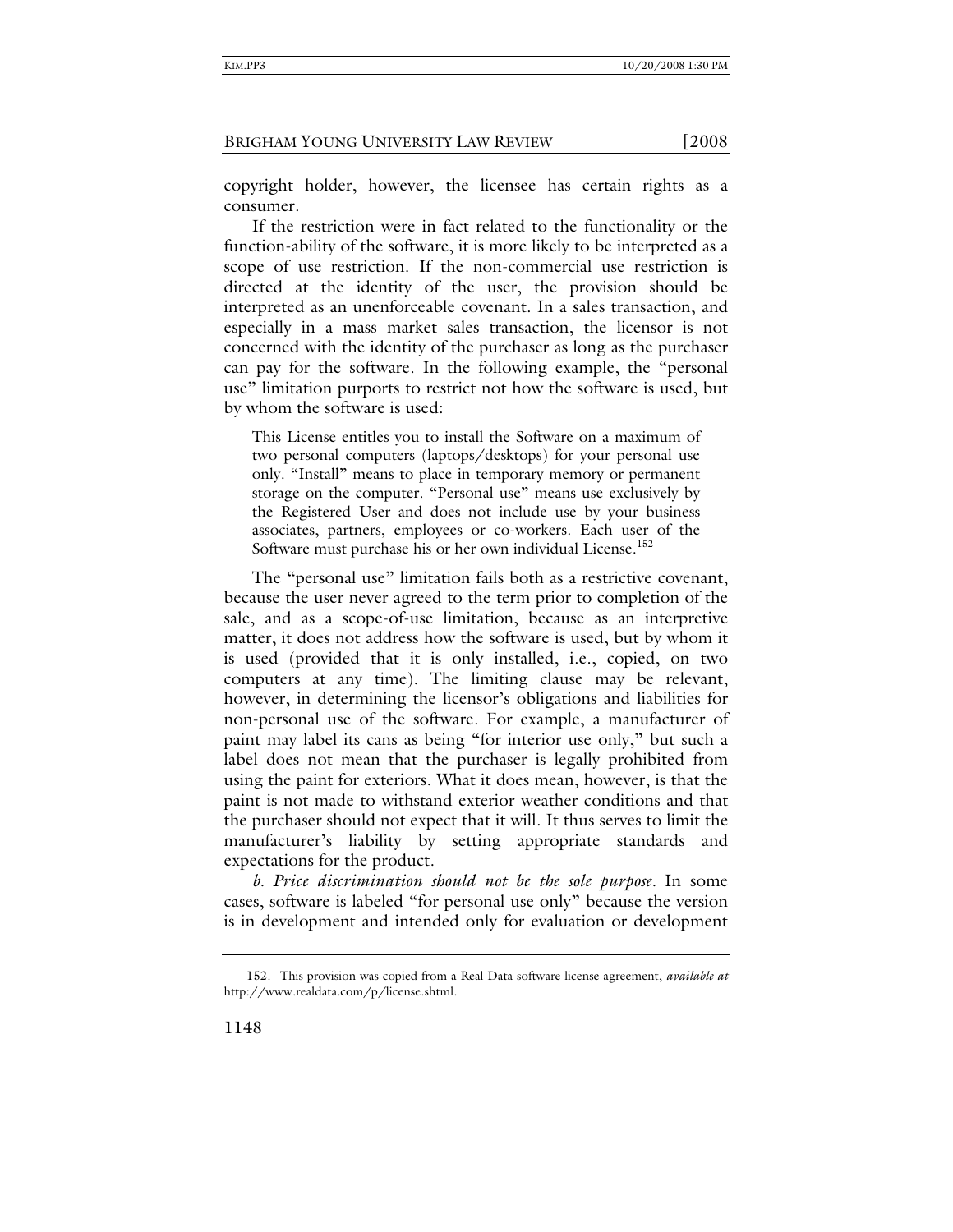copyright holder, however, the licensee has certain rights as a consumer.

If the restriction were in fact related to the functionality or the function-ability of the software, it is more likely to be interpreted as a scope of use restriction. If the non-commercial use restriction is directed at the identity of the user, the provision should be interpreted as an unenforceable covenant. In a sales transaction, and especially in a mass market sales transaction, the licensor is not concerned with the identity of the purchaser as long as the purchaser can pay for the software. In the following example, the "personal use" limitation purports to restrict not how the software is used, but by whom the software is used:

> This License entitles you to install the Software on a maximum of two personal computers (laptops/desktops) for your personal use only. "Install" means to place in temporary memory or permanent storage on the computer. "Personal use" means use exclusively by the Registered User and does not include use by your business associates, partners, employees or co-workers. Each user of the Software must purchase his or her own individual License.[152]

The "personal use" limitation fails both as a restrictive covenant, because the user never agreed to the term prior to completion of the sale, and as a scope-of-use limitation, because as an interpretive matter, it does not address how the software is used, but by whom it is used (provided that it is only installed, i.e., copied, on two computers at any time). The limiting clause may be relevant, however, in determining the licensor's obligations and liabilities for non-personal use of the software. For example, a manufacturer of paint may label its cans as being "for interior use only," but such a label does not mean that the purchaser is legally prohibited from using the paint for exteriors. What it does mean, however, is that the paint is not made to withstand exterior weather conditions and that the purchaser should not expect that it will. It thus serves to limit the manufacturer's liability by setting appropriate standards and expectations for the product.

*b. Price discrimination should not be the sole purpose*. In some cases, software is labeled "for personal use only" because the version is in development and intended only for evaluation or development

---

152. This provision was copied from a Real Data software license agreement, *available at* http://www.realdata.com/p/license.shtml.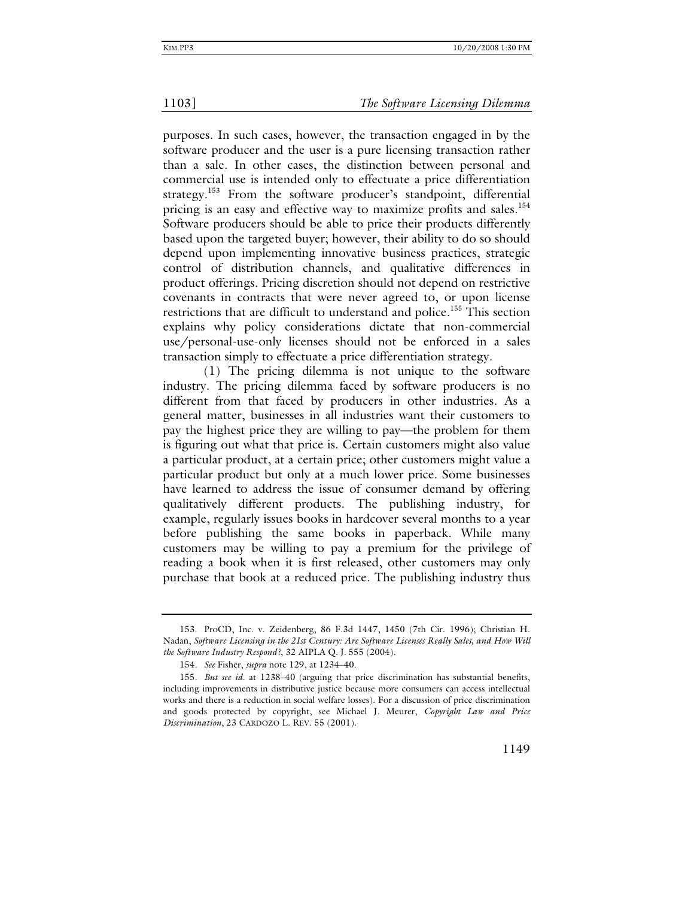purposes. In such cases, however, the transaction engaged in by the software producer and the user is a pure licensing transaction rather than a sale. In other cases, the distinction between personal and commercial use is intended only to effectuate a price differentiation strategy.[153] From the software producer's standpoint, differential pricing is an easy and effective way to maximize profits and sales.[154] Software producers should be able to price their products differently based upon the targeted buyer; however, their ability to do so should depend upon implementing innovative business practices, strategic control of distribution channels, and qualitative differences in product offerings. Pricing discretion should not depend on restrictive covenants in contracts that were never agreed to, or upon license restrictions that are difficult to understand and police.[155] This section explains why policy considerations dictate that non-commercial use/personal-use-only licenses should not be enforced in a sales transaction simply to effectuate a price differentiation strategy.

(1) The pricing dilemma is not unique to the software industry. The pricing dilemma faced by software producers is no different from that faced by producers in other industries. As a general matter, businesses in all industries want their customers to pay the highest price they are willing to pay—the problem for them is figuring out what that price is. Certain customers might also value a particular product, at a certain price; other customers might value a particular product but only at a much lower price. Some businesses have learned to address the issue of consumer demand by offering qualitatively different products. The publishing industry, for example, regularly issues books in hardcover several months to a year before publishing the same books in paperback. While many customers may be willing to pay a premium for the privilege of reading a book when it is first released, other customers may only purchase that book at a reduced price. The publishing industry thus

---

153. ProCD, Inc. v. Zeidenberg, 86 F.3d 1447, 1450 (7th Cir. 1996); Christian H. Nadan, *Software Licensing in the 21st Century: Are Software Licenses Really Sales, and How Will the Software Industry Respond?*, 32 AIPLA Q. J. 555 (2004).

154. *See* Fisher, *supra* note 129, at 1234–40.

155. *But see id.* at 1238–40 (arguing that price discrimination has substantial benefits, including improvements in distributive justice because more consumers can access intellectual works and there is a reduction in social welfare losses). For a discussion of price discrimination and goods protected by copyright, see Michael J. Meurer, *Copyright Law and Price Discrimination*, 23 CARDOZO L. REV. 55 (2001).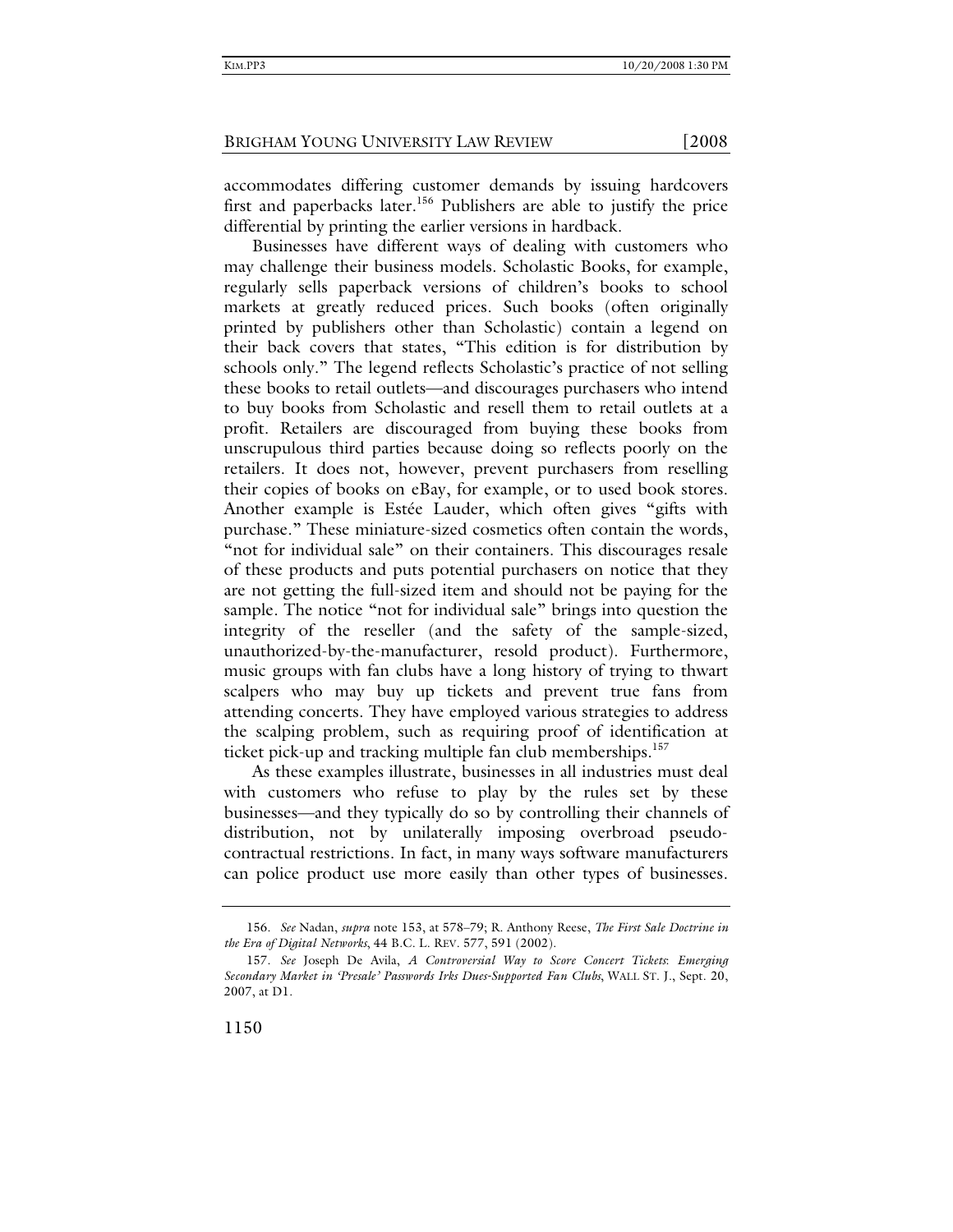accommodates differing customer demands by issuing hardcovers first and paperbacks later.[156] Publishers are able to justify the price differential by printing the earlier versions in hardback.

Businesses have different ways of dealing with customers who may challenge their business models. Scholastic Books, for example, regularly sells paperback versions of children's books to school markets at greatly reduced prices. Such books (often originally printed by publishers other than Scholastic) contain a legend on their back covers that states, "This edition is for distribution by schools only." The legend reflects Scholastic's practice of not selling these books to retail outlets—and discourages purchasers who intend to buy books from Scholastic and resell them to retail outlets at a profit. Retailers are discouraged from buying these books from unscrupulous third parties because doing so reflects poorly on the retailers. It does not, however, prevent purchasers from reselling their copies of books on eBay, for example, or to used book stores. Another example is Estée Lauder, which often gives "gifts with purchase." These miniature-sized cosmetics often contain the words, "not for individual sale" on their containers. This discourages resale of these products and puts potential purchasers on notice that they are not getting the full-sized item and should not be paying for the sample. The notice "not for individual sale" brings into question the integrity of the reseller (and the safety of the sample-sized, unauthorized-by-the-manufacturer, resold product). Furthermore, music groups with fan clubs have a long history of trying to thwart scalpers who may buy up tickets and prevent true fans from attending concerts. They have employed various strategies to address the scalping problem, such as requiring proof of identification at ticket pick-up and tracking multiple fan club memberships.[157]

As these examples illustrate, businesses in all industries must deal with customers who refuse to play by the rules set by these businesses—and they typically do so by controlling their channels of distribution, not by unilaterally imposing overbroad pseudo-contractual restrictions. In fact, in many ways software manufacturers can police product use more easily than other types of businesses.

---

156. *See* Nadan, *supra* note 153, at 578–79; R. Anthony Reese, *The First Sale Doctrine in the Era of Digital Networks*, 44 B.C. L. REV. 577, 591 (2002).

157. *See* Joseph De Avila, *A Controversial Way to Score Concert Tickets: Emerging Secondary Market in 'Presale' Passwords Irks Dues-Supported Fan Clubs*, WALL ST. J., Sept. 20, 2007, at D1.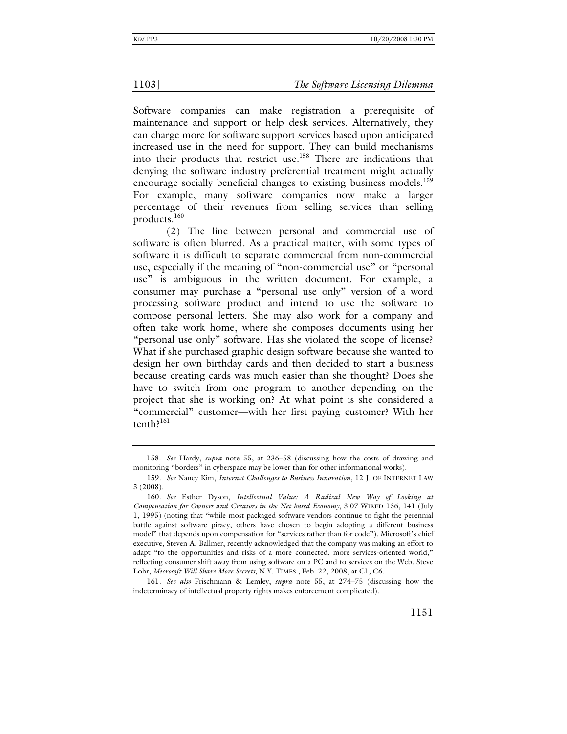Software companies can make registration a prerequisite of maintenance and support or help desk services. Alternatively, they can charge more for software support services based upon anticipated increased use in the need for support. They can build mechanisms into their products that restrict use.[158] There are indications that denying the software industry preferential treatment might actually encourage socially beneficial changes to existing business models.[159] For example, many software companies now make a larger percentage of their revenues from selling services than selling products.[160]

(2) The line between personal and commercial use of software is often blurred. As a practical matter, with some types of software it is difficult to separate commercial from non-commercial use, especially if the meaning of "non-commercial use" or "personal use" is ambiguous in the written document. For example, a consumer may purchase a "personal use only" version of a word processing software product and intend to use the software to compose personal letters. She may also work for a company and often take work home, where she composes documents using her "personal use only" software. Has she violated the scope of license? What if she purchased graphic design software because she wanted to design her own birthday cards and then decided to start a business because creating cards was much easier than she thought? Does she have to switch from one program to another depending on the project that she is working on? At what point is she considered a "commercial" customer—with her first paying customer? With her tenth?[161]

---

158. *See* Hardy, *supra* note 55, at 236–58 (discussing how the costs of drawing and monitoring "borders" in cyberspace may be lower than for other informational works).

159. *See* Nancy Kim, *Internet Challenges to Business Innovation*, 12 J. OF INTERNET LAW 3 (2008).

160. *See* Esther Dyson, *Intellectual Value: A Radical New Way of Looking at Compensation for Owners and Creators in the Net-based Economy*, 3.07 WIRED 136, 141 (July 1, 1995) (noting that "while most packaged software vendors continue to fight the perennial battle against software piracy, others have chosen to begin adopting a different business model" that depends upon compensation for "services rather than for code"). Microsoft's chief executive, Steven A. Ballmer, recently acknowledged that the company was making an effort to adapt "to the opportunities and risks of a more connected, more services-oriented world," reflecting consumer shift away from using software on a PC and to services on the Web. Steve Lohr, *Microsoft Will Share More Secrets*, N.Y. TIMES., Feb. 22, 2008, at C1, C6.

161. *See also* Frischmann & Lemley, *supra* note 55, at 274–75 (discussing how the indeterminacy of intellectual property rights makes enforcement complicated).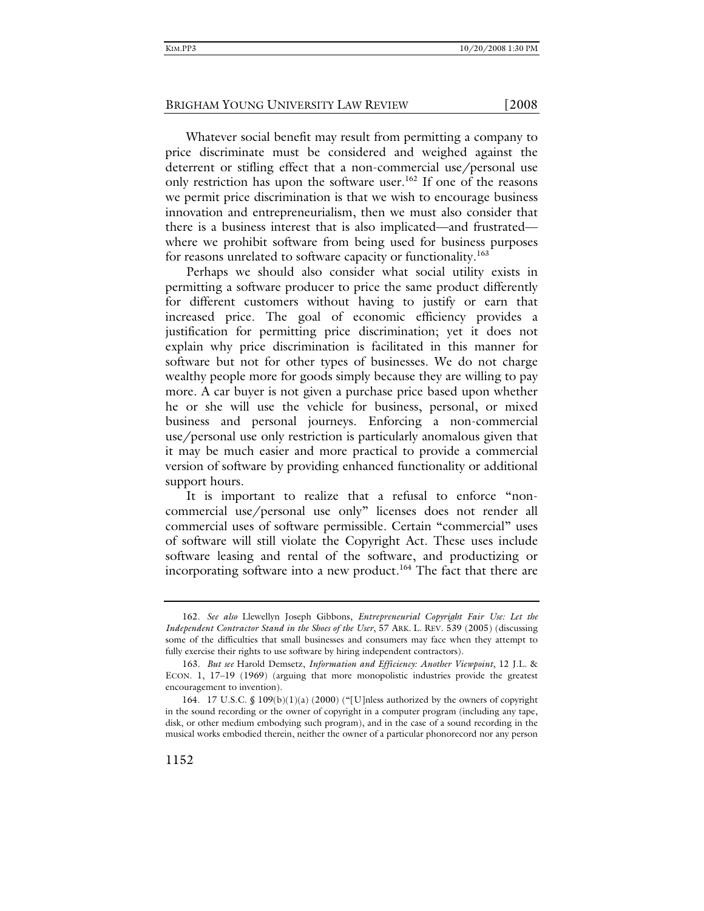Whatever social benefit may result from permitting a company to price discriminate must be considered and weighed against the deterrent or stifling effect that a non-commercial use/personal use only restriction has upon the software user.[162] If one of the reasons we permit price discrimination is that we wish to encourage business innovation and entrepreneurialism, then we must also consider that there is a business interest that is also implicated—and frustrated—where we prohibit software from being used for business purposes for reasons unrelated to software capacity or functionality.[163]

Perhaps we should also consider what social utility exists in permitting a software producer to price the same product differently for different customers without having to justify or earn that increased price. The goal of economic efficiency provides a justification for permitting price discrimination; yet it does not explain why price discrimination is facilitated in this manner for software but not for other types of businesses. We do not charge wealthy people more for goods simply because they are willing to pay more. A car buyer is not given a purchase price based upon whether he or she will use the vehicle for business, personal, or mixed business and personal journeys. Enforcing a non-commercial use/personal use only restriction is particularly anomalous given that it may be much easier and more practical to provide a commercial version of software by providing enhanced functionality or additional support hours.

It is important to realize that a refusal to enforce "non-commercial use/personal use only" licenses does not render all commercial uses of software permissible. Certain "commercial" uses of software will still violate the Copyright Act. These uses include software leasing and rental of the software, and productizing or incorporating software into a new product.[164] The fact that there are

---

162. *See also* Llewellyn Joseph Gibbons, *Entrepreneurial Copyright Fair Use: Let the Independent Contractor Stand in the Shoes of the User*, 57 ARK. L. REV. 539 (2005) (discussing some of the difficulties that small businesses and consumers may face when they attempt to fully exercise their rights to use software by hiring independent contractors).

163. *But see* Harold Demsetz, *Information and Efficiency: Another Viewpoint*, 12 J.L. & ECON. 1, 17–19 (1969) (arguing that more monopolistic industries provide the greatest encouragement to invention).

164. 17 U.S.C. § 109(b)(1)(a) (2000) ("[U]nless authorized by the owners of copyright in the sound recording or the owner of copyright in a computer program (including any tape, disk, or other medium embodying such program), and in the case of a sound recording in the musical works embodied therein, neither the owner of a particular phonorecord nor any person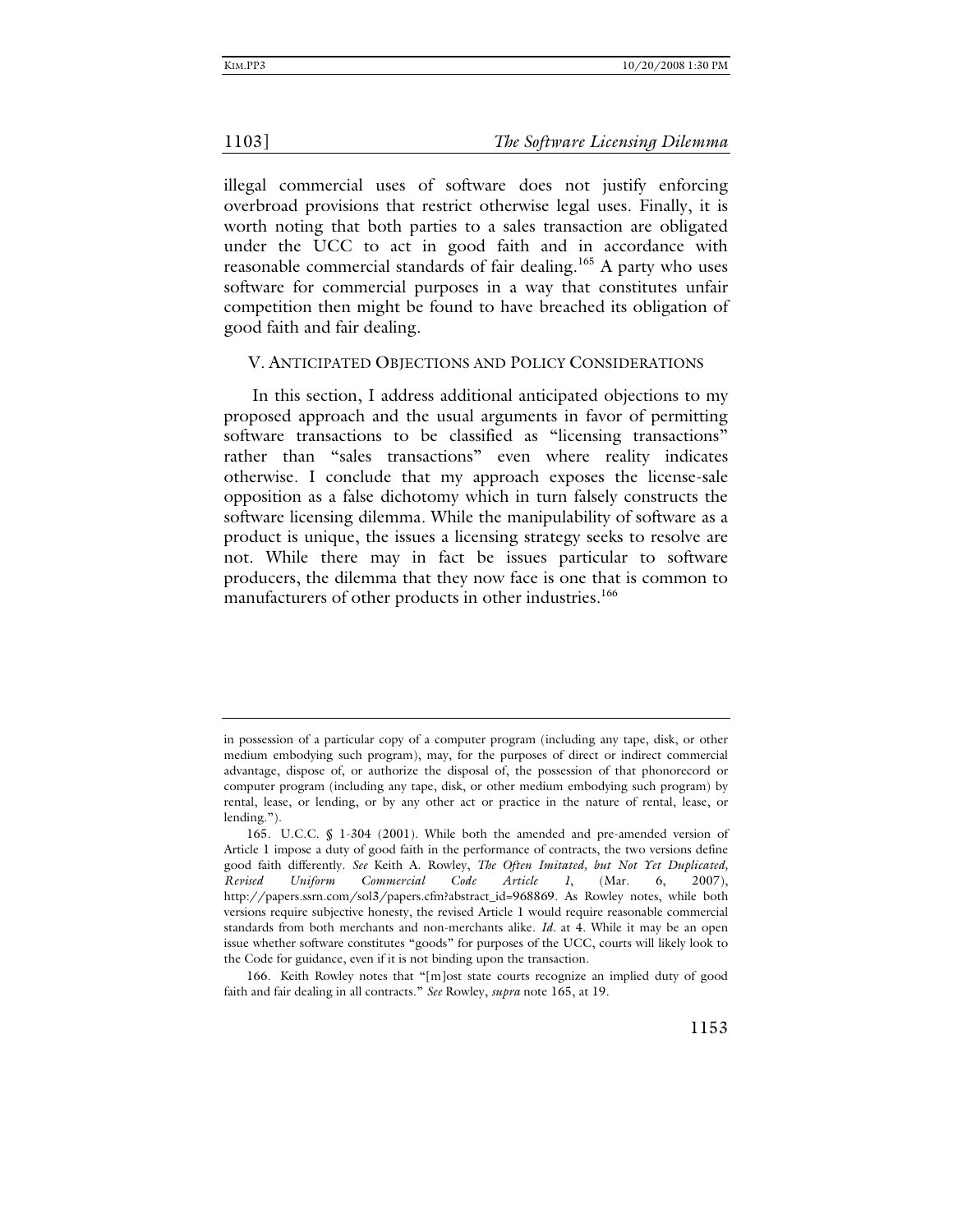illegal commercial uses of software does not justify enforcing overbroad provisions that restrict otherwise legal uses. Finally, it is worth noting that both parties to a sales transaction are obligated under the UCC to act in good faith and in accordance with reasonable commercial standards of fair dealing.[165] A party who uses software for commercial purposes in a way that constitutes unfair competition then might be found to have breached its obligation of good faith and fair dealing.

## V. ANTICIPATED OBJECTIONS AND POLICY CONSIDERATIONS

In this section, I address additional anticipated objections to my proposed approach and the usual arguments in favor of permitting software transactions to be classified as "licensing transactions" rather than "sales transactions" even where reality indicates otherwise. I conclude that my approach exposes the license-sale opposition as a false dichotomy which in turn falsely constructs the software licensing dilemma. While the manipulability of software as a product is unique, the issues a licensing strategy seeks to resolve are not. While there may in fact be issues particular to software producers, the dilemma that they now face is one that is common to manufacturers of other products in other industries.[166]

---

in possession of a particular copy of a computer program (including any tape, disk, or other medium embodying such program), may, for the purposes of direct or indirect commercial advantage, dispose of, or authorize the disposal of, the possession of that phonorecord or computer program (including any tape, disk, or other medium embodying such program) by rental, lease, or lending, or by any other act or practice in the nature of rental, lease, or lending.").

165. U.C.C. § 1-304 (2001). While both the amended and pre-amended version of Article 1 impose a duty of good faith in the performance of contracts, the two versions define good faith differently. *See* Keith A. Rowley, *The Often Imitated, but Not Yet Duplicated, Revised Uniform Commercial Code Article 1*, (Mar. 6, 2007), http://papers.ssrn.com/sol3/papers.cfm?abstract_id=968869. As Rowley notes, while both versions require subjective honesty, the revised Article 1 would require reasonable commercial standards from both merchants and non-merchants alike. *Id*. at 4. While it may be an open issue whether software constitutes "goods" for purposes of the UCC, courts will likely look to the Code for guidance, even if it is not binding upon the transaction.

166. Keith Rowley notes that "[m]ost state courts recognize an implied duty of good faith and fair dealing in all contracts." *See* Rowley, *supra* note 165, at 19.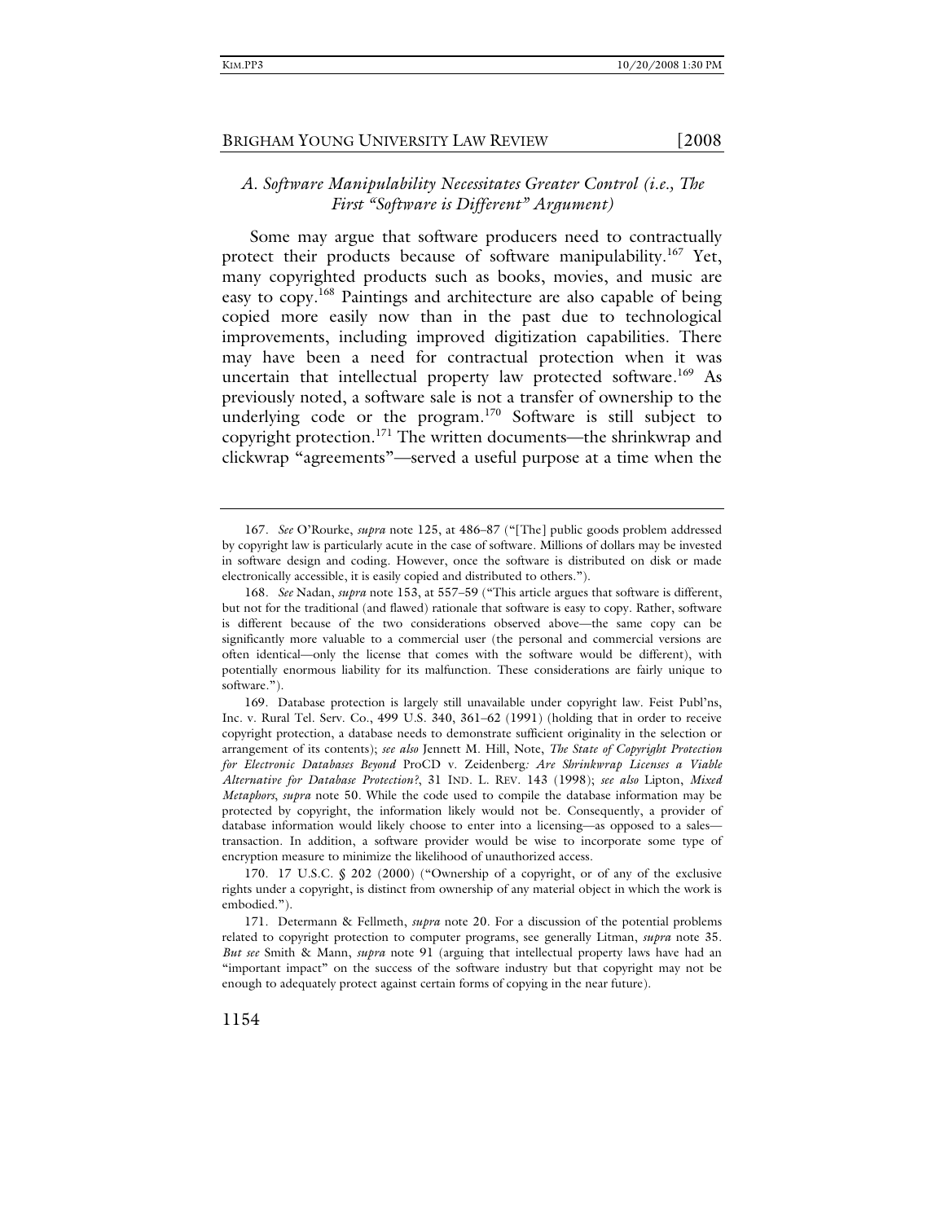### *A. Software Manipulability Necessitates Greater Control (i.e., The First "Software is Different" Argument)*

Some may argue that software producers need to contractually protect their products because of software manipulability.[167] Yet, many copyrighted products such as books, movies, and music are easy to copy.[168] Paintings and architecture are also capable of being copied more easily now than in the past due to technological improvements, including improved digitization capabilities. There may have been a need for contractual protection when it was uncertain that intellectual property law protected software.[169] As previously noted, a software sale is not a transfer of ownership to the underlying code or the program.[170] Software is still subject to copyright protection.[171] The written documents—the shrinkwrap and clickwrap "agreements"—served a useful purpose at a time when the

---

167. *See* O'Rourke, *supra* note 125, at 486–87 ("[The] public goods problem addressed by copyright law is particularly acute in the case of software. Millions of dollars may be invested in software design and coding. However, once the software is distributed on disk or made electronically accessible, it is easily copied and distributed to others.").

168. *See* Nadan, *supra* note 153, at 557–59 ("This article argues that software is different, but not for the traditional (and flawed) rationale that software is easy to copy. Rather, software is different because of the two considerations observed above—the same copy can be significantly more valuable to a commercial user (the personal and commercial versions are often identical—only the license that comes with the software would be different), with potentially enormous liability for its malfunction. These considerations are fairly unique to software.").

169. Database protection is largely still unavailable under copyright law. Feist Publ'ns, Inc. v. Rural Tel. Serv. Co., 499 U.S. 340, 361–62 (1991) (holding that in order to receive copyright protection, a database needs to demonstrate sufficient originality in the selection or arrangement of its contents); *see also* Jennett M. Hill, Note, *The State of Copyright Protection for Electronic Databases Beyond* ProCD v. Zeidenberg*: Are Shrinkwrap Licenses a Viable Alternative for Database Protection?*, 31 IND. L. REV. 143 (1998); *see also* Lipton, *Mixed Metaphors*, *supra* note 50. While the code used to compile the database information may be protected by copyright, the information likely would not be. Consequently, a provider of database information would likely choose to enter into a licensing—as opposed to a sales—transaction. In addition, a software provider would be wise to incorporate some type of encryption measure to minimize the likelihood of unauthorized access.

170. 17 U.S.C. § 202 (2000) ("Ownership of a copyright, or of any of the exclusive rights under a copyright, is distinct from ownership of any material object in which the work is embodied.").

171. Determann & Fellmeth, *supra* note 20. For a discussion of the potential problems related to copyright protection to computer programs, see generally Litman, *supra* note 35. *But see* Smith & Mann, *supra* note 91 (arguing that intellectual property laws have had an "important impact" on the success of the software industry but that copyright may not be enough to adequately protect against certain forms of copying in the near future).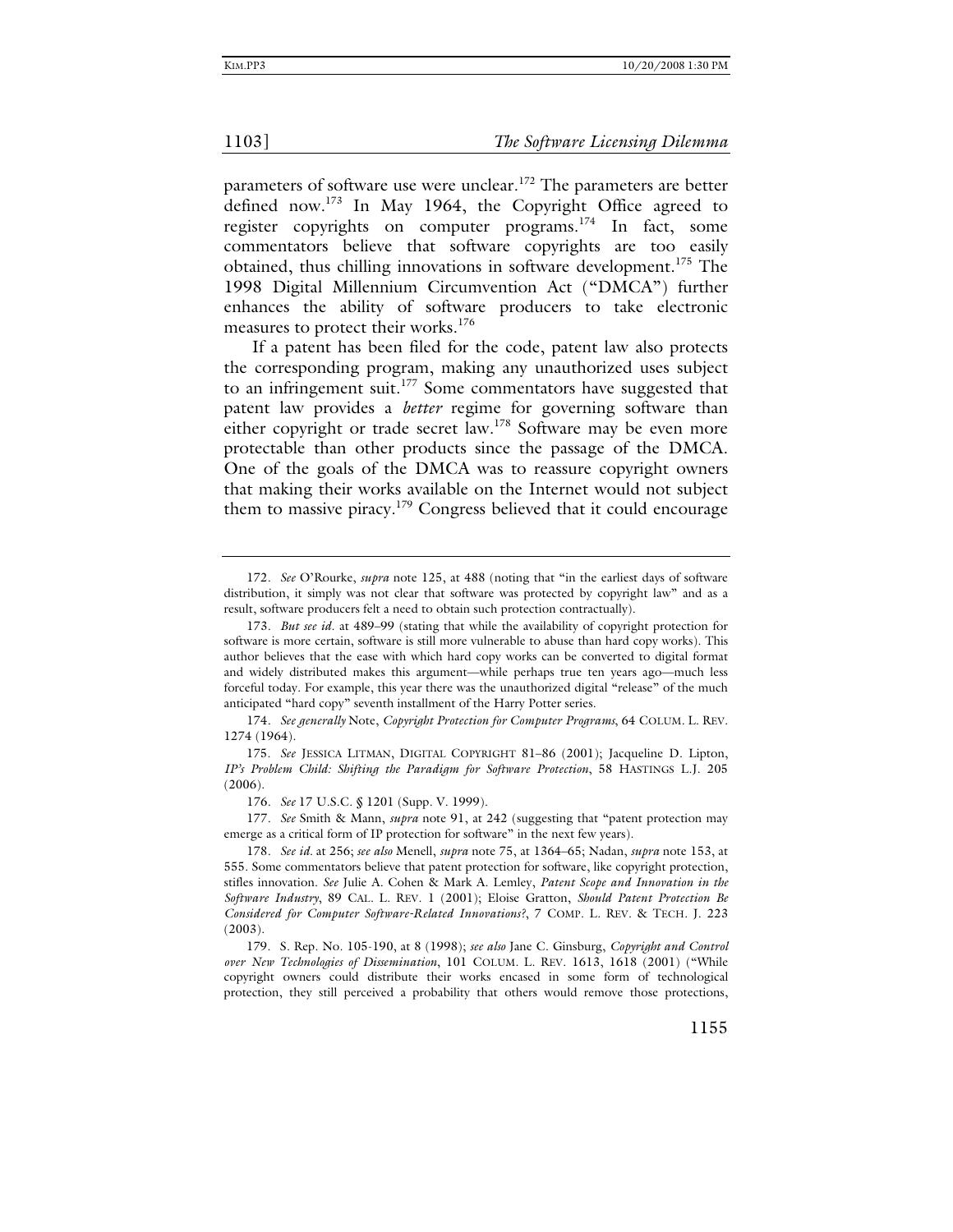parameters of software use were unclear.[172] The parameters are better defined now.[173] In May 1964, the Copyright Office agreed to register copyrights on computer programs.[174] In fact, some commentators believe that software copyrights are too easily obtained, thus chilling innovations in software development.[175] The 1998 Digital Millennium Circumvention Act ("DMCA") further enhances the ability of software producers to take electronic measures to protect their works.[176]

If a patent has been filed for the code, patent law also protects the corresponding program, making any unauthorized uses subject to an infringement suit.[177] Some commentators have suggested that patent law provides a *better* regime for governing software than either copyright or trade secret law.[178] Software may be even more protectable than other products since the passage of the DMCA. One of the goals of the DMCA was to reassure copyright owners that making their works available on the Internet would not subject them to massive piracy.[179] Congress believed that it could encourage

---

172. *See* O'Rourke, *supra* note 125, at 488 (noting that "in the earliest days of software distribution, it simply was not clear that software was protected by copyright law" and as a result, software producers felt a need to obtain such protection contractually).

173. *But see id.* at 489–99 (stating that while the availability of copyright protection for software is more certain, software is still more vulnerable to abuse than hard copy works). This author believes that the ease with which hard copy works can be converted to digital format and widely distributed makes this argument—while perhaps true ten years ago—much less forceful today. For example, this year there was the unauthorized digital "release" of the much anticipated "hard copy" seventh installment of the Harry Potter series.

174. *See generally* Note, *Copyright Protection for Computer Programs*, 64 COLUM. L. REV. 1274 (1964).

175. *See* JESSICA LITMAN, DIGITAL COPYRIGHT 81–86 (2001); Jacqueline D. Lipton, *IP's Problem Child: Shifting the Paradigm for Software Protection*, 58 HASTINGS L.J. 205 (2006).

176. *See* 17 U.S.C. § 1201 (Supp. V. 1999).

177. *See* Smith & Mann, *supra* note 91, at 242 (suggesting that "patent protection may emerge as a critical form of IP protection for software" in the next few years).

178. *See id.* at 256; *see also* Menell, *supra* note 75, at 1364–65; Nadan, *supra* note 153, at 555. Some commentators believe that patent protection for software, like copyright protection, stifles innovation. *See* Julie A. Cohen & Mark A. Lemley, *Patent Scope and Innovation in the Software Industry*, 89 CAL. L. REV. 1 (2001); Eloise Gratton, *Should Patent Protection Be Considered for Computer Software-Related Innovations?*, 7 COMP. L. REV. & TECH. J. 223 (2003).

179. S. Rep. No. 105-190, at 8 (1998); *see also* Jane C. Ginsburg, *Copyright and Control over New Technologies of Dissemination*, 101 COLUM. L. REV. 1613, 1618 (2001) ("While copyright owners could distribute their works encased in some form of technological protection, they still perceived a probability that others would remove those protections,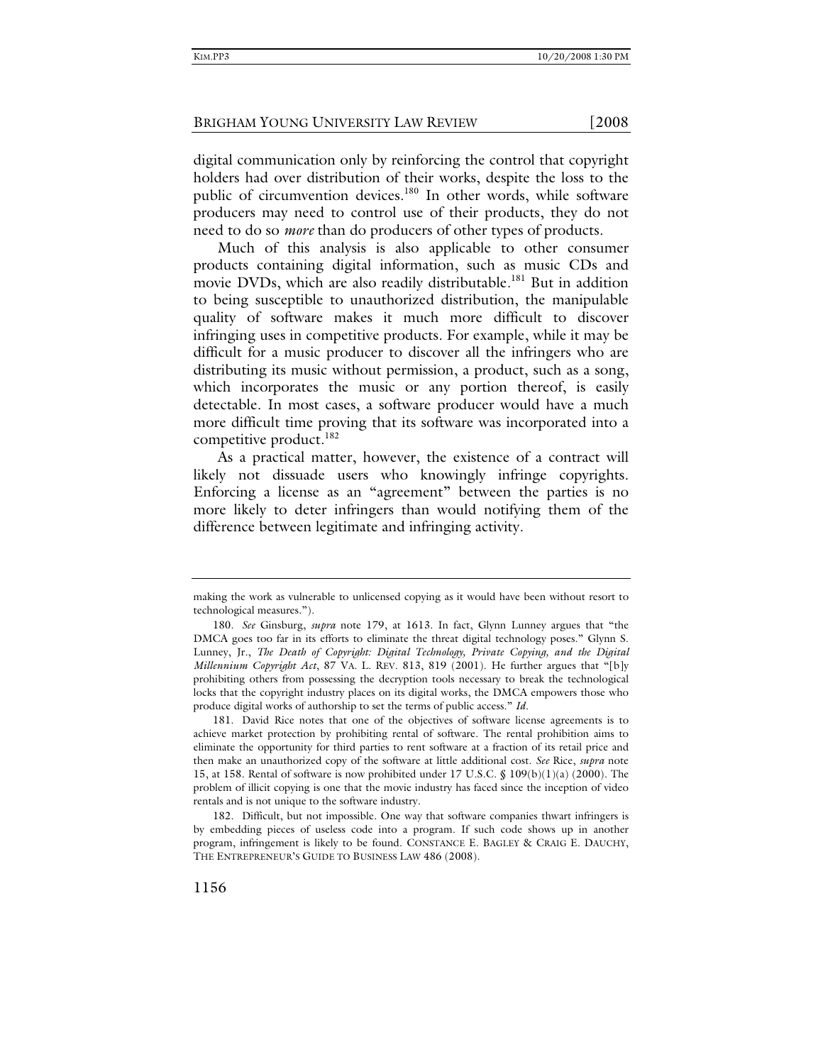digital communication only by reinforcing the control that copyright holders had over distribution of their works, despite the loss to the public of circumvention devices.[180] In other words, while software producers may need to control use of their products, they do not need to do so *more* than do producers of other types of products.

Much of this analysis is also applicable to other consumer products containing digital information, such as music CDs and movie DVDs, which are also readily distributable.[181] But in addition to being susceptible to unauthorized distribution, the manipulable quality of software makes it much more difficult to discover infringing uses in competitive products. For example, while it may be difficult for a music producer to discover all the infringers who are distributing its music without permission, a product, such as a song, which incorporates the music or any portion thereof, is easily detectable. In most cases, a software producer would have a much more difficult time proving that its software was incorporated into a competitive product.[182]

As a practical matter, however, the existence of a contract will likely not dissuade users who knowingly infringe copyrights. Enforcing a license as an "agreement" between the parties is no more likely to deter infringers than would notifying them of the difference between legitimate and infringing activity.

---

making the work as vulnerable to unlicensed copying as it would have been without resort to technological measures.").

180. *See* Ginsburg, *supra* note 179, at 1613. In fact, Glynn Lunney argues that "the DMCA goes too far in its efforts to eliminate the threat digital technology poses." Glynn S. Lunney, Jr., *The Death of Copyright: Digital Technology, Private Copying, and the Digital Millennium Copyright Act*, 87 VA. L. REV. 813, 819 (2001). He further argues that "[b]y prohibiting others from possessing the decryption tools necessary to break the technological locks that the copyright industry places on its digital works, the DMCA empowers those who produce digital works of authorship to set the terms of public access." *Id.*

181. David Rice notes that one of the objectives of software license agreements is to achieve market protection by prohibiting rental of software. The rental prohibition aims to eliminate the opportunity for third parties to rent software at a fraction of its retail price and then make an unauthorized copy of the software at little additional cost. *See* Rice, *supra* note 15, at 158. Rental of software is now prohibited under 17 U.S.C. § 109(b)(1)(a) (2000). The problem of illicit copying is one that the movie industry has faced since the inception of video rentals and is not unique to the software industry.

182. Difficult, but not impossible. One way that software companies thwart infringers is by embedding pieces of useless code into a program. If such code shows up in another program, infringement is likely to be found. CONSTANCE E. BAGLEY & CRAIG E. DAUCHY, THE ENTREPRENEUR'S GUIDE TO BUSINESS LAW 486 (2008).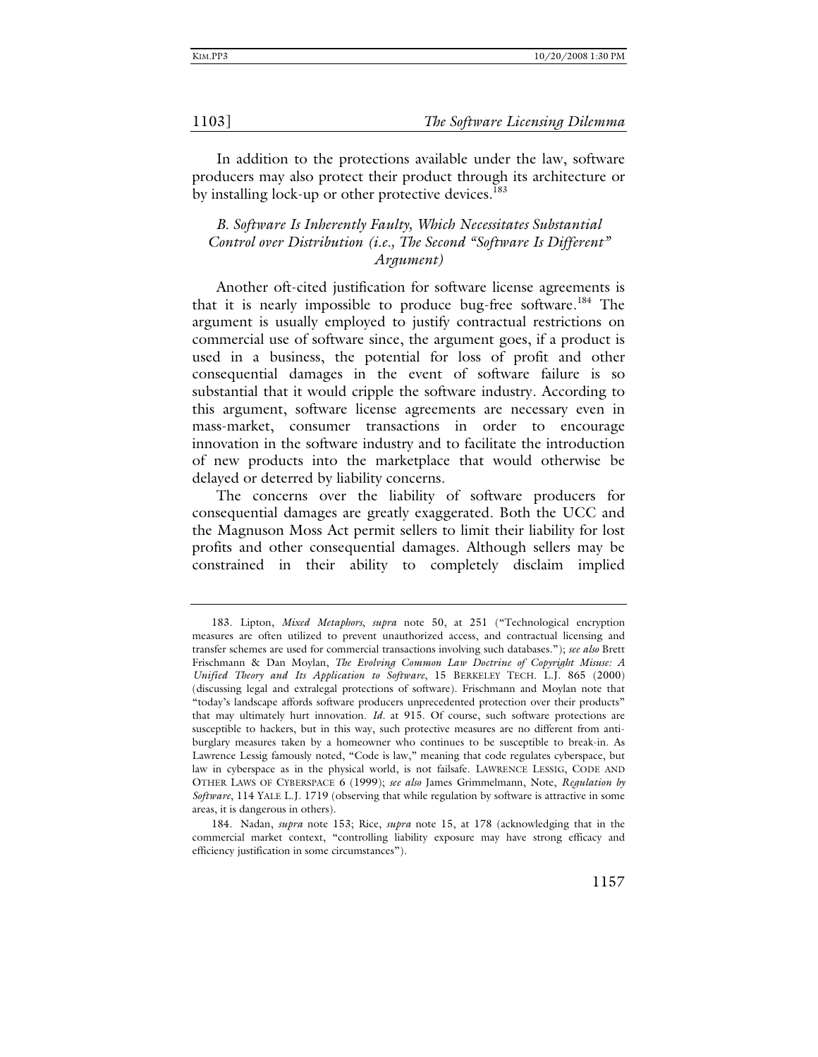In addition to the protections available under the law, software producers may also protect their product through its architecture or by installing lock-up or other protective devices.[183]

### *B. Software Is Inherently Faulty, Which Necessitates Substantial Control over Distribution (i.e., The Second "Software Is Different" Argument)*

Another oft-cited justification for software license agreements is that it is nearly impossible to produce bug-free software.[184] The argument is usually employed to justify contractual restrictions on commercial use of software since, the argument goes, if a product is used in a business, the potential for loss of profit and other consequential damages in the event of software failure is so substantial that it would cripple the software industry. According to this argument, software license agreements are necessary even in mass-market, consumer transactions in order to encourage innovation in the software industry and to facilitate the introduction of new products into the marketplace that would otherwise be delayed or deterred by liability concerns.

The concerns over the liability of software producers for consequential damages are greatly exaggerated. Both the UCC and the Magnuson Moss Act permit sellers to limit their liability for lost profits and other consequential damages. Although sellers may be constrained in their ability to completely disclaim implied

---

183. Lipton, *Mixed Metaphors*, *supra* note 50, at 251 ("Technological encryption measures are often utilized to prevent unauthorized access, and contractual licensing and transfer schemes are used for commercial transactions involving such databases."); *see also* Brett Frischmann & Dan Moylan, *The Evolving Common Law Doctrine of Copyright Misuse: A Unified Theory and Its Application to Software*, 15 BERKELEY TECH. L.J. 865 (2000) (discussing legal and extralegal protections of software). Frischmann and Moylan note that "today's landscape affords software producers unprecedented protection over their products" that may ultimately hurt innovation. *Id*. at 915. Of course, such software protections are susceptible to hackers, but in this way, such protective measures are no different from anti-burglary measures taken by a homeowner who continues to be susceptible to break-in. As Lawrence Lessig famously noted, "Code is law," meaning that code regulates cyberspace, but law in cyberspace as in the physical world, is not failsafe. LAWRENCE LESSIG, CODE AND OTHER LAWS OF CYBERSPACE 6 (1999); *see also* James Grimmelmann, Note, *Regulation by Software*, 114 YALE L.J. 1719 (observing that while regulation by software is attractive in some areas, it is dangerous in others).

184. Nadan, *supra* note 153; Rice, *supra* note 15, at 178 (acknowledging that in the commercial market context, "controlling liability exposure may have strong efficacy and efficiency justification in some circumstances").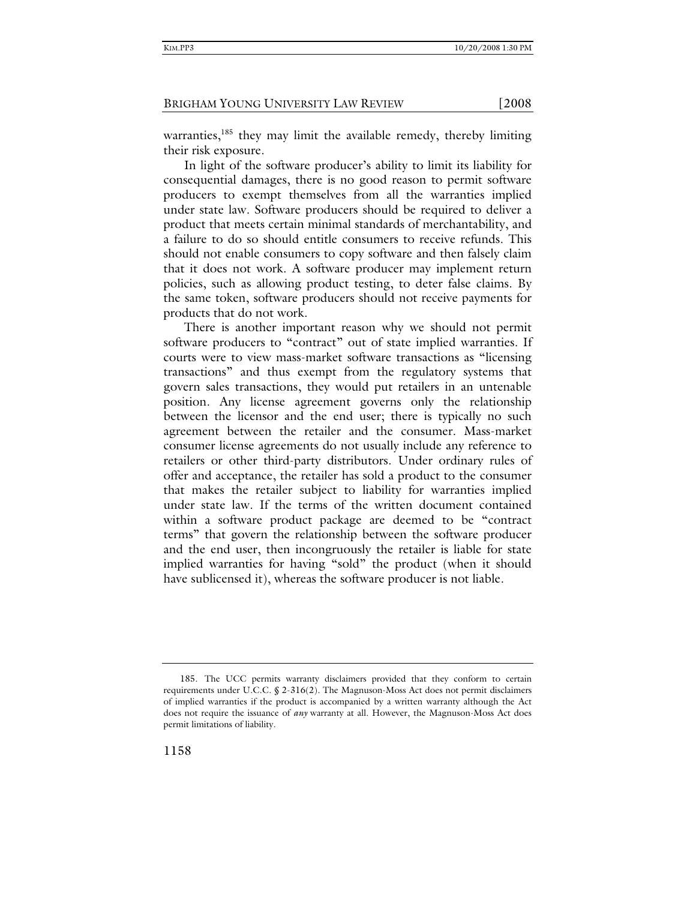warranties,[185] they may limit the available remedy, thereby limiting their risk exposure.

In light of the software producer's ability to limit its liability for consequential damages, there is no good reason to permit software producers to exempt themselves from all the warranties implied under state law. Software producers should be required to deliver a product that meets certain minimal standards of merchantability, and a failure to do so should entitle consumers to receive refunds. This should not enable consumers to copy software and then falsely claim that it does not work. A software producer may implement return policies, such as allowing product testing, to deter false claims. By the same token, software producers should not receive payments for products that do not work.

There is another important reason why we should not permit software producers to "contract" out of state implied warranties. If courts were to view mass-market software transactions as "licensing transactions" and thus exempt from the regulatory systems that govern sales transactions, they would put retailers in an untenable position. Any license agreement governs only the relationship between the licensor and the end user; there is typically no such agreement between the retailer and the consumer. Mass-market consumer license agreements do not usually include any reference to retailers or other third-party distributors. Under ordinary rules of offer and acceptance, the retailer has sold a product to the consumer that makes the retailer subject to liability for warranties implied under state law. If the terms of the written document contained within a software product package are deemed to be "contract terms" that govern the relationship between the software producer and the end user, then incongruously the retailer is liable for state implied warranties for having "sold" the product (when it should have sublicensed it), whereas the software producer is not liable.

---

185. The UCC permits warranty disclaimers provided that they conform to certain requirements under U.C.C. § 2-316(2). The Magnuson-Moss Act does not permit disclaimers of implied warranties if the product is accompanied by a written warranty although the Act does not require the issuance of *any* warranty at all. However, the Magnuson-Moss Act does permit limitations of liability.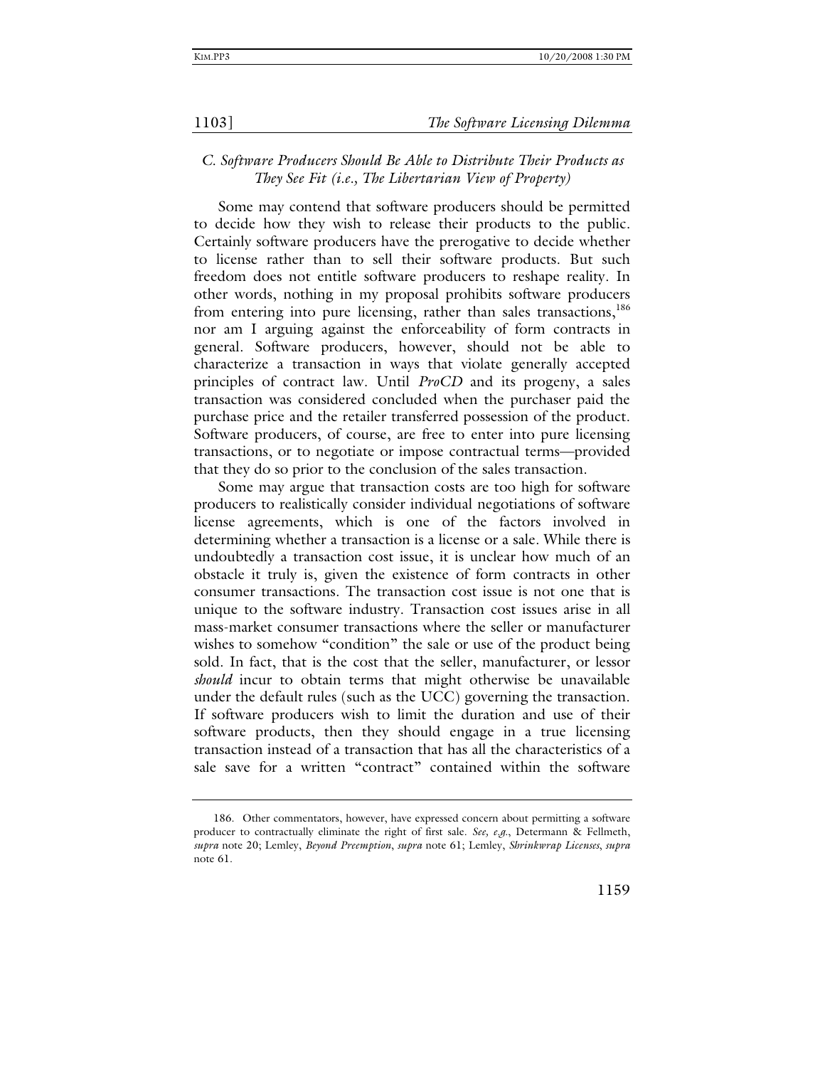### *C. Software Producers Should Be Able to Distribute Their Products as They See Fit (i.e., The Libertarian View of Property)*

Some may contend that software producers should be permitted to decide how they wish to release their products to the public. Certainly software producers have the prerogative to decide whether to license rather than to sell their software products. But such freedom does not entitle software producers to reshape reality. In other words, nothing in my proposal prohibits software producers from entering into pure licensing, rather than sales transactions,[186] nor am I arguing against the enforceability of form contracts in general. Software producers, however, should not be able to characterize a transaction in ways that violate generally accepted principles of contract law. Until *ProCD* and its progeny, a sales transaction was considered concluded when the purchaser paid the purchase price and the retailer transferred possession of the product. Software producers, of course, are free to enter into pure licensing transactions, or to negotiate or impose contractual terms—provided that they do so prior to the conclusion of the sales transaction.

Some may argue that transaction costs are too high for software producers to realistically consider individual negotiations of software license agreements, which is one of the factors involved in determining whether a transaction is a license or a sale. While there is undoubtedly a transaction cost issue, it is unclear how much of an obstacle it truly is, given the existence of form contracts in other consumer transactions. The transaction cost issue is not one that is unique to the software industry. Transaction cost issues arise in all mass-market consumer transactions where the seller or manufacturer wishes to somehow "condition" the sale or use of the product being sold. In fact, that is the cost that the seller, manufacturer, or lessor *should* incur to obtain terms that might otherwise be unavailable under the default rules (such as the UCC) governing the transaction. If software producers wish to limit the duration and use of their software products, then they should engage in a true licensing transaction instead of a transaction that has all the characteristics of a sale save for a written "contract" contained within the software

---

186. Other commentators, however, have expressed concern about permitting a software producer to contractually eliminate the right of first sale. *See, e.g.*, Determann & Fellmeth, *supra* note 20; Lemley, *Beyond Preemption*, *supra* note 61; Lemley, *Shrinkwrap Licenses*, *supra* note 61.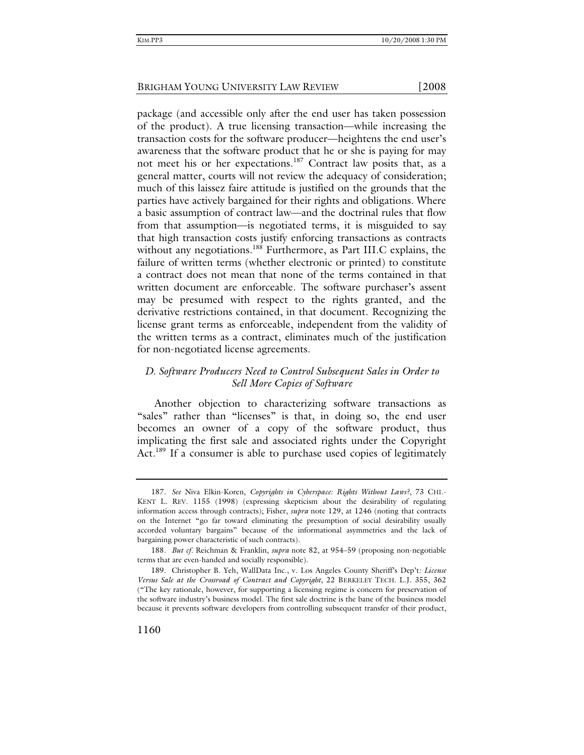package (and accessible only after the end user has taken possession of the product). A true licensing transaction—while increasing the transaction costs for the software producer—heightens the end user's awareness that the software product that he or she is paying for may not meet his or her expectations.[187] Contract law posits that, as a general matter, courts will not review the adequacy of consideration; much of this laissez faire attitude is justified on the grounds that the parties have actively bargained for their rights and obligations. Where a basic assumption of contract law—and the doctrinal rules that flow from that assumption—is negotiated terms, it is misguided to say that high transaction costs justify enforcing transactions as contracts without any negotiations.[188] Furthermore, as Part III.C explains, the failure of written terms (whether electronic or printed) to constitute a contract does not mean that none of the terms contained in that written document are enforceable. The software purchaser's assent may be presumed with respect to the rights granted, and the derivative restrictions contained, in that document. Recognizing the license grant terms as enforceable, independent from the validity of the written terms as a contract, eliminates much of the justification for non-negotiated license agreements.

### *D. Software Producers Need to Control Subsequent Sales in Order to Sell More Copies of Software*

Another objection to characterizing software transactions as "sales" rather than "licenses" is that, in doing so, the end user becomes an owner of a copy of the software product, thus implicating the first sale and associated rights under the Copyright Act.[189] If a consumer is able to purchase used copies of legitimately

---

187. *See* Niva Elkin-Koren, *Copyrights in Cyberspace: Rights Without Laws?*, 73 CHI.-KENT L. REV. 1155 (1998) (expressing skepticism about the desirability of regulating information access through contracts); Fisher, *supra* note 129, at 1246 (noting that contracts on the Internet "go far toward eliminating the presumption of social desirability usually accorded voluntary bargains" because of the informational asymmetries and the lack of bargaining power characteristic of such contracts).

188. *But cf.* Reichman & Franklin, *supra* note 82, at 954–59 (proposing non-negotiable terms that are even-handed and socially responsible).

189. Christopher B. Yeh, WallData Inc., v. Los Angeles County Sheriff's Dep't*: License Versus Sale at the Crossroad of Contract and Copyright*, 22 BERKELEY TECH. L.J. 355, 362 ("The key rationale, however, for supporting a licensing regime is concern for preservation of the software industry's business model. The first sale doctrine is the bane of the business model because it prevents software developers from controlling subsequent transfer of their product,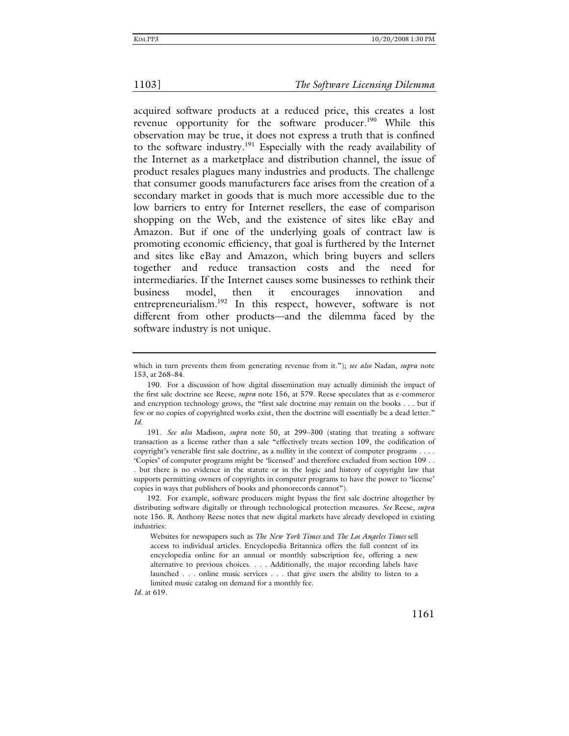acquired software products at a reduced price, this creates a lost revenue opportunity for the software producer.[190] While this observation may be true, it does not express a truth that is confined to the software industry.[191] Especially with the ready availability of the Internet as a marketplace and distribution channel, the issue of product resales plagues many industries and products. The challenge that consumer goods manufacturers face arises from the creation of a secondary market in goods that is much more accessible due to the low barriers to entry for Internet resellers, the ease of comparison shopping on the Web, and the existence of sites like eBay and Amazon. But if one of the underlying goals of contract law is promoting economic efficiency, that goal is furthered by the Internet and sites like eBay and Amazon, which bring buyers and sellers together and reduce transaction costs and the need for intermediaries. If the Internet causes some businesses to rethink their business model, then it encourages innovation and entrepreneurialism.[192] In this respect, however, software is not different from other products—and the dilemma faced by the software industry is not unique.

---

which in turn prevents them from generating revenue from it."); *see also* Nadan, *supra* note 153, at 268–84.

190. For a discussion of how digital dissemination may actually diminish the impact of the first sale doctrine see Reese, *supra* note 156, at 579. Reese speculates that as e-commerce and encryption technology grows, the "first sale doctrine may remain on the books . . . but if few or no copies of copyrighted works exist, then the doctrine will essentially be a dead letter." *Id*.

191. *See also* Madison, *supra* note 50, at 299–300 (stating that treating a software transaction as a license rather than a sale "effectively treats section 109, the codification of copyright's venerable first sale doctrine, as a nullity in the context of computer programs . . . . 'Copies' of computer programs might be 'licensed' and therefore excluded from section 109 . . . but there is no evidence in the statute or in the logic and history of copyright law that supports permitting owners of copyrights in computer programs to have the power to 'license' copies in ways that publishers of books and phonorecords cannot").

192. For example, software producers might bypass the first sale doctrine altogether by distributing software digitally or through technological protection measures. *See* Reese, *supra* note 156. R. Anthony Reese notes that new digital markets have already developed in existing industries:

> Websites for newspapers such as *The New York Times* and *The Los Angeles Times* sell access to individual articles. Encyclopedia Britannica offers the full content of its encyclopedia online for an annual or monthly subscription fee, offering a new alternative to previous choices. . . . Additionally, the major recording labels have launched . . . online music services . . . that give users the ability to listen to a limited music catalog on demand for a monthly fee.

*Id*. at 619.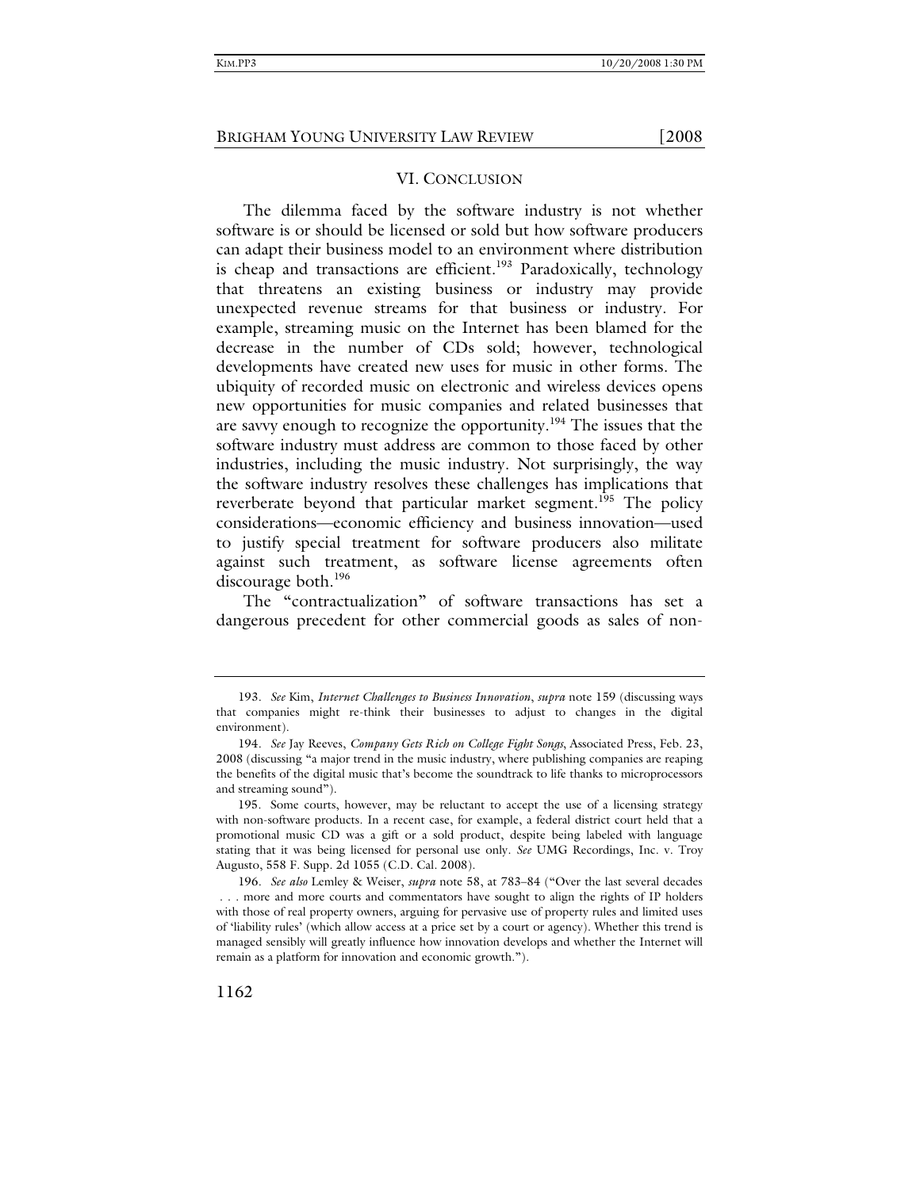## VI. Conclusion

The dilemma faced by the software industry is not whether software is or should be licensed or sold but how software producers can adapt their business model to an environment where distribution is cheap and transactions are efficient.[193] Paradoxically, technology that threatens an existing business or industry may provide unexpected revenue streams for that business or industry. For example, streaming music on the Internet has been blamed for the decrease in the number of CDs sold; however, technological developments have created new uses for music in other forms. The ubiquity of recorded music on electronic and wireless devices opens new opportunities for music companies and related businesses that are savvy enough to recognize the opportunity.[194] The issues that the software industry must address are common to those faced by other industries, including the music industry. Not surprisingly, the way the software industry resolves these challenges has implications that reverberate beyond that particular market segment.[195] The policy considerations—economic efficiency and business innovation—used to justify special treatment for software producers also militate against such treatment, as software license agreements often discourage both.[196]

The "contractualization" of software transactions has set a dangerous precedent for other commercial goods as sales of non-

---

193. *See* Kim, *Internet Challenges to Business Innovation*, *supra* note 159 (discussing ways that companies might re-think their businesses to adjust to changes in the digital environment).

194. *See* Jay Reeves, *Company Gets Rich on College Fight Songs*, Associated Press, Feb. 23, 2008 (discussing "a major trend in the music industry, where publishing companies are reaping the benefits of the digital music that's become the soundtrack to life thanks to microprocessors and streaming sound").

195. Some courts, however, may be reluctant to accept the use of a licensing strategy with non-software products. In a recent case, for example, a federal district court held that a promotional music CD was a gift or a sold product, despite being labeled with language stating that it was being licensed for personal use only. *See* UMG Recordings, Inc. v. Troy Augusto, 558 F. Supp. 2d 1055 (C.D. Cal. 2008).

196. *See also* Lemley & Weiser, *supra* note 58, at 783–84 ("Over the last several decades . . . more and more courts and commentators have sought to align the rights of IP holders with those of real property owners, arguing for pervasive use of property rules and limited uses of 'liability rules' (which allow access at a price set by a court or agency). Whether this trend is managed sensibly will greatly influence how innovation develops and whether the Internet will remain as a platform for innovation and economic growth.").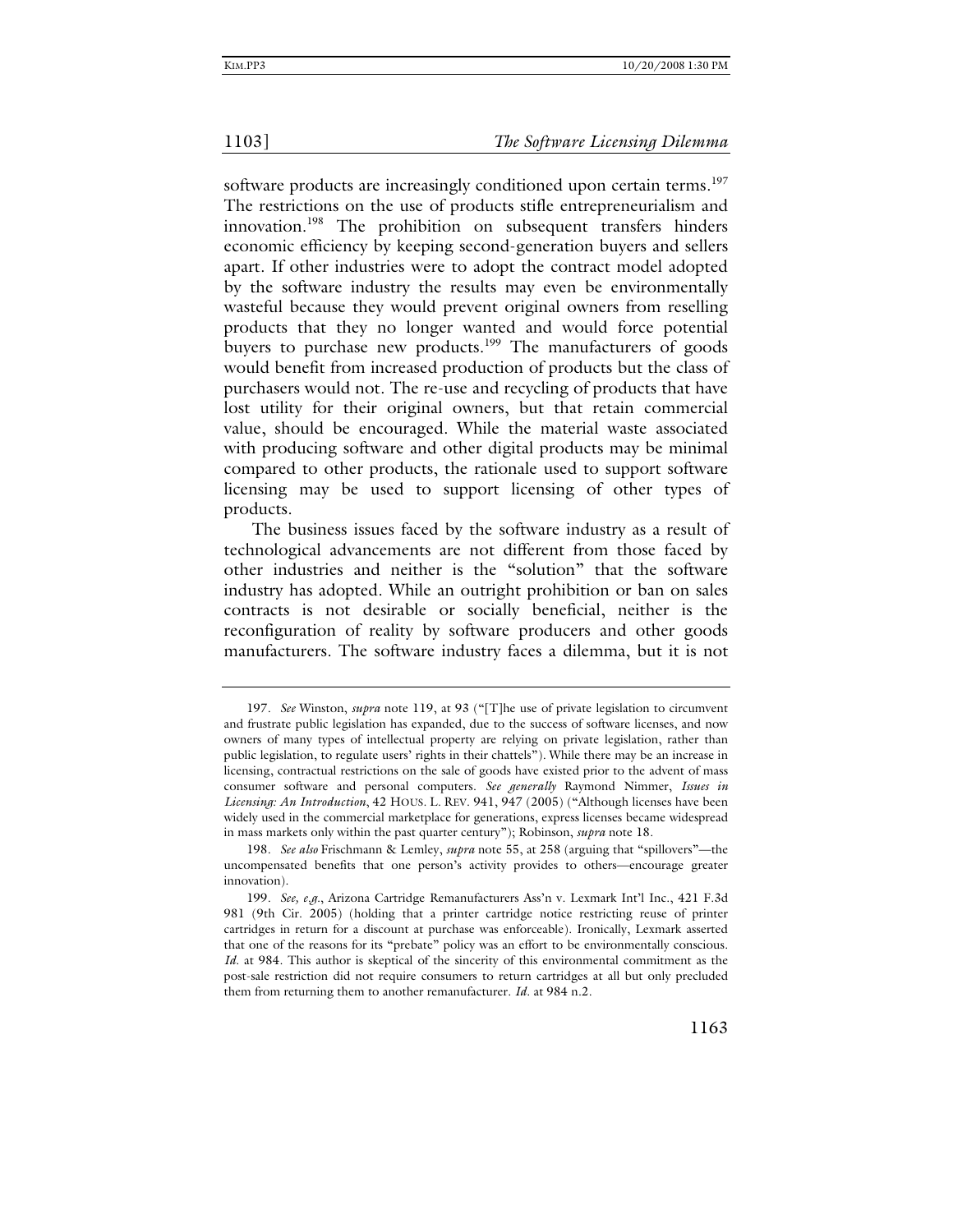software products are increasingly conditioned upon certain terms.[197] The restrictions on the use of products stifle entrepreneurialism and innovation.[198] The prohibition on subsequent transfers hinders economic efficiency by keeping second-generation buyers and sellers apart. If other industries were to adopt the contract model adopted by the software industry the results may even be environmentally wasteful because they would prevent original owners from reselling products that they no longer wanted and would force potential buyers to purchase new products.[199] The manufacturers of goods would benefit from increased production of products but the class of purchasers would not. The re-use and recycling of products that have lost utility for their original owners, but that retain commercial value, should be encouraged. While the material waste associated with producing software and other digital products may be minimal compared to other products, the rationale used to support software licensing may be used to support licensing of other types of products.

The business issues faced by the software industry as a result of technological advancements are not different from those faced by other industries and neither is the "solution" that the software industry has adopted. While an outright prohibition or ban on sales contracts is not desirable or socially beneficial, neither is the reconfiguration of reality by software producers and other goods manufacturers. The software industry faces a dilemma, but it is not

---

197. *See* Winston, *supra* note 119, at 93 ("[T]he use of private legislation to circumvent and frustrate public legislation has expanded, due to the success of software licenses, and now owners of many types of intellectual property are relying on private legislation, rather than public legislation, to regulate users' rights in their chattels"). While there may be an increase in licensing, contractual restrictions on the sale of goods have existed prior to the advent of mass consumer software and personal computers. *See generally* Raymond Nimmer, *Issues in Licensing: An Introduction*, 42 HOUS. L. REV. 941, 947 (2005) ("Although licenses have been widely used in the commercial marketplace for generations, express licenses became widespread in mass markets only within the past quarter century"); Robinson, *supra* note 18.

198. *See also* Frischmann & Lemley, *supra* note 55, at 258 (arguing that "spillovers"—the uncompensated benefits that one person's activity provides to others—encourage greater innovation).

199. *See, e.g.*, Arizona Cartridge Remanufacturers Ass'n v. Lexmark Int'l Inc., 421 F.3d 981 (9th Cir. 2005) (holding that a printer cartridge notice restricting reuse of printer cartridges in return for a discount at purchase was enforceable). Ironically, Lexmark asserted that one of the reasons for its "prebate" policy was an effort to be environmentally conscious. *Id.* at 984. This author is skeptical of the sincerity of this environmental commitment as the post-sale restriction did not require consumers to return cartridges at all but only precluded them from returning them to another remanufacturer. *Id.* at 984 n.2.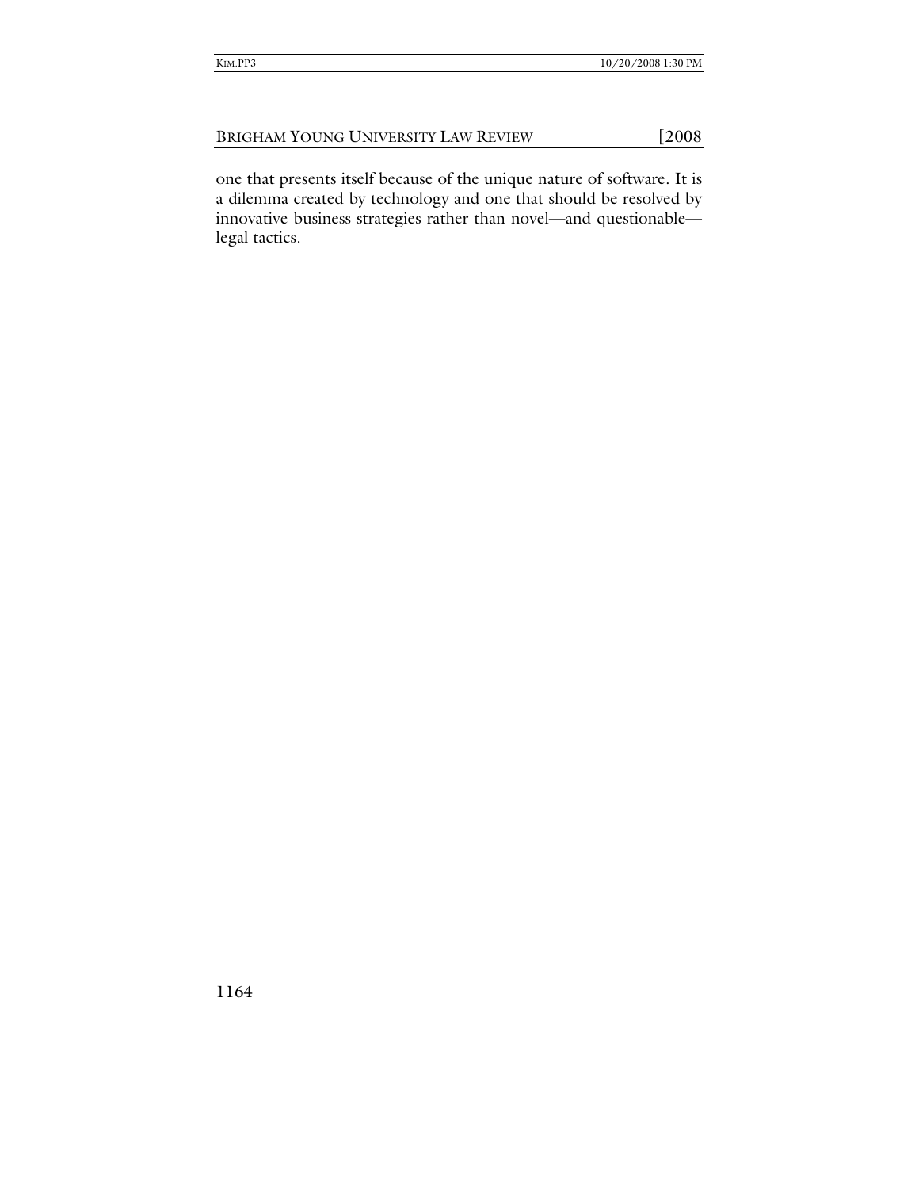one that presents itself because of the unique nature of software. It is a dilemma created by technology and one that should be resolved by innovative business strategies rather than novel—and questionable—legal tactics.